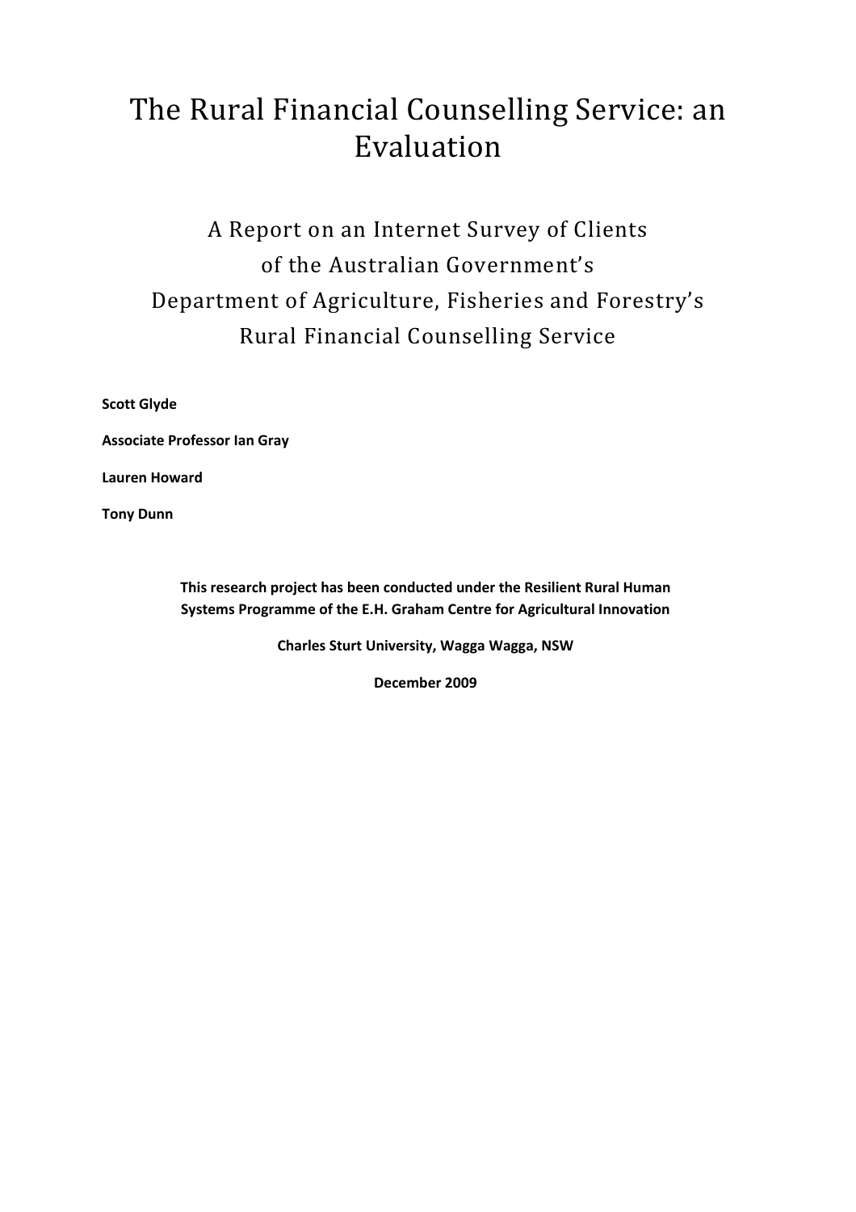# The Rural Financial Counselling Service: an Evaluation

## A Report on an Internet Survey of Clients of the Australian Government's Department of Agriculture, Fisheries and Forestry's Rural Financial Counselling Service

**Scott Glyde**

**Associate Professor Ian Gray**

**Lauren Howard**

**Tony Dunn**

**This research project has been conducted under the Resilient Rural Human Systems Programme of the E.H. Graham Centre for Agricultural Innovation**

**Charles Sturt University, Wagga Wagga, NSW**

**December 2009**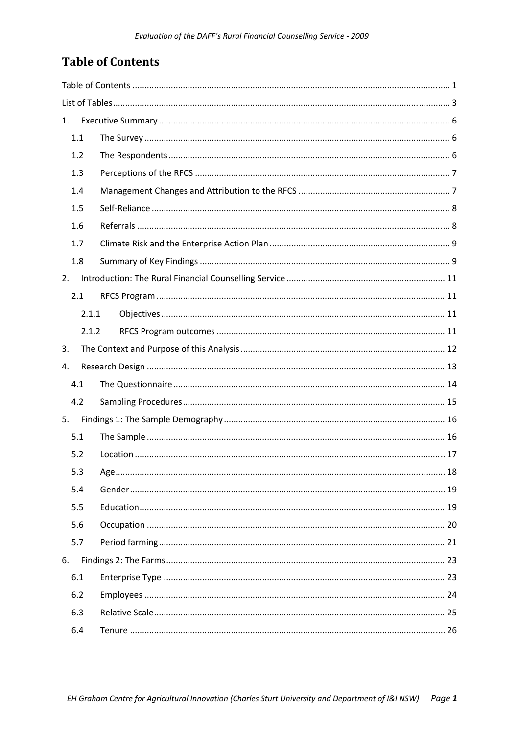# Table of Contents

Table of Contents .......... 1

List of Tables .......... 3

1. Executive Summary .......... 6
   - 1.1 The Survey .......... 6
   - 1.2 The Respondents .......... 6
   - 1.3 Perceptions of the RFCS .......... 7
   - 1.4 Management Changes and Attribution to the RFCS .......... 7
   - 1.5 Self-Reliance .......... 8
   - 1.6 Referrals .......... 8
   - 1.7 Climate Risk and the Enterprise Action Plan .......... 9
   - 1.8 Summary of Key Findings .......... 9
2. Introduction: The Rural Financial Counselling Service .......... 11
   - 2.1 RFCS Program .......... 11
     - 2.1.1 Objectives .......... 11
     - 2.1.2 RFCS Program outcomes .......... 11
3. The Context and Purpose of this Analysis .......... 12
4. Research Design .......... 13
   - 4.1 The Questionnaire .......... 14
   - 4.2 Sampling Procedures .......... 15
5. Findings 1: The Sample Demography .......... 16
   - 5.1 The Sample .......... 16
   - 5.2 Location .......... 17
   - 5.3 Age .......... 18
   - 5.4 Gender .......... 19
   - 5.5 Education .......... 19
   - 5.6 Occupation .......... 20
   - 5.7 Period farming .......... 21
6. Findings 2: The Farms .......... 23
   - 6.1 Enterprise Type .......... 23
   - 6.2 Employees .......... 24
   - 6.3 Relative Scale .......... 25
   - 6.4 Tenure .......... 26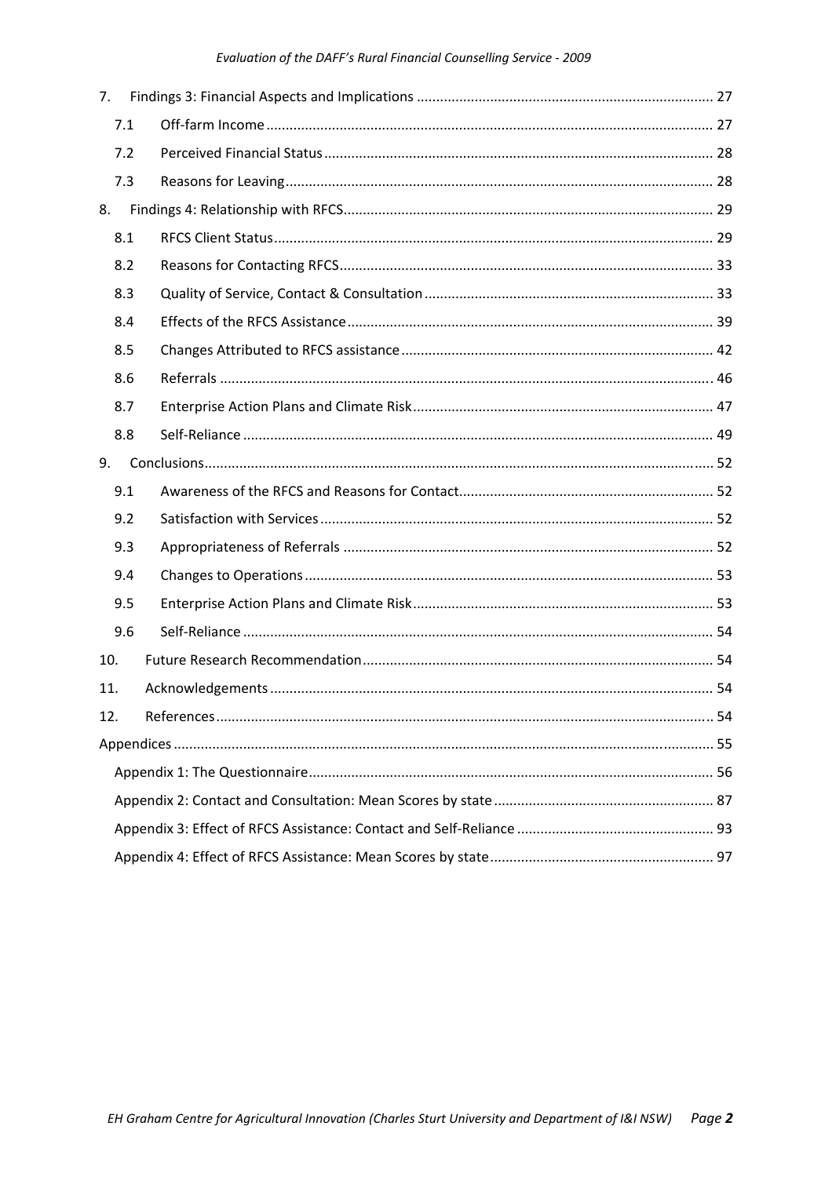7. Findings 3: Financial Aspects and Implications ........ 27
   - 7.1 Off-farm Income ........ 27
   - 7.2 Perceived Financial Status ........ 28
   - 7.3 Reasons for Leaving ........ 28
8. Findings 4: Relationship with RFCS ........ 29
   - 8.1 RFCS Client Status ........ 29
   - 8.2 Reasons for Contacting RFCS ........ 33
   - 8.3 Quality of Service, Contact & Consultation ........ 33
   - 8.4 Effects of the RFCS Assistance ........ 39
   - 8.5 Changes Attributed to RFCS assistance ........ 42
   - 8.6 Referrals ........ 46
   - 8.7 Enterprise Action Plans and Climate Risk ........ 47
   - 8.8 Self-Reliance ........ 49
9. Conclusions ........ 52
   - 9.1 Awareness of the RFCS and Reasons for Contact ........ 52
   - 9.2 Satisfaction with Services ........ 52
   - 9.3 Appropriateness of Referrals ........ 52
   - 9.4 Changes to Operations ........ 53
   - 9.5 Enterprise Action Plans and Climate Risk ........ 53
   - 9.6 Self-Reliance ........ 54
10. Future Research Recommendation ........ 54
11. Acknowledgements ........ 54
12. References ........ 54

Appendices ........ 55
- Appendix 1: The Questionnaire ........ 56
- Appendix 2: Contact and Consultation: Mean Scores by state ........ 87
- Appendix 3: Effect of RFCS Assistance: Contact and Self-Reliance ........ 93
- Appendix 4: Effect of RFCS Assistance: Mean Scores by state ........ 97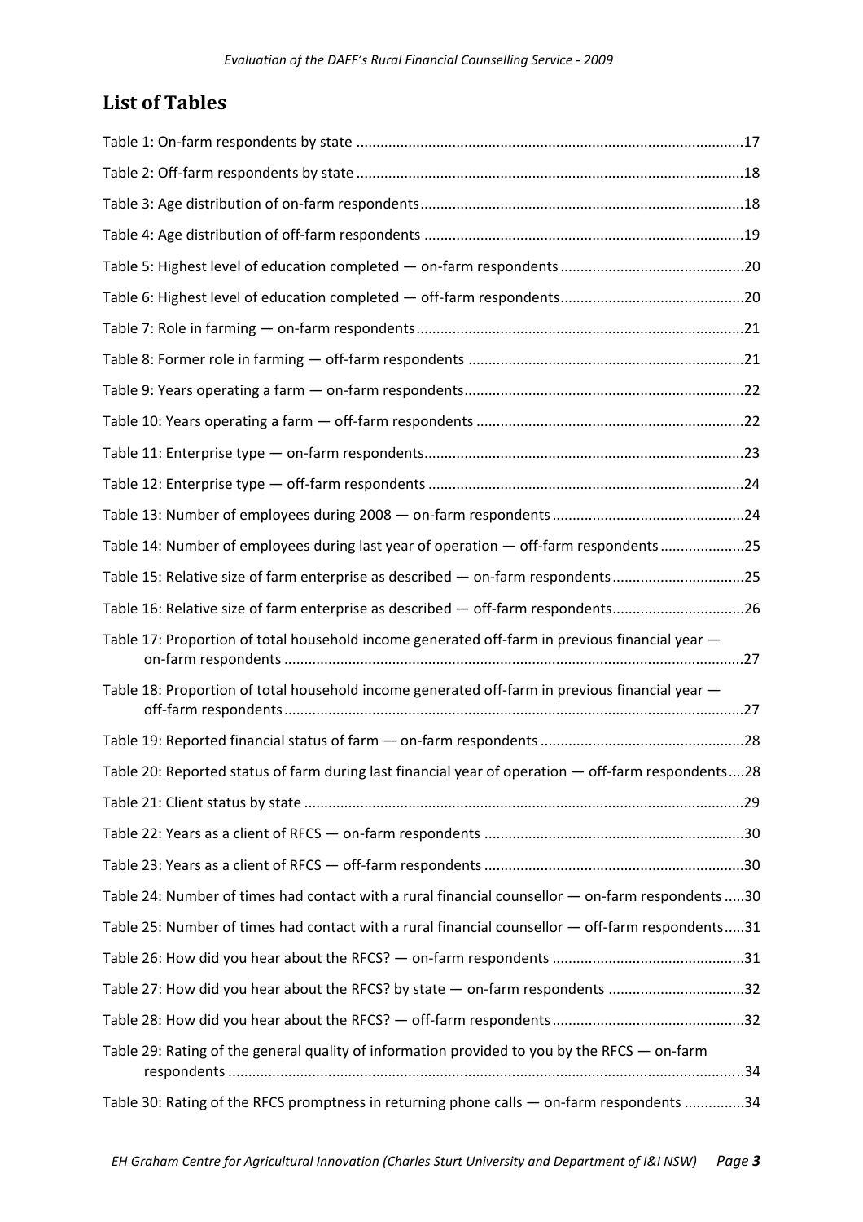## List of Tables

Table 1: On-farm respondents by state ....... 17

Table 2: Off-farm respondents by state ....... 18

Table 3: Age distribution of on-farm respondents ....... 18

Table 4: Age distribution of off-farm respondents ....... 19

Table 5: Highest level of education completed — on-farm respondents ....... 20

Table 6: Highest level of education completed — off-farm respondents ....... 20

Table 7: Role in farming — on-farm respondents ....... 21

Table 8: Former role in farming — off-farm respondents ....... 21

Table 9: Years operating a farm — on-farm respondents ....... 22

Table 10: Years operating a farm — off-farm respondents ....... 22

Table 11: Enterprise type — on-farm respondents ....... 23

Table 12: Enterprise type — off-farm respondents ....... 24

Table 13: Number of employees during 2008 — on-farm respondents ....... 24

Table 14: Number of employees during last year of operation — off-farm respondents ....... 25

Table 15: Relative size of farm enterprise as described — on-farm respondents ....... 25

Table 16: Relative size of farm enterprise as described — off-farm respondents ....... 26

Table 17: Proportion of total household income generated off-farm in previous financial year — on-farm respondents ....... 27

Table 18: Proportion of total household income generated off-farm in previous financial year — off-farm respondents ....... 27

Table 19: Reported financial status of farm — on-farm respondents ....... 28

Table 20: Reported status of farm during last financial year of operation — off-farm respondents ....... 28

Table 21: Client status by state ....... 29

Table 22: Years as a client of RFCS — on-farm respondents ....... 30

Table 23: Years as a client of RFCS — off-farm respondents ....... 30

Table 24: Number of times had contact with a rural financial counsellor — on-farm respondents ....... 30

Table 25: Number of times had contact with a rural financial counsellor — off-farm respondents ....... 31

Table 26: How did you hear about the RFCS? — on-farm respondents ....... 31

Table 27: How did you hear about the RFCS? by state — on-farm respondents ....... 32

Table 28: How did you hear about the RFCS? — off-farm respondents ....... 32

Table 29: Rating of the general quality of information provided to you by the RFCS — on-farm respondents ....... 34

Table 30: Rating of the RFCS promptness in returning phone calls — on-farm respondents ....... 34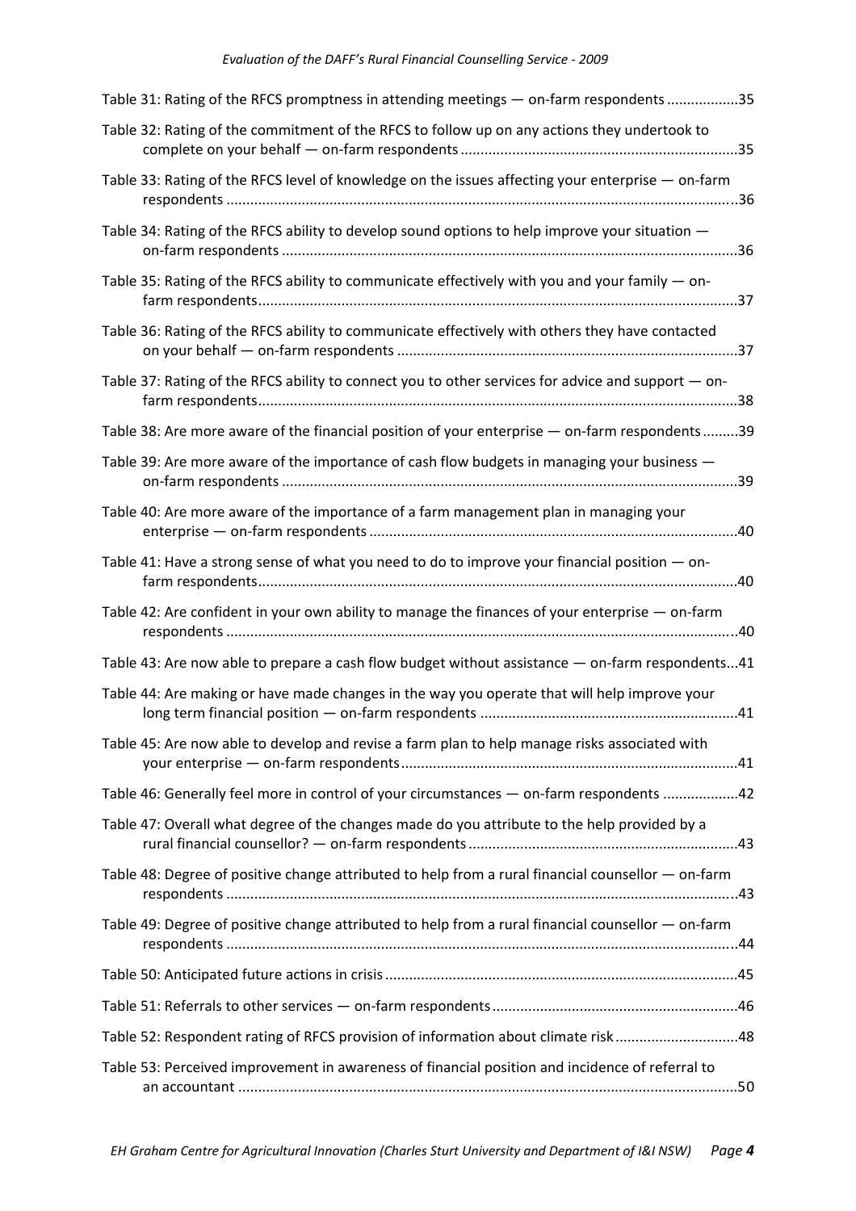Table 31: Rating of the RFCS promptness in attending meetings — on-farm respondents ..................35

Table 32: Rating of the commitment of the RFCS to follow up on any actions they undertook to complete on your behalf — on-farm respondents ......................................................................35

Table 33: Rating of the RFCS level of knowledge on the issues affecting your enterprise — on-farm respondents ...............................................................................................................................36

Table 34: Rating of the RFCS ability to develop sound options to help improve your situation — on-farm respondents .................................................................................................................36

Table 35: Rating of the RFCS ability to communicate effectively with you and your family — on-farm respondents.......................................................................................................................37

Table 36: Rating of the RFCS ability to communicate effectively with others they have contacted on your behalf — on-farm respondents .....................................................................................37

Table 37: Rating of the RFCS ability to connect you to other services for advice and support — on-farm respondents.......................................................................................................................38

Table 38: Are more aware of the financial position of your enterprise — on-farm respondents.........39

Table 39: Are more aware of the importance of cash flow budgets in managing your business — on-farm respondents .................................................................................................................39

Table 40: Are more aware of the importance of a farm management plan in managing your enterprise — on-farm respondents ............................................................................................40

Table 41: Have a strong sense of what you need to do to improve your financial position — on-farm respondents.......................................................................................................................40

Table 42: Are confident in your own ability to manage the finances of your enterprise — on-farm respondents ...............................................................................................................................40

Table 43: Are now able to prepare a cash flow budget without assistance — on-farm respondents...41

Table 44: Are making or have made changes in the way you operate that will help improve your long term financial position — on-farm respondents ................................................................41

Table 45: Are now able to develop and revise a farm plan to help manage risks associated with your enterprise — on-farm respondents.....................................................................................41

Table 46: Generally feel more in control of your circumstances — on-farm respondents ...................42

Table 47: Overall what degree of the changes made do you attribute to the help provided by a rural financial counsellor? — on-farm respondents ...................................................................43

Table 48: Degree of positive change attributed to help from a rural financial counsellor — on-farm respondents ...............................................................................................................................43

Table 49: Degree of positive change attributed to help from a rural financial counsellor — on-farm respondents ...............................................................................................................................44

Table 50: Anticipated future actions in crisis........................................................................................45

Table 51: Referrals to other services — on-farm respondents.............................................................46

Table 52: Respondent rating of RFCS provision of information about climate risk...............................48

Table 53: Perceived improvement in awareness of financial position and incidence of referral to an accountant ............................................................................................................................50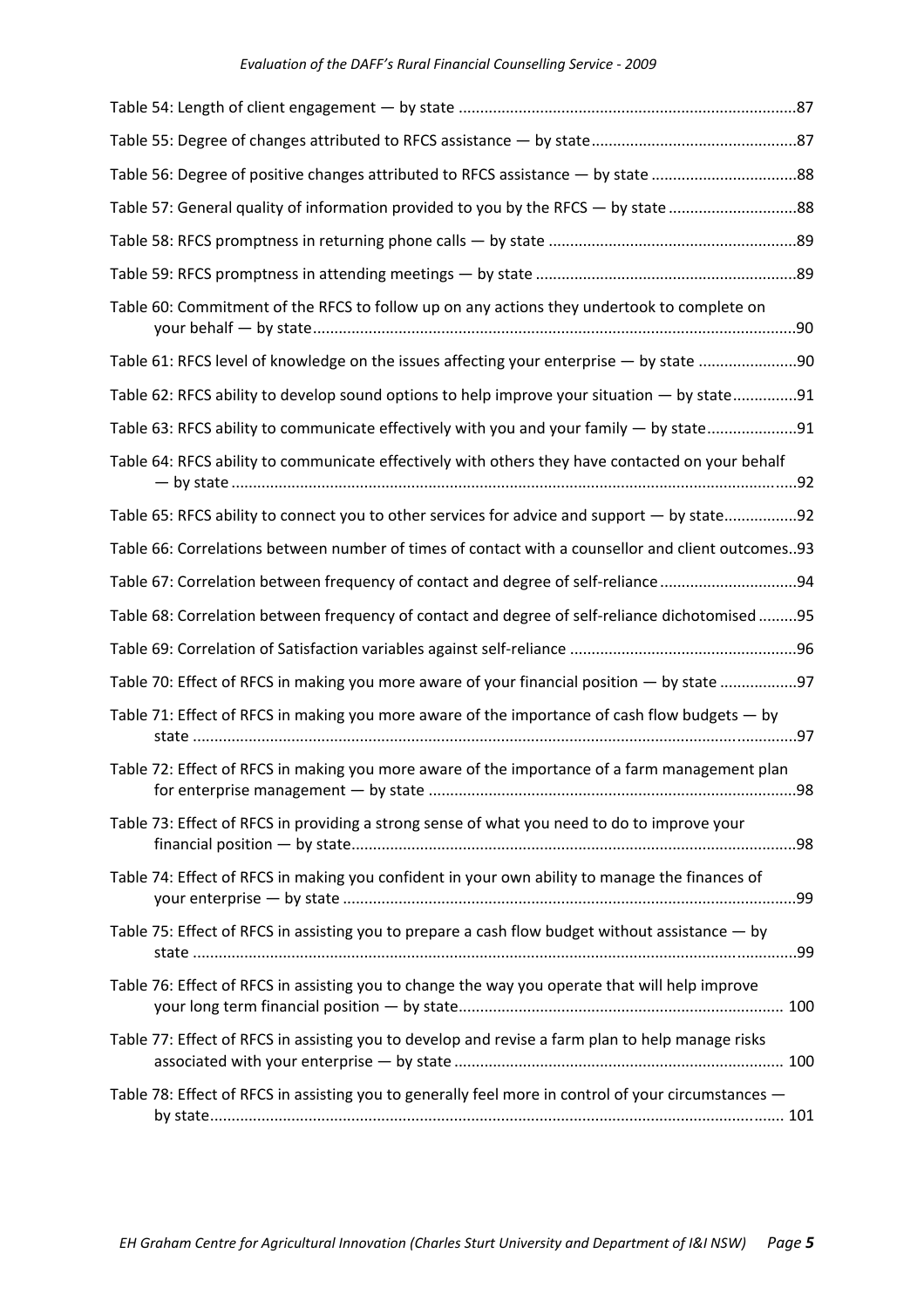Table 54: Length of client engagement — by state ..............................................................................87

Table 55: Degree of changes attributed to RFCS assistance — by state................................................87

Table 56: Degree of positive changes attributed to RFCS assistance — by state .................................88

Table 57: General quality of information provided to you by the RFCS — by state .............................88

Table 58: RFCS promptness in returning phone calls — by state .........................................................89

Table 59: RFCS promptness in attending meetings — by state ............................................................89

Table 60: Commitment of the RFCS to follow up on any actions they undertook to complete on your behalf — by state...............................................................................................................90

Table 61: RFCS level of knowledge on the issues affecting your enterprise — by state .......................90

Table 62: RFCS ability to develop sound options to help improve your situation — by state...............91

Table 63: RFCS ability to communicate effectively with you and your family — by state.....................91

Table 64: RFCS ability to communicate effectively with others they have contacted on your behalf — by state ..................................................................................................................................92

Table 65: RFCS ability to connect you to other services for advice and support — by state.................92

Table 66: Correlations between number of times of contact with a counsellor and client outcomes..93

Table 67: Correlation between frequency of contact and degree of self-reliance ...............................94

Table 68: Correlation between frequency of contact and degree of self-reliance dichotomised .........95

Table 69: Correlation of Satisfaction variables against self-reliance ....................................................96

Table 70: Effect of RFCS in making you more aware of your financial position — by state .................97

Table 71: Effect of RFCS in making you more aware of the importance of cash flow budgets — by state ...........................................................................................................................................97

Table 72: Effect of RFCS in making you more aware of the importance of a farm management plan for enterprise management — by state .....................................................................................98

Table 73: Effect of RFCS in providing a strong sense of what you need to do to improve your financial position — by state.......................................................................................................98

Table 74: Effect of RFCS in making you confident in your own ability to manage the finances of your enterprise — by state .........................................................................................................99

Table 75: Effect of RFCS in assisting you to prepare a cash flow budget without assistance — by state ...........................................................................................................................................99

Table 76: Effect of RFCS in assisting you to change the way you operate that will help improve your long term financial position — by state........................................................................... 100

Table 77: Effect of RFCS in assisting you to develop and revise a farm plan to help manage risks associated with your enterprise — by state ............................................................................ 100

Table 78: Effect of RFCS in assisting you to generally feel more in control of your circumstances — by state.................................................................................................................................... 101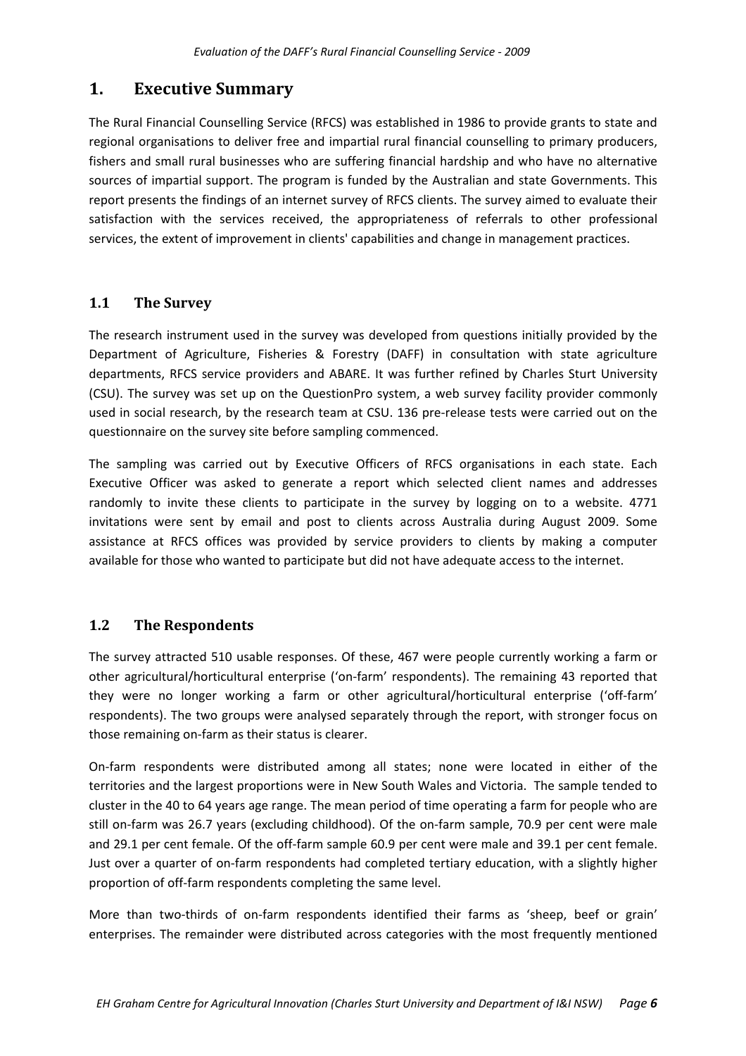# 1. Executive Summary

The Rural Financial Counselling Service (RFCS) was established in 1986 to provide grants to state and regional organisations to deliver free and impartial rural financial counselling to primary producers, fishers and small rural businesses who are suffering financial hardship and who have no alternative sources of impartial support. The program is funded by the Australian and state Governments. This report presents the findings of an internet survey of RFCS clients. The survey aimed to evaluate their satisfaction with the services received, the appropriateness of referrals to other professional services, the extent of improvement in clients' capabilities and change in management practices.

## 1.1 The Survey

The research instrument used in the survey was developed from questions initially provided by the Department of Agriculture, Fisheries & Forestry (DAFF) in consultation with state agriculture departments, RFCS service providers and ABARE. It was further refined by Charles Sturt University (CSU). The survey was set up on the QuestionPro system, a web survey facility provider commonly used in social research, by the research team at CSU. 136 pre-release tests were carried out on the questionnaire on the survey site before sampling commenced.

The sampling was carried out by Executive Officers of RFCS organisations in each state. Each Executive Officer was asked to generate a report which selected client names and addresses randomly to invite these clients to participate in the survey by logging on to a website. 4771 invitations were sent by email and post to clients across Australia during August 2009. Some assistance at RFCS offices was provided by service providers to clients by making a computer available for those who wanted to participate but did not have adequate access to the internet.

## 1.2 The Respondents

The survey attracted 510 usable responses. Of these, 467 were people currently working a farm or other agricultural/horticultural enterprise ('on-farm' respondents). The remaining 43 reported that they were no longer working a farm or other agricultural/horticultural enterprise ('off-farm' respondents). The two groups were analysed separately through the report, with stronger focus on those remaining on-farm as their status is clearer.

On-farm respondents were distributed among all states; none were located in either of the territories and the largest proportions were in New South Wales and Victoria. The sample tended to cluster in the 40 to 64 years age range. The mean period of time operating a farm for people who are still on-farm was 26.7 years (excluding childhood). Of the on-farm sample, 70.9 per cent were male and 29.1 per cent female. Of the off-farm sample 60.9 per cent were male and 39.1 per cent female. Just over a quarter of on-farm respondents had completed tertiary education, with a slightly higher proportion of off-farm respondents completing the same level.

More than two-thirds of on-farm respondents identified their farms as 'sheep, beef or grain' enterprises. The remainder were distributed across categories with the most frequently mentioned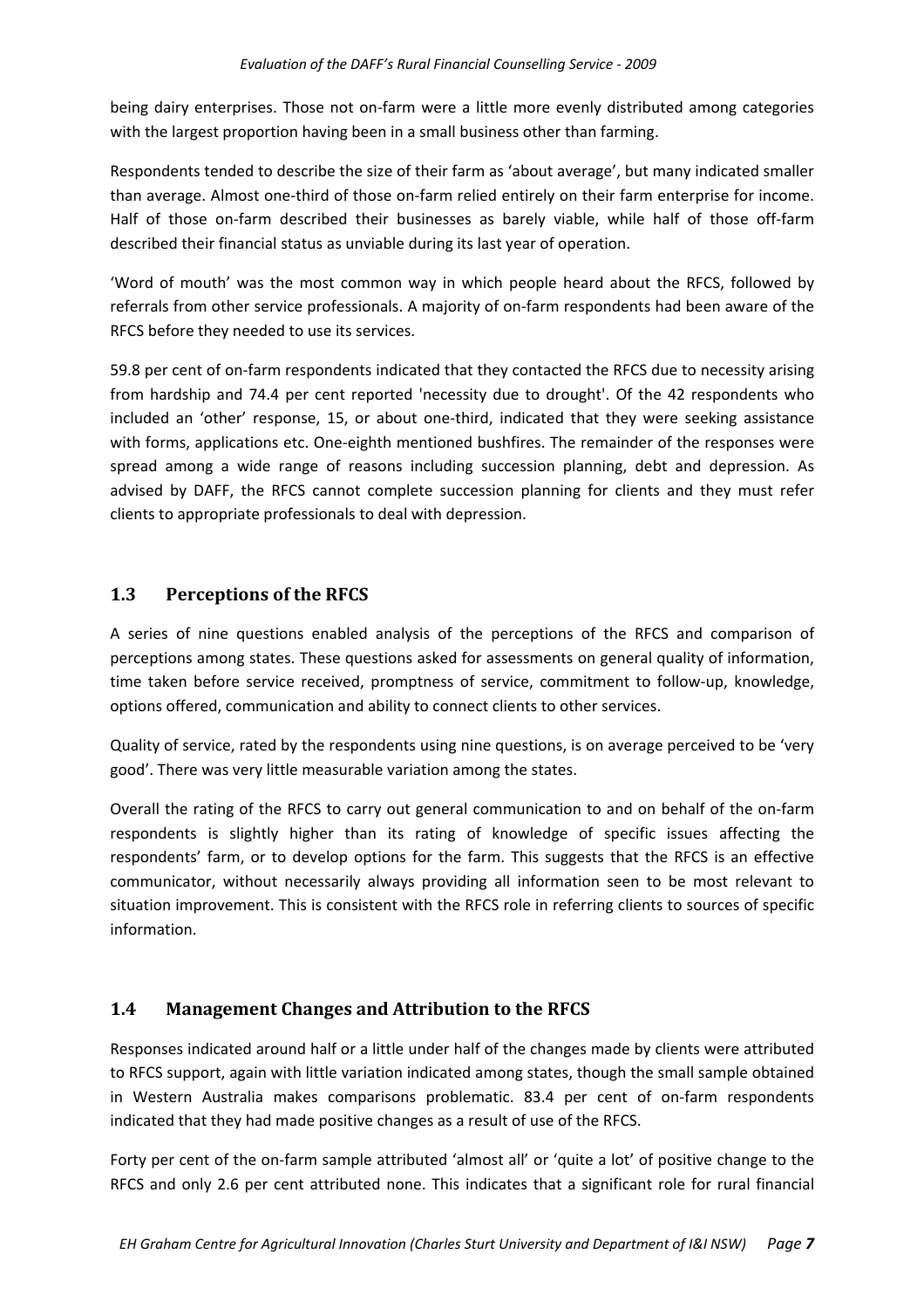being dairy enterprises. Those not on-farm were a little more evenly distributed among categories with the largest proportion having been in a small business other than farming.

Respondents tended to describe the size of their farm as 'about average', but many indicated smaller than average. Almost one-third of those on-farm relied entirely on their farm enterprise for income. Half of those on-farm described their businesses as barely viable, while half of those off-farm described their financial status as unviable during its last year of operation.

'Word of mouth' was the most common way in which people heard about the RFCS, followed by referrals from other service professionals. A majority of on-farm respondents had been aware of the RFCS before they needed to use its services.

59.8 per cent of on-farm respondents indicated that they contacted the RFCS due to necessity arising from hardship and 74.4 per cent reported 'necessity due to drought'. Of the 42 respondents who included an 'other' response, 15, or about one-third, indicated that they were seeking assistance with forms, applications etc. One-eighth mentioned bushfires. The remainder of the responses were spread among a wide range of reasons including succession planning, debt and depression. As advised by DAFF, the RFCS cannot complete succession planning for clients and they must refer clients to appropriate professionals to deal with depression.

## 1.3 Perceptions of the RFCS

A series of nine questions enabled analysis of the perceptions of the RFCS and comparison of perceptions among states. These questions asked for assessments on general quality of information, time taken before service received, promptness of service, commitment to follow-up, knowledge, options offered, communication and ability to connect clients to other services.

Quality of service, rated by the respondents using nine questions, is on average perceived to be 'very good'. There was very little measurable variation among the states.

Overall the rating of the RFCS to carry out general communication to and on behalf of the on-farm respondents is slightly higher than its rating of knowledge of specific issues affecting the respondents' farm, or to develop options for the farm. This suggests that the RFCS is an effective communicator, without necessarily always providing all information seen to be most relevant to situation improvement. This is consistent with the RFCS role in referring clients to sources of specific information.

## 1.4 Management Changes and Attribution to the RFCS

Responses indicated around half or a little under half of the changes made by clients were attributed to RFCS support, again with little variation indicated among states, though the small sample obtained in Western Australia makes comparisons problematic. 83.4 per cent of on-farm respondents indicated that they had made positive changes as a result of use of the RFCS.

Forty per cent of the on-farm sample attributed 'almost all' or 'quite a lot' of positive change to the RFCS and only 2.6 per cent attributed none. This indicates that a significant role for rural financial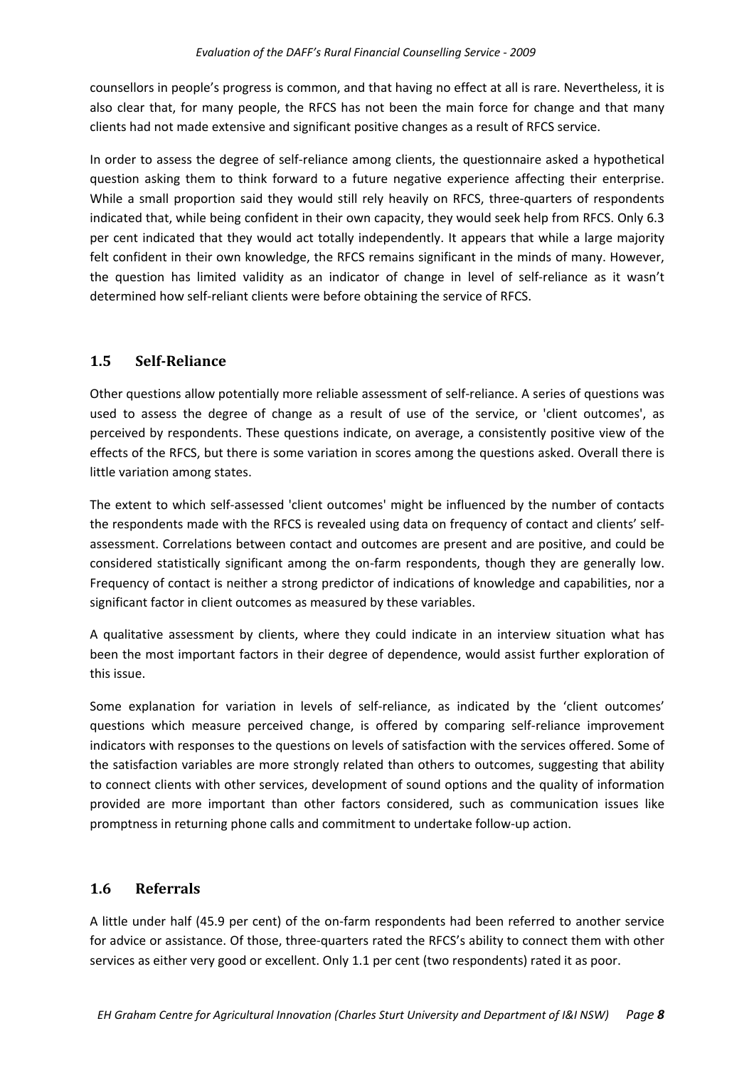counsellors in people's progress is common, and that having no effect at all is rare. Nevertheless, it is also clear that, for many people, the RFCS has not been the main force for change and that many clients had not made extensive and significant positive changes as a result of RFCS service.

In order to assess the degree of self-reliance among clients, the questionnaire asked a hypothetical question asking them to think forward to a future negative experience affecting their enterprise. While a small proportion said they would still rely heavily on RFCS, three-quarters of respondents indicated that, while being confident in their own capacity, they would seek help from RFCS. Only 6.3 per cent indicated that they would act totally independently. It appears that while a large majority felt confident in their own knowledge, the RFCS remains significant in the minds of many. However, the question has limited validity as an indicator of change in level of self-reliance as it wasn't determined how self-reliant clients were before obtaining the service of RFCS.

## 1.5 Self-Reliance

Other questions allow potentially more reliable assessment of self-reliance. A series of questions was used to assess the degree of change as a result of use of the service, or 'client outcomes', as perceived by respondents. These questions indicate, on average, a consistently positive view of the effects of the RFCS, but there is some variation in scores among the questions asked. Overall there is little variation among states.

The extent to which self-assessed 'client outcomes' might be influenced by the number of contacts the respondents made with the RFCS is revealed using data on frequency of contact and clients' self-assessment. Correlations between contact and outcomes are present and are positive, and could be considered statistically significant among the on-farm respondents, though they are generally low. Frequency of contact is neither a strong predictor of indications of knowledge and capabilities, nor a significant factor in client outcomes as measured by these variables.

A qualitative assessment by clients, where they could indicate in an interview situation what has been the most important factors in their degree of dependence, would assist further exploration of this issue.

Some explanation for variation in levels of self-reliance, as indicated by the 'client outcomes' questions which measure perceived change, is offered by comparing self-reliance improvement indicators with responses to the questions on levels of satisfaction with the services offered. Some of the satisfaction variables are more strongly related than others to outcomes, suggesting that ability to connect clients with other services, development of sound options and the quality of information provided are more important than other factors considered, such as communication issues like promptness in returning phone calls and commitment to undertake follow-up action.

## 1.6 Referrals

A little under half (45.9 per cent) of the on-farm respondents had been referred to another service for advice or assistance. Of those, three-quarters rated the RFCS's ability to connect them with other services as either very good or excellent. Only 1.1 per cent (two respondents) rated it as poor.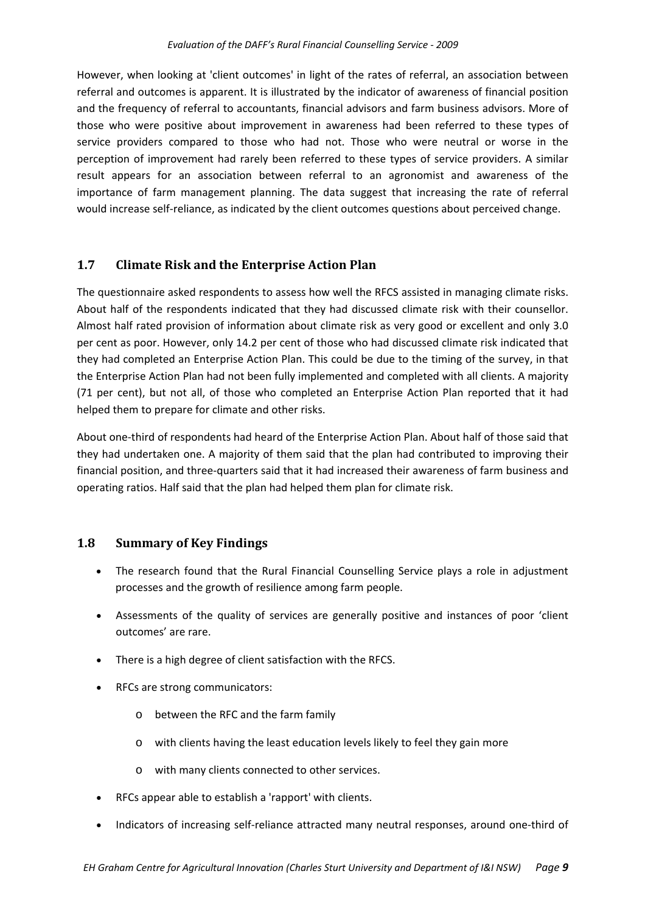However, when looking at 'client outcomes' in light of the rates of referral, an association between referral and outcomes is apparent. It is illustrated by the indicator of awareness of financial position and the frequency of referral to accountants, financial advisors and farm business advisors. More of those who were positive about improvement in awareness had been referred to these types of service providers compared to those who had not. Those who were neutral or worse in the perception of improvement had rarely been referred to these types of service providers. A similar result appears for an association between referral to an agronomist and awareness of the importance of farm management planning. The data suggest that increasing the rate of referral would increase self-reliance, as indicated by the client outcomes questions about perceived change.

## 1.7 Climate Risk and the Enterprise Action Plan

The questionnaire asked respondents to assess how well the RFCS assisted in managing climate risks. About half of the respondents indicated that they had discussed climate risk with their counsellor. Almost half rated provision of information about climate risk as very good or excellent and only 3.0 per cent as poor. However, only 14.2 per cent of those who had discussed climate risk indicated that they had completed an Enterprise Action Plan. This could be due to the timing of the survey, in that the Enterprise Action Plan had not been fully implemented and completed with all clients. A majority (71 per cent), but not all, of those who completed an Enterprise Action Plan reported that it had helped them to prepare for climate and other risks.

About one-third of respondents had heard of the Enterprise Action Plan. About half of those said that they had undertaken one. A majority of them said that the plan had contributed to improving their financial position, and three-quarters said that it had increased their awareness of farm business and operating ratios. Half said that the plan had helped them plan for climate risk.

## 1.8 Summary of Key Findings

- The research found that the Rural Financial Counselling Service plays a role in adjustment processes and the growth of resilience among farm people.
- Assessments of the quality of services are generally positive and instances of poor 'client outcomes' are rare.
- There is a high degree of client satisfaction with the RFCS.
- RFCs are strong communicators:
  - between the RFC and the farm family
  - with clients having the least education levels likely to feel they gain more
  - with many clients connected to other services.
- RFCs appear able to establish a 'rapport' with clients.
- Indicators of increasing self-reliance attracted many neutral responses, around one-third of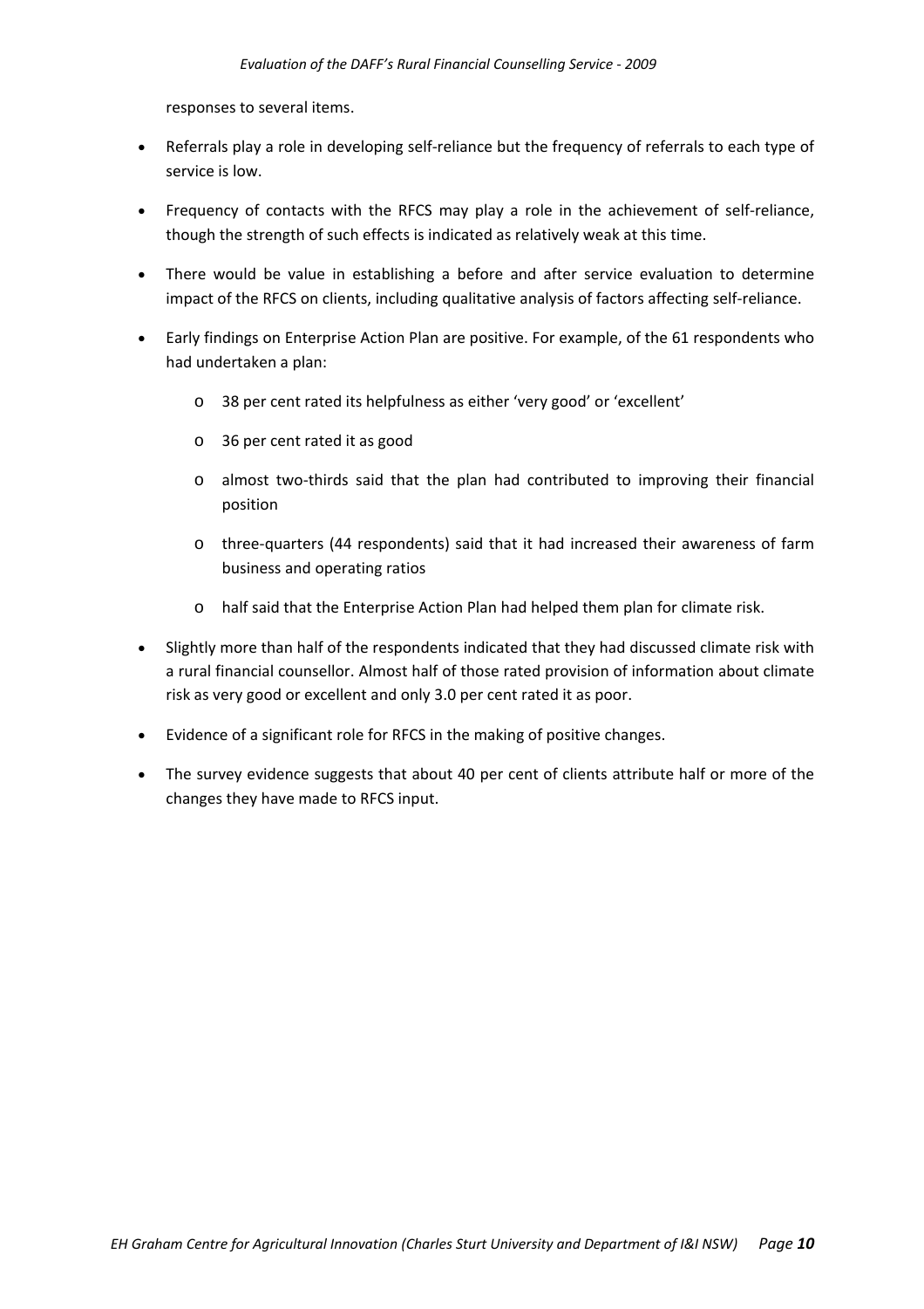responses to several items.

- Referrals play a role in developing self-reliance but the frequency of referrals to each type of service is low.
- Frequency of contacts with the RFCS may play a role in the achievement of self-reliance, though the strength of such effects is indicated as relatively weak at this time.
- There would be value in establishing a before and after service evaluation to determine impact of the RFCS on clients, including qualitative analysis of factors affecting self-reliance.
- Early findings on Enterprise Action Plan are positive. For example, of the 61 respondents who had undertaken a plan:
    - 38 per cent rated its helpfulness as either 'very good' or 'excellent'
    - 36 per cent rated it as good
    - almost two-thirds said that the plan had contributed to improving their financial position
    - three-quarters (44 respondents) said that it had increased their awareness of farm business and operating ratios
    - half said that the Enterprise Action Plan had helped them plan for climate risk.
- Slightly more than half of the respondents indicated that they had discussed climate risk with a rural financial counsellor. Almost half of those rated provision of information about climate risk as very good or excellent and only 3.0 per cent rated it as poor.
- Evidence of a significant role for RFCS in the making of positive changes.
- The survey evidence suggests that about 40 per cent of clients attribute half or more of the changes they have made to RFCS input.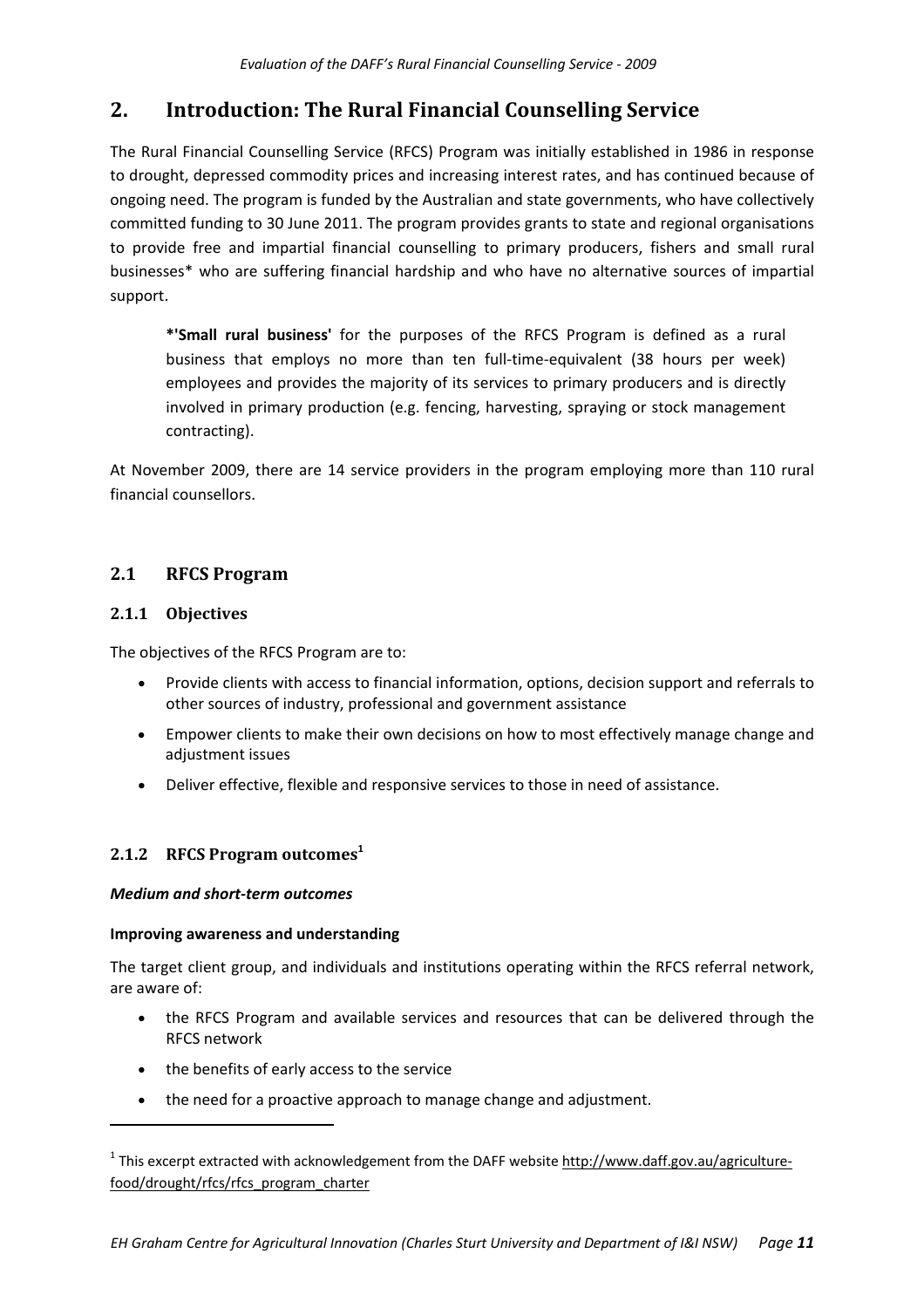# 2. Introduction: The Rural Financial Counselling Service

The Rural Financial Counselling Service (RFCS) Program was initially established in 1986 in response to drought, depressed commodity prices and increasing interest rates, and has continued because of ongoing need. The program is funded by the Australian and state governments, who have collectively committed funding to 30 June 2011. The program provides grants to state and regional organisations to provide free and impartial financial counselling to primary producers, fishers and small rural businesses* who are suffering financial hardship and who have no alternative sources of impartial support.

> ***'Small rural business'** for the purposes of the RFCS Program is defined as a rural business that employs no more than ten full-time-equivalent (38 hours per week) employees and provides the majority of its services to primary producers and is directly involved in primary production (e.g. fencing, harvesting, spraying or stock management contracting).

At November 2009, there are 14 service providers in the program employing more than 110 rural financial counsellors.

## 2.1 RFCS Program

### 2.1.1 Objectives

The objectives of the RFCS Program are to:

- Provide clients with access to financial information, options, decision support and referrals to other sources of industry, professional and government assistance
- Empower clients to make their own decisions on how to most effectively manage change and adjustment issues
- Deliver effective, flexible and responsive services to those in need of assistance.

### 2.1.2 RFCS Program outcomes[1]

***Medium and short-term outcomes***

**Improving awareness and understanding**

The target client group, and individuals and institutions operating within the RFCS referral network, are aware of:

- the RFCS Program and available services and resources that can be delivered through the RFCS network
- the benefits of early access to the service
- the need for a proactive approach to manage change and adjustment.

---

[1] This excerpt extracted with acknowledgement from the DAFF website http://www.daff.gov.au/agriculture-food/drought/rfcs/rfcs_program_charter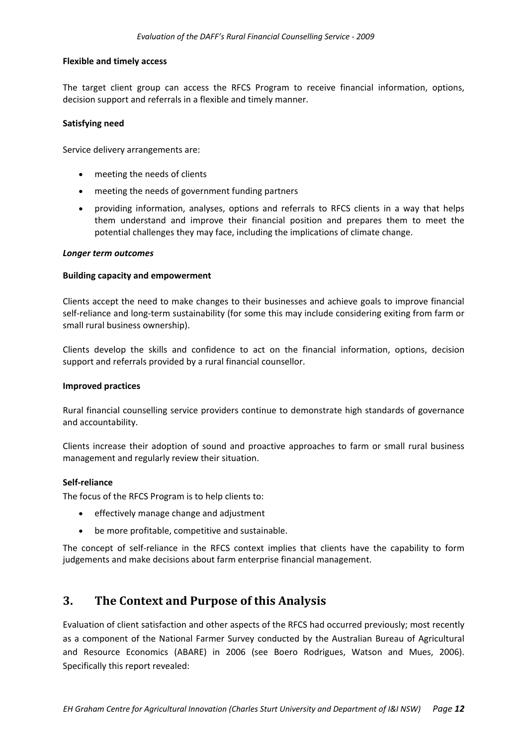**Flexible and timely access**

The target client group can access the RFCS Program to receive financial information, options, decision support and referrals in a flexible and timely manner.

**Satisfying need**

Service delivery arrangements are:

- meeting the needs of clients
- meeting the needs of government funding partners
- providing information, analyses, options and referrals to RFCS clients in a way that helps them understand and improve their financial position and prepares them to meet the potential challenges they may face, including the implications of climate change.

***Longer term outcomes***

**Building capacity and empowerment**

Clients accept the need to make changes to their businesses and achieve goals to improve financial self-reliance and long-term sustainability (for some this may include considering exiting from farm or small rural business ownership).

Clients develop the skills and confidence to act on the financial information, options, decision support and referrals provided by a rural financial counsellor.

**Improved practices**

Rural financial counselling service providers continue to demonstrate high standards of governance and accountability.

Clients increase their adoption of sound and proactive approaches to farm or small rural business management and regularly review their situation.

**Self-reliance**

The focus of the RFCS Program is to help clients to:

- effectively manage change and adjustment
- be more profitable, competitive and sustainable.

The concept of self-reliance in the RFCS context implies that clients have the capability to form judgements and make decisions about farm enterprise financial management.

## 3. The Context and Purpose of this Analysis

Evaluation of client satisfaction and other aspects of the RFCS had occurred previously; most recently as a component of the National Farmer Survey conducted by the Australian Bureau of Agricultural and Resource Economics (ABARE) in 2006 (see Boero Rodrigues, Watson and Mues, 2006). Specifically this report revealed: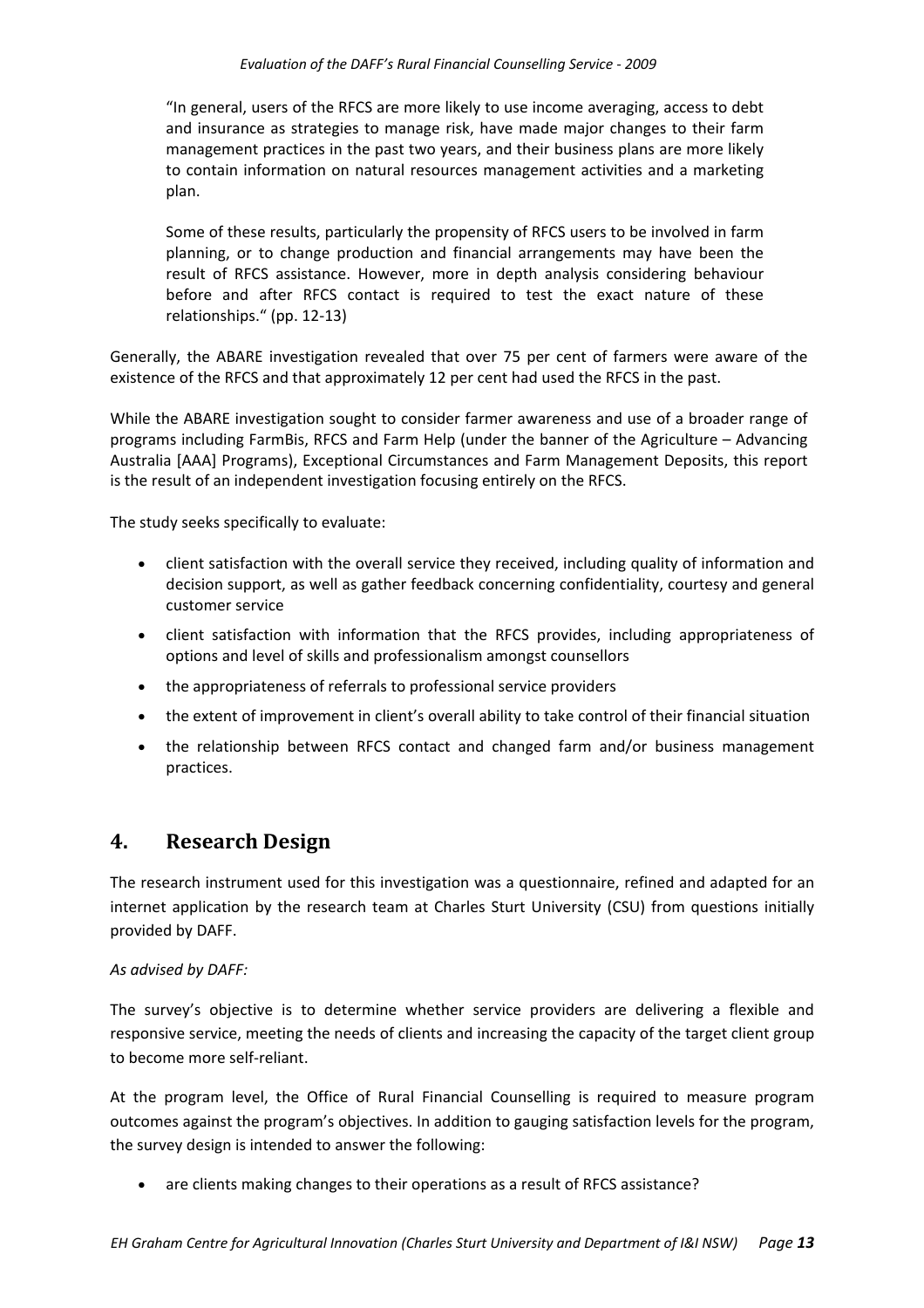> "In general, users of the RFCS are more likely to use income averaging, access to debt and insurance as strategies to manage risk, have made major changes to their farm management practices in the past two years, and their business plans are more likely to contain information on natural resources management activities and a marketing plan.
>
> Some of these results, particularly the propensity of RFCS users to be involved in farm planning, or to change production and financial arrangements may have been the result of RFCS assistance. However, more in depth analysis considering behaviour before and after RFCS contact is required to test the exact nature of these relationships." (pp. 12-13)

Generally, the ABARE investigation revealed that over 75 per cent of farmers were aware of the existence of the RFCS and that approximately 12 per cent had used the RFCS in the past.

While the ABARE investigation sought to consider farmer awareness and use of a broader range of programs including FarmBis, RFCS and Farm Help (under the banner of the Agriculture – Advancing Australia [AAA] Programs), Exceptional Circumstances and Farm Management Deposits, this report is the result of an independent investigation focusing entirely on the RFCS.

The study seeks specifically to evaluate:

- client satisfaction with the overall service they received, including quality of information and decision support, as well as gather feedback concerning confidentiality, courtesy and general customer service
- client satisfaction with information that the RFCS provides, including appropriateness of options and level of skills and professionalism amongst counsellors
- the appropriateness of referrals to professional service providers
- the extent of improvement in client's overall ability to take control of their financial situation
- the relationship between RFCS contact and changed farm and/or business management practices.

## 4. Research Design

The research instrument used for this investigation was a questionnaire, refined and adapted for an internet application by the research team at Charles Sturt University (CSU) from questions initially provided by DAFF.

*As advised by DAFF:*

The survey's objective is to determine whether service providers are delivering a flexible and responsive service, meeting the needs of clients and increasing the capacity of the target client group to become more self-reliant.

At the program level, the Office of Rural Financial Counselling is required to measure program outcomes against the program's objectives. In addition to gauging satisfaction levels for the program, the survey design is intended to answer the following:

- are clients making changes to their operations as a result of RFCS assistance?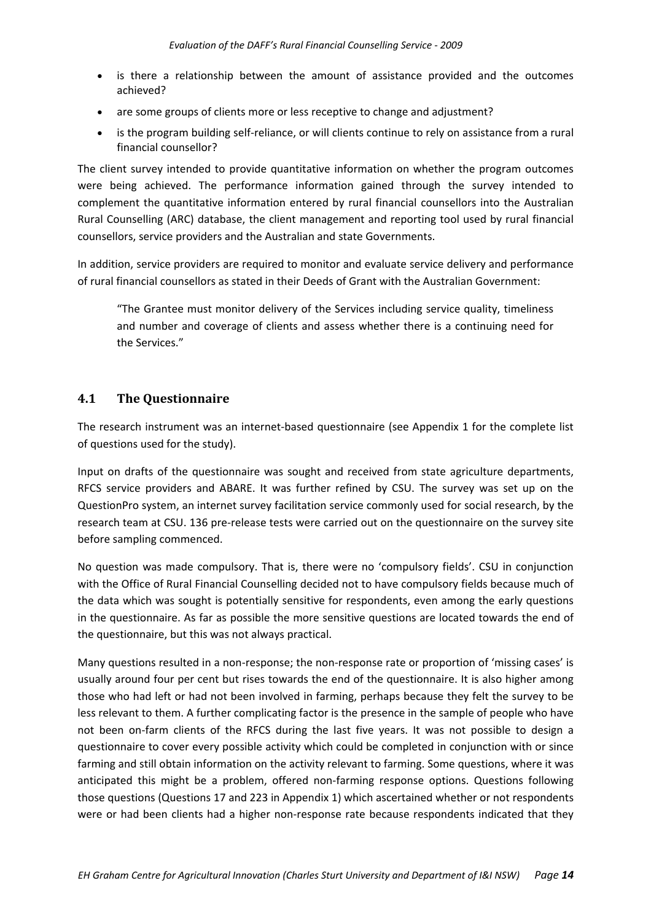- is there a relationship between the amount of assistance provided and the outcomes achieved?
- are some groups of clients more or less receptive to change and adjustment?
- is the program building self-reliance, or will clients continue to rely on assistance from a rural financial counsellor?

The client survey intended to provide quantitative information on whether the program outcomes were being achieved. The performance information gained through the survey intended to complement the quantitative information entered by rural financial counsellors into the Australian Rural Counselling (ARC) database, the client management and reporting tool used by rural financial counsellors, service providers and the Australian and state Governments.

In addition, service providers are required to monitor and evaluate service delivery and performance of rural financial counsellors as stated in their Deeds of Grant with the Australian Government:

> "The Grantee must monitor delivery of the Services including service quality, timeliness and number and coverage of clients and assess whether there is a continuing need for the Services."

## 4.1 The Questionnaire

The research instrument was an internet-based questionnaire (see Appendix 1 for the complete list of questions used for the study).

Input on drafts of the questionnaire was sought and received from state agriculture departments, RFCS service providers and ABARE. It was further refined by CSU. The survey was set up on the QuestionPro system, an internet survey facilitation service commonly used for social research, by the research team at CSU. 136 pre-release tests were carried out on the questionnaire on the survey site before sampling commenced.

No question was made compulsory. That is, there were no 'compulsory fields'. CSU in conjunction with the Office of Rural Financial Counselling decided not to have compulsory fields because much of the data which was sought is potentially sensitive for respondents, even among the early questions in the questionnaire. As far as possible the more sensitive questions are located towards the end of the questionnaire, but this was not always practical.

Many questions resulted in a non-response; the non-response rate or proportion of 'missing cases' is usually around four per cent but rises towards the end of the questionnaire. It is also higher among those who had left or had not been involved in farming, perhaps because they felt the survey to be less relevant to them. A further complicating factor is the presence in the sample of people who have not been on-farm clients of the RFCS during the last five years. It was not possible to design a questionnaire to cover every possible activity which could be completed in conjunction with or since farming and still obtain information on the activity relevant to farming. Some questions, where it was anticipated this might be a problem, offered non-farming response options. Questions following those questions (Questions 17 and 223 in Appendix 1) which ascertained whether or not respondents were or had been clients had a higher non-response rate because respondents indicated that they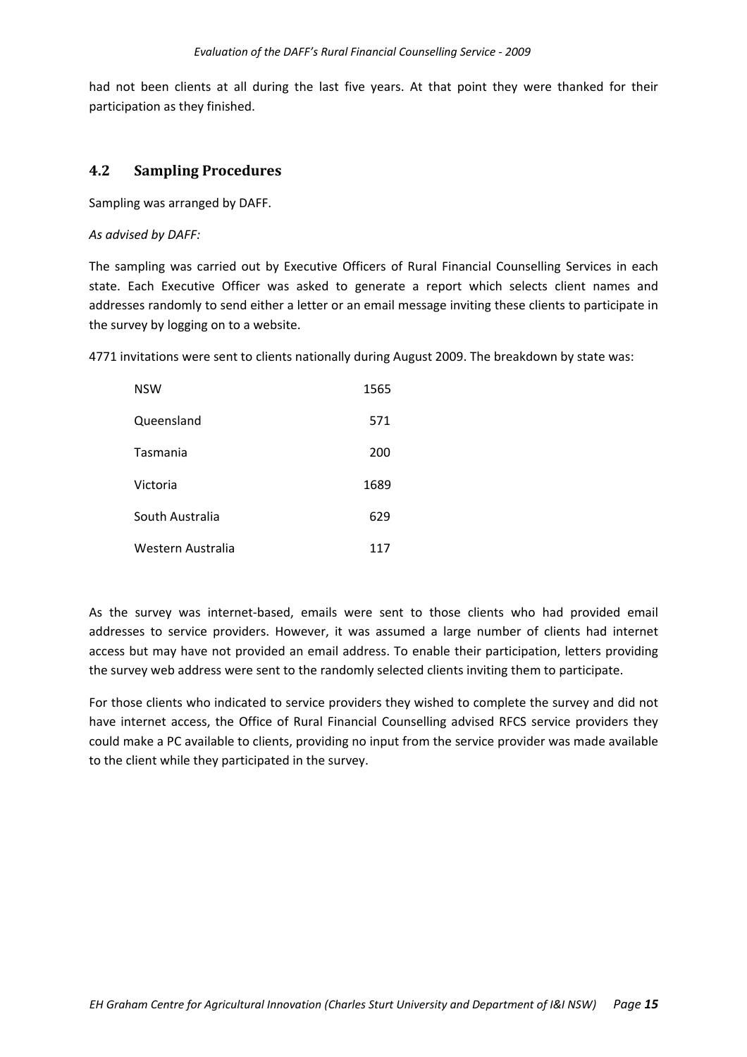had not been clients at all during the last five years. At that point they were thanked for their participation as they finished.

## 4.2 Sampling Procedures

Sampling was arranged by DAFF.

*As advised by DAFF:*

The sampling was carried out by Executive Officers of Rural Financial Counselling Services in each state. Each Executive Officer was asked to generate a report which selects client names and addresses randomly to send either a letter or an email message inviting these clients to participate in the survey by logging on to a website.

4771 invitations were sent to clients nationally during August 2009. The breakdown by state was:

| State | Invitations |
|---|---|
| NSW | 1565 |
| Queensland | 571 |
| Tasmania | 200 |
| Victoria | 1689 |
| South Australia | 629 |
| Western Australia | 117 |

As the survey was internet-based, emails were sent to those clients who had provided email addresses to service providers. However, it was assumed a large number of clients had internet access but may have not provided an email address. To enable their participation, letters providing the survey web address were sent to the randomly selected clients inviting them to participate.

For those clients who indicated to service providers they wished to complete the survey and did not have internet access, the Office of Rural Financial Counselling advised RFCS service providers they could make a PC available to clients, providing no input from the service provider was made available to the client while they participated in the survey.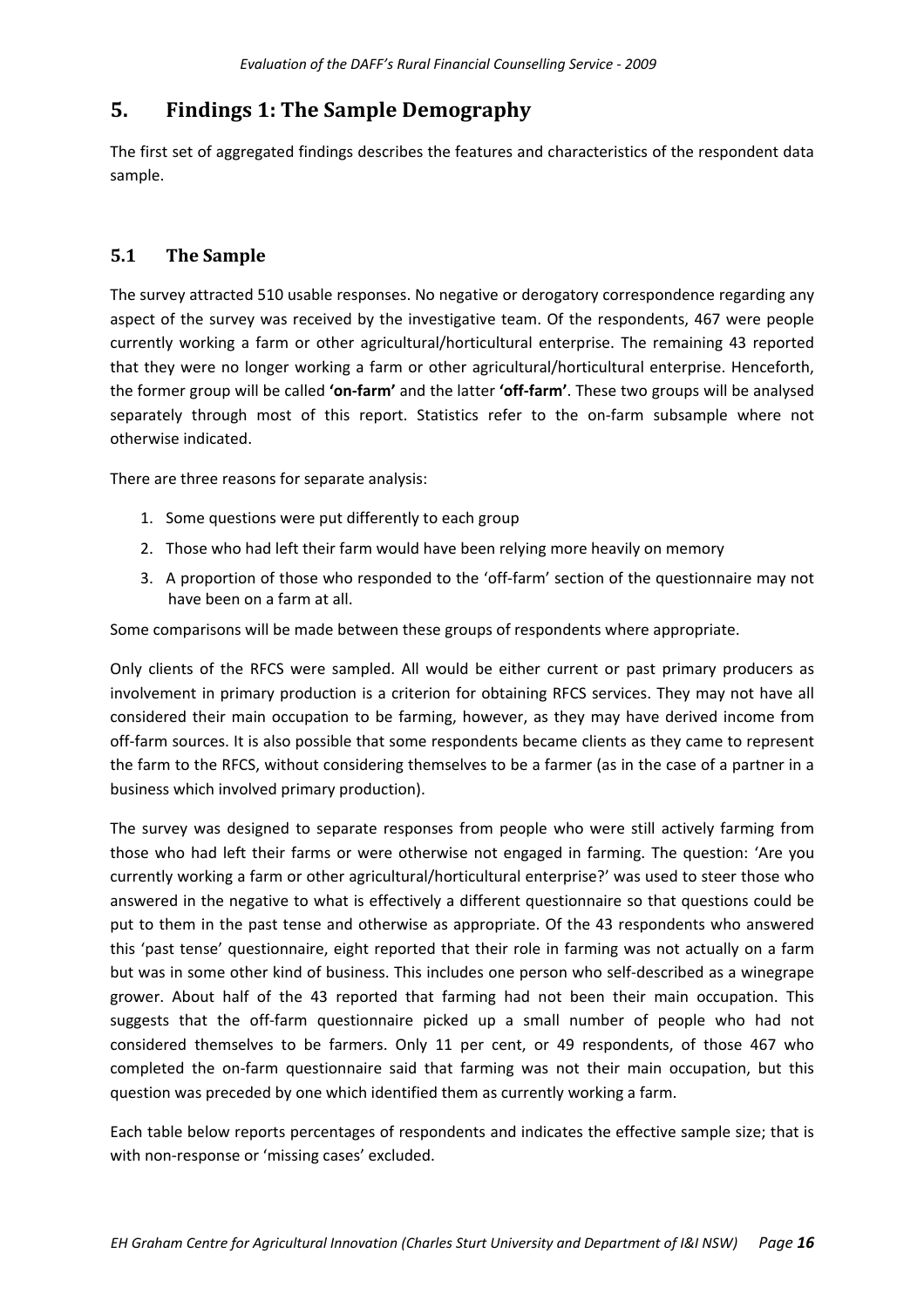# 5. Findings 1: The Sample Demography

The first set of aggregated findings describes the features and characteristics of the respondent data sample.

## 5.1 The Sample

The survey attracted 510 usable responses. No negative or derogatory correspondence regarding any aspect of the survey was received by the investigative team. Of the respondents, 467 were people currently working a farm or other agricultural/horticultural enterprise. The remaining 43 reported that they were no longer working a farm or other agricultural/horticultural enterprise. Henceforth, the former group will be called **'on-farm'** and the latter **'off-farm'**. These two groups will be analysed separately through most of this report. Statistics refer to the on-farm subsample where not otherwise indicated.

There are three reasons for separate analysis:

1. Some questions were put differently to each group
2. Those who had left their farm would have been relying more heavily on memory
3. A proportion of those who responded to the 'off-farm' section of the questionnaire may not have been on a farm at all.

Some comparisons will be made between these groups of respondents where appropriate.

Only clients of the RFCS were sampled. All would be either current or past primary producers as involvement in primary production is a criterion for obtaining RFCS services. They may not have all considered their main occupation to be farming, however, as they may have derived income from off-farm sources. It is also possible that some respondents became clients as they came to represent the farm to the RFCS, without considering themselves to be a farmer (as in the case of a partner in a business which involved primary production).

The survey was designed to separate responses from people who were still actively farming from those who had left their farms or were otherwise not engaged in farming. The question: 'Are you currently working a farm or other agricultural/horticultural enterprise?' was used to steer those who answered in the negative to what is effectively a different questionnaire so that questions could be put to them in the past tense and otherwise as appropriate. Of the 43 respondents who answered this 'past tense' questionnaire, eight reported that their role in farming was not actually on a farm but was in some other kind of business. This includes one person who self-described as a winegrape grower. About half of the 43 reported that farming had not been their main occupation. This suggests that the off-farm questionnaire picked up a small number of people who had not considered themselves to be farmers. Only 11 per cent, or 49 respondents, of those 467 who completed the on-farm questionnaire said that farming was not their main occupation, but this question was preceded by one which identified them as currently working a farm.

Each table below reports percentages of respondents and indicates the effective sample size; that is with non-response or 'missing cases' excluded.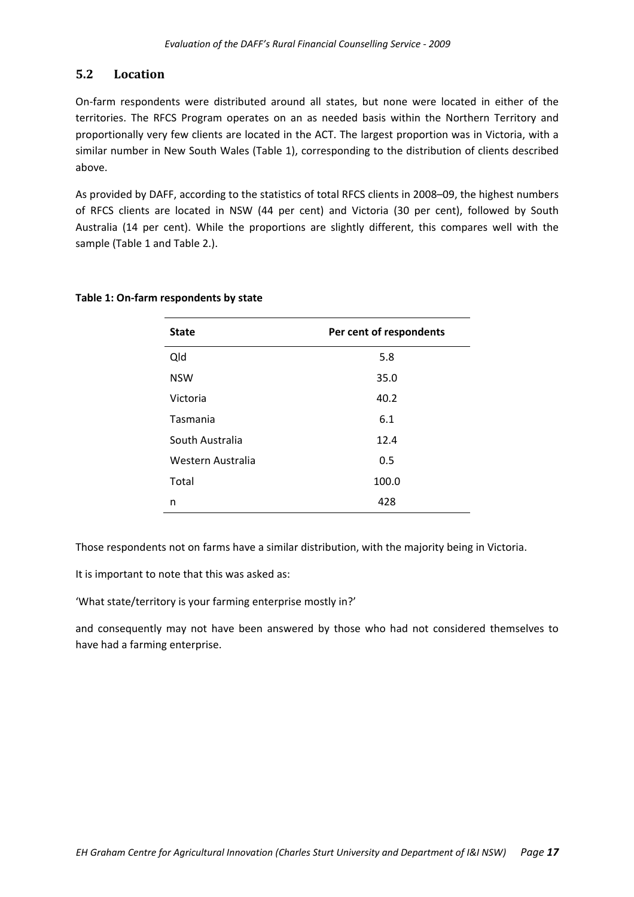## 5.2 Location

On-farm respondents were distributed around all states, but none were located in either of the territories. The RFCS Program operates on an as needed basis within the Northern Territory and proportionally very few clients are located in the ACT. The largest proportion was in Victoria, with a similar number in New South Wales (Table 1), corresponding to the distribution of clients described above.

As provided by DAFF, according to the statistics of total RFCS clients in 2008–09, the highest numbers of RFCS clients are located in NSW (44 per cent) and Victoria (30 per cent), followed by South Australia (14 per cent). While the proportions are slightly different, this compares well with the sample (Table 1 and Table 2.).

**Table 1: On-farm respondents by state**

| State | Per cent of respondents |
|---|---|
| Qld | 5.8 |
| NSW | 35.0 |
| Victoria | 40.2 |
| Tasmania | 6.1 |
| South Australia | 12.4 |
| Western Australia | 0.5 |
| Total | 100.0 |
| n | 428 |

Those respondents not on farms have a similar distribution, with the majority being in Victoria.

It is important to note that this was asked as:

'What state/territory is your farming enterprise mostly in?'

and consequently may not have been answered by those who had not considered themselves to have had a farming enterprise.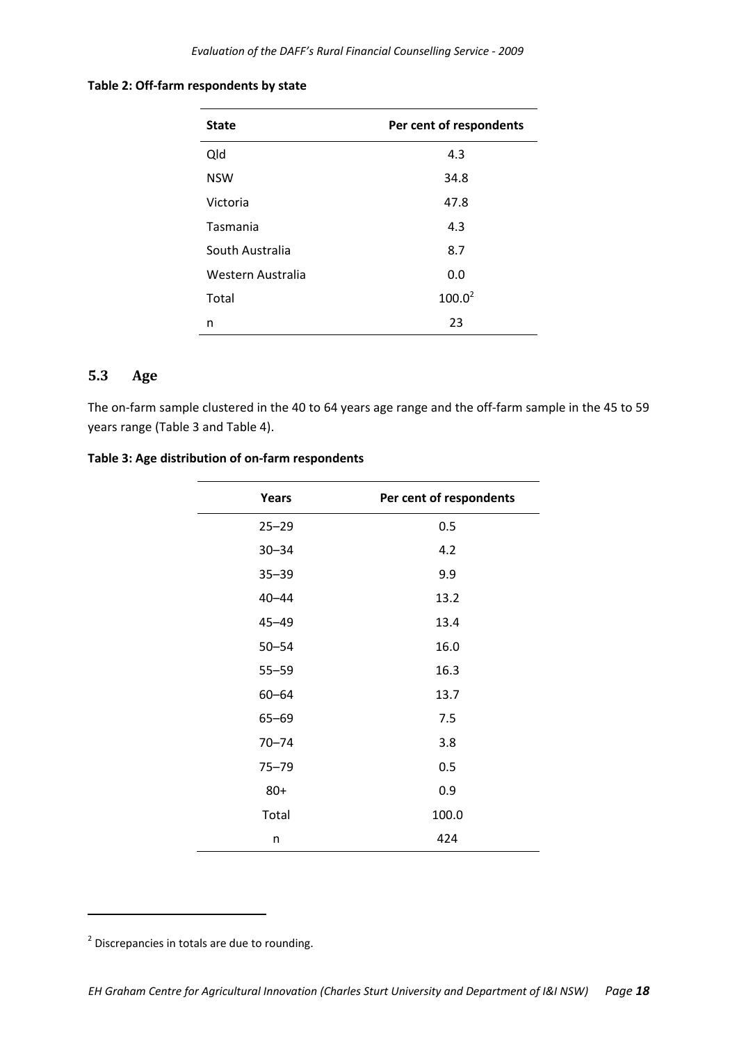**Table 2: Off-farm respondents by state**

| State | Per cent of respondents |
|---|---|
| Qld | 4.3 |
| NSW | 34.8 |
| Victoria | 47.8 |
| Tasmania | 4.3 |
| South Australia | 8.7 |
| Western Australia | 0.0 |
| Total | 100.0[2] |
| n | 23 |

## 5.3 Age

The on-farm sample clustered in the 40 to 64 years age range and the off-farm sample in the 45 to 59 years range (Table 3 and Table 4).

**Table 3: Age distribution of on-farm respondents**

| Years | Per cent of respondents |
|---|---|
| 25–29 | 0.5 |
| 30–34 | 4.2 |
| 35–39 | 9.9 |
| 40–44 | 13.2 |
| 45–49 | 13.4 |
| 50–54 | 16.0 |
| 55–59 | 16.3 |
| 60–64 | 13.7 |
| 65–69 | 7.5 |
| 70–74 | 3.8 |
| 75–79 | 0.5 |
| 80+ | 0.9 |
| Total | 100.0 |
| n | 424 |

[2] Discrepancies in totals are due to rounding.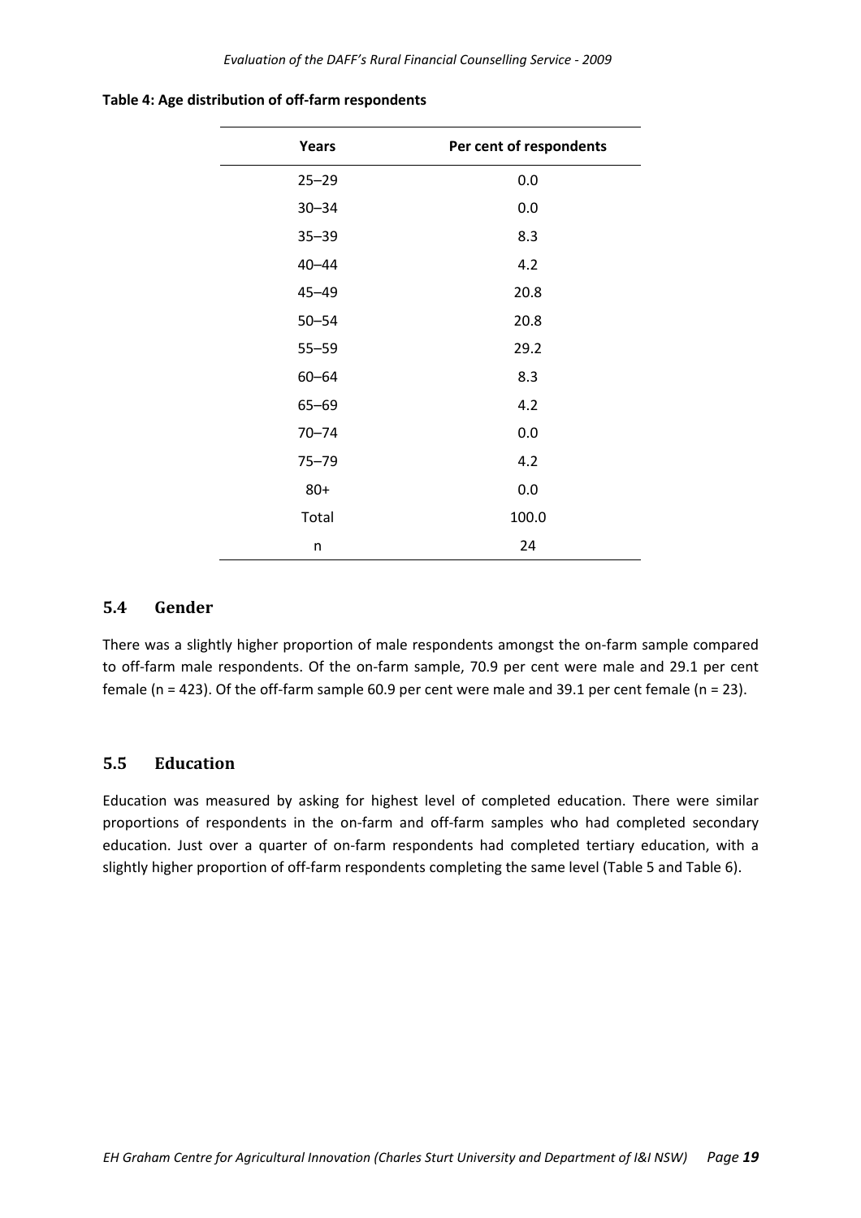**Table 4: Age distribution of off-farm respondents**

| Years | Per cent of respondents |
|---|---|
| 25–29 | 0.0 |
| 30–34 | 0.0 |
| 35–39 | 8.3 |
| 40–44 | 4.2 |
| 45–49 | 20.8 |
| 50–54 | 20.8 |
| 55–59 | 29.2 |
| 60–64 | 8.3 |
| 65–69 | 4.2 |
| 70–74 | 0.0 |
| 75–79 | 4.2 |
| 80+ | 0.0 |
| Total | 100.0 |
| n | 24 |

## 5.4 Gender

There was a slightly higher proportion of male respondents amongst the on-farm sample compared to off-farm male respondents. Of the on-farm sample, 70.9 per cent were male and 29.1 per cent female (n = 423). Of the off-farm sample 60.9 per cent were male and 39.1 per cent female (n = 23).

## 5.5 Education

Education was measured by asking for highest level of completed education. There were similar proportions of respondents in the on-farm and off-farm samples who had completed secondary education. Just over a quarter of on-farm respondents had completed tertiary education, with a slightly higher proportion of off-farm respondents completing the same level (Table 5 and Table 6).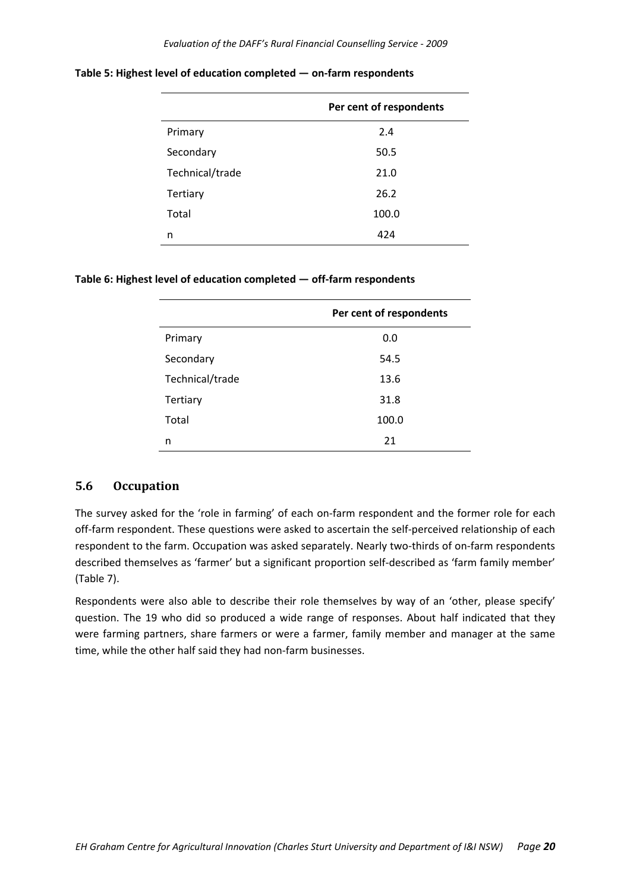**Table 5: Highest level of education completed — on-farm respondents**

| | Per cent of respondents |
|---|---|
| Primary | 2.4 |
| Secondary | 50.5 |
| Technical/trade | 21.0 |
| Tertiary | 26.2 |
| Total | 100.0 |
| n | 424 |

**Table 6: Highest level of education completed — off-farm respondents**

| | Per cent of respondents |
|---|---|
| Primary | 0.0 |
| Secondary | 54.5 |
| Technical/trade | 13.6 |
| Tertiary | 31.8 |
| Total | 100.0 |
| n | 21 |

## 5.6 Occupation

The survey asked for the 'role in farming' of each on-farm respondent and the former role for each off-farm respondent. These questions were asked to ascertain the self-perceived relationship of each respondent to the farm. Occupation was asked separately. Nearly two-thirds of on-farm respondents described themselves as 'farmer' but a significant proportion self-described as 'farm family member' (Table 7).

Respondents were also able to describe their role themselves by way of an 'other, please specify' question. The 19 who did so produced a wide range of responses. About half indicated that they were farming partners, share farmers or were a farmer, family member and manager at the same time, while the other half said they had non-farm businesses.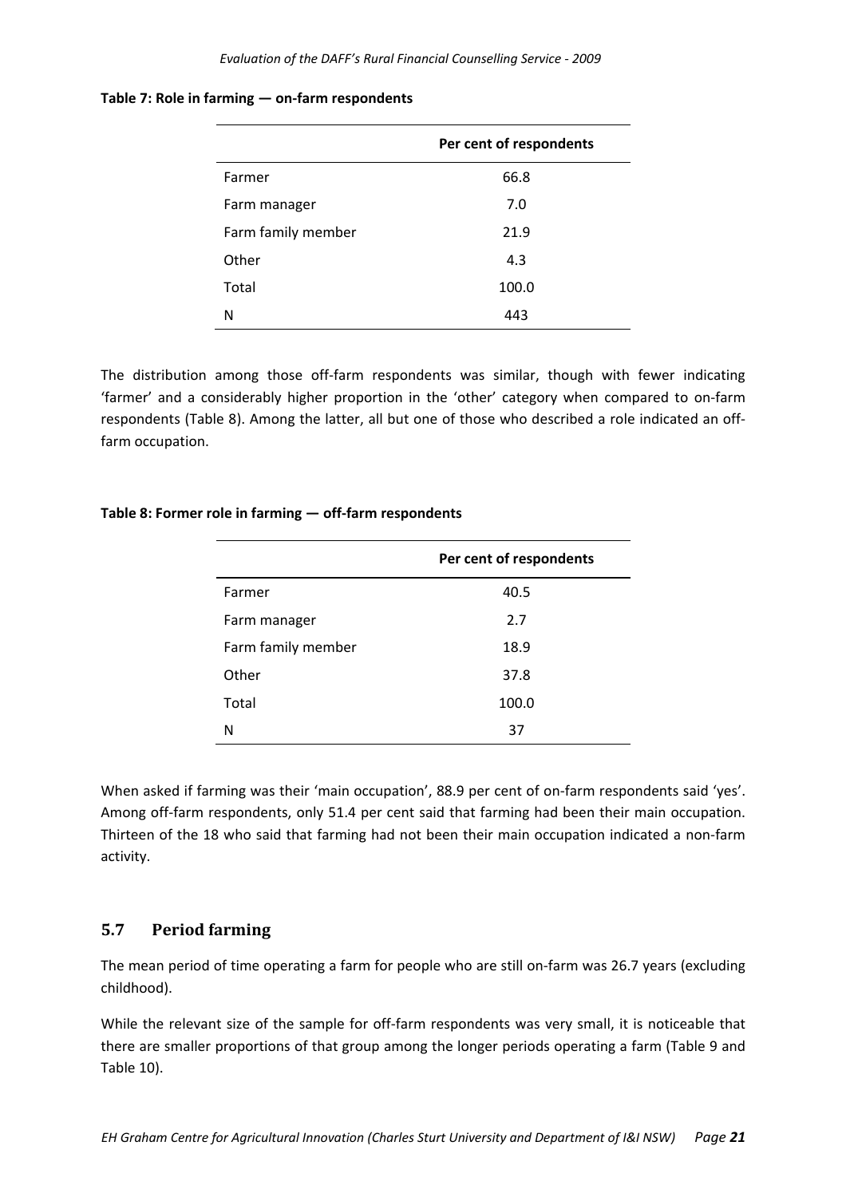**Table 7: Role in farming — on-farm respondents**

| | Per cent of respondents |
|---|---|
| Farmer | 66.8 |
| Farm manager | 7.0 |
| Farm family member | 21.9 |
| Other | 4.3 |
| Total | 100.0 |
| N | 443 |

The distribution among those off-farm respondents was similar, though with fewer indicating 'farmer' and a considerably higher proportion in the 'other' category when compared to on-farm respondents (Table 8). Among the latter, all but one of those who described a role indicated an off-farm occupation.

**Table 8: Former role in farming — off-farm respondents**

| | Per cent of respondents |
|---|---|
| Farmer | 40.5 |
| Farm manager | 2.7 |
| Farm family member | 18.9 |
| Other | 37.8 |
| Total | 100.0 |
| N | 37 |

When asked if farming was their 'main occupation', 88.9 per cent of on-farm respondents said 'yes'. Among off-farm respondents, only 51.4 per cent said that farming had been their main occupation. Thirteen of the 18 who said that farming had not been their main occupation indicated a non-farm activity.

## 5.7 Period farming

The mean period of time operating a farm for people who are still on-farm was 26.7 years (excluding childhood).

While the relevant size of the sample for off-farm respondents was very small, it is noticeable that there are smaller proportions of that group among the longer periods operating a farm (Table 9 and Table 10).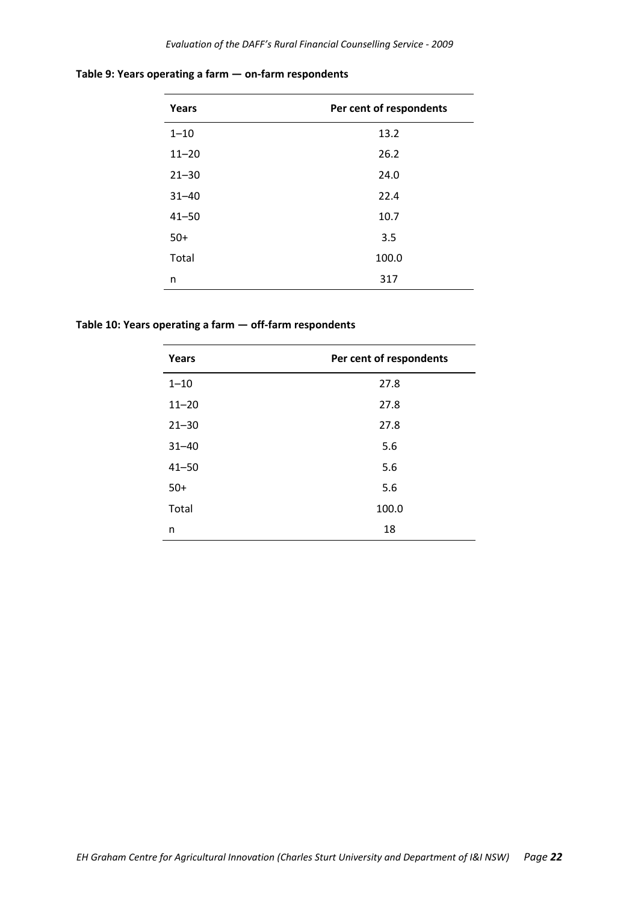**Table 9: Years operating a farm — on-farm respondents**

| Years | Per cent of respondents |
|---|---|
| 1–10 | 13.2 |
| 11–20 | 26.2 |
| 21–30 | 24.0 |
| 31–40 | 22.4 |
| 41–50 | 10.7 |
| 50+ | 3.5 |
| Total | 100.0 |
| n | 317 |

**Table 10: Years operating a farm — off-farm respondents**

| Years | Per cent of respondents |
|---|---|
| 1–10 | 27.8 |
| 11–20 | 27.8 |
| 21–30 | 27.8 |
| 31–40 | 5.6 |
| 41–50 | 5.6 |
| 50+ | 5.6 |
| Total | 100.0 |
| n | 18 |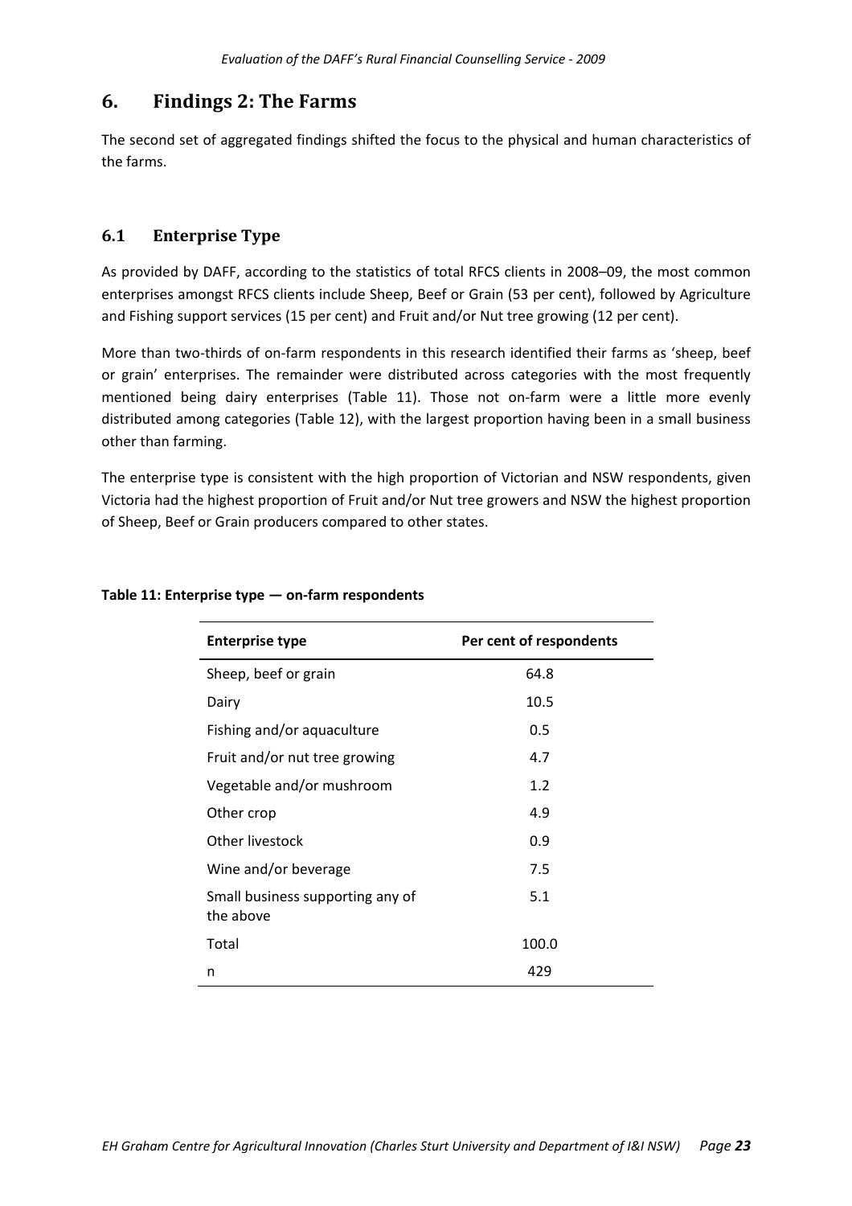## 6. Findings 2: The Farms

The second set of aggregated findings shifted the focus to the physical and human characteristics of the farms.

### 6.1 Enterprise Type

As provided by DAFF, according to the statistics of total RFCS clients in 2008–09, the most common enterprises amongst RFCS clients include Sheep, Beef or Grain (53 per cent), followed by Agriculture and Fishing support services (15 per cent) and Fruit and/or Nut tree growing (12 per cent).

More than two-thirds of on-farm respondents in this research identified their farms as 'sheep, beef or grain' enterprises. The remainder were distributed across categories with the most frequently mentioned being dairy enterprises (Table 11). Those not on-farm were a little more evenly distributed among categories (Table 12), with the largest proportion having been in a small business other than farming.

The enterprise type is consistent with the high proportion of Victorian and NSW respondents, given Victoria had the highest proportion of Fruit and/or Nut tree growers and NSW the highest proportion of Sheep, Beef or Grain producers compared to other states.

**Table 11: Enterprise type — on-farm respondents**

| Enterprise type | Per cent of respondents |
|---|---|
| Sheep, beef or grain | 64.8 |
| Dairy | 10.5 |
| Fishing and/or aquaculture | 0.5 |
| Fruit and/or nut tree growing | 4.7 |
| Vegetable and/or mushroom | 1.2 |
| Other crop | 4.9 |
| Other livestock | 0.9 |
| Wine and/or beverage | 7.5 |
| Small business supporting any of the above | 5.1 |
| Total | 100.0 |
| n | 429 |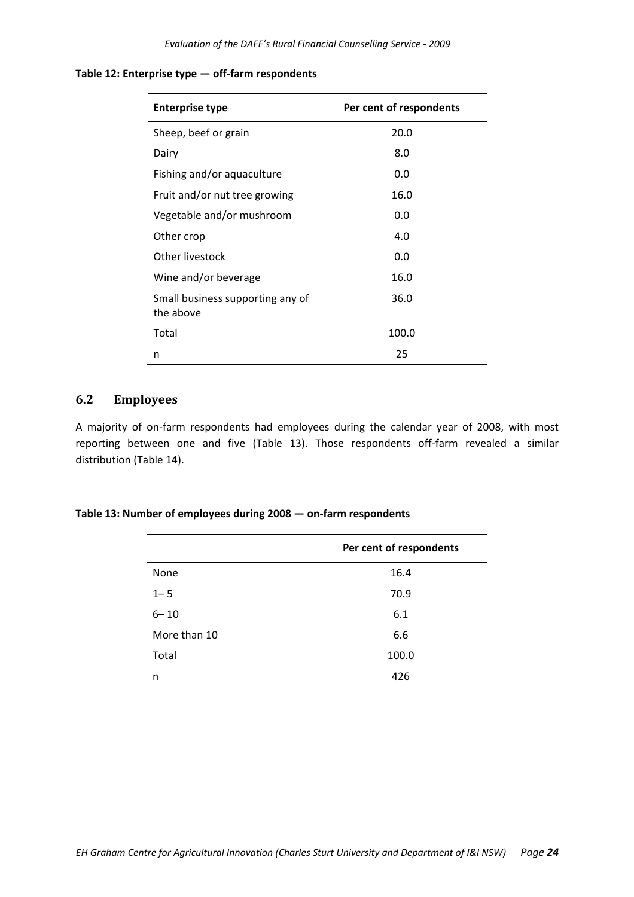**Table 12: Enterprise type — off-farm respondents**

| Enterprise type | Per cent of respondents |
|---|---|
| Sheep, beef or grain | 20.0 |
| Dairy | 8.0 |
| Fishing and/or aquaculture | 0.0 |
| Fruit and/or nut tree growing | 16.0 |
| Vegetable and/or mushroom | 0.0 |
| Other crop | 4.0 |
| Other livestock | 0.0 |
| Wine and/or beverage | 16.0 |
| Small business supporting any of the above | 36.0 |
| Total | 100.0 |
| n | 25 |

## 6.2 Employees

A majority of on-farm respondents had employees during the calendar year of 2008, with most reporting between one and five (Table 13). Those respondents off-farm revealed a similar distribution (Table 14).

**Table 13: Number of employees during 2008 — on-farm respondents**

| | Per cent of respondents |
|---|---|
| None | 16.4 |
| 1– 5 | 70.9 |
| 6– 10 | 6.1 |
| More than 10 | 6.6 |
| Total | 100.0 |
| n | 426 |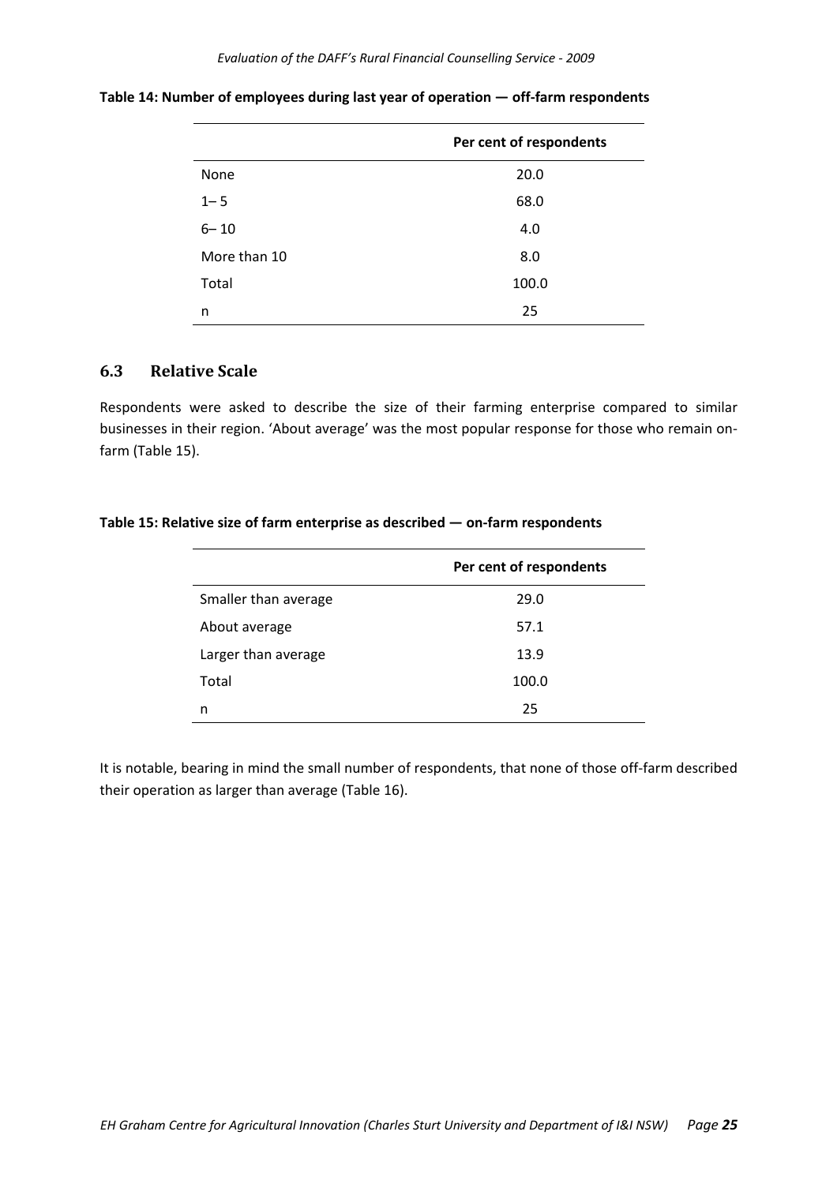**Table 14: Number of employees during last year of operation — off-farm respondents**

| | Per cent of respondents |
|---|---|
| None | 20.0 |
| 1– 5 | 68.0 |
| 6– 10 | 4.0 |
| More than 10 | 8.0 |
| Total | 100.0 |
| n | 25 |

## 6.3 Relative Scale

Respondents were asked to describe the size of their farming enterprise compared to similar businesses in their region. 'About average' was the most popular response for those who remain on-farm (Table 15).

**Table 15: Relative size of farm enterprise as described — on-farm respondents**

| | Per cent of respondents |
|---|---|
| Smaller than average | 29.0 |
| About average | 57.1 |
| Larger than average | 13.9 |
| Total | 100.0 |
| n | 25 |

It is notable, bearing in mind the small number of respondents, that none of those off-farm described their operation as larger than average (Table 16).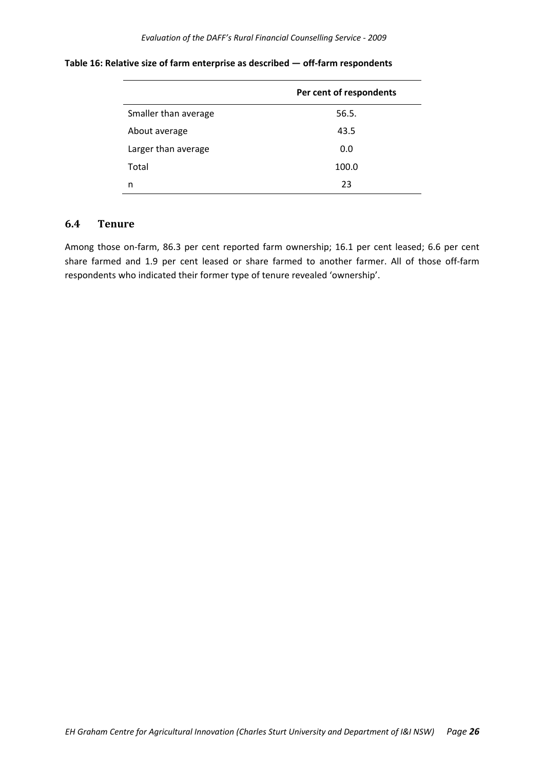**Table 16: Relative size of farm enterprise as described — off-farm respondents**

| | Per cent of respondents |
|---|---|
| Smaller than average | 56.5. |
| About average | 43.5 |
| Larger than average | 0.0 |
| Total | 100.0 |
| n | 23 |

## 6.4 Tenure

Among those on-farm, 86.3 per cent reported farm ownership; 16.1 per cent leased; 6.6 per cent share farmed and 1.9 per cent leased or share farmed to another farmer. All of those off-farm respondents who indicated their former type of tenure revealed 'ownership'.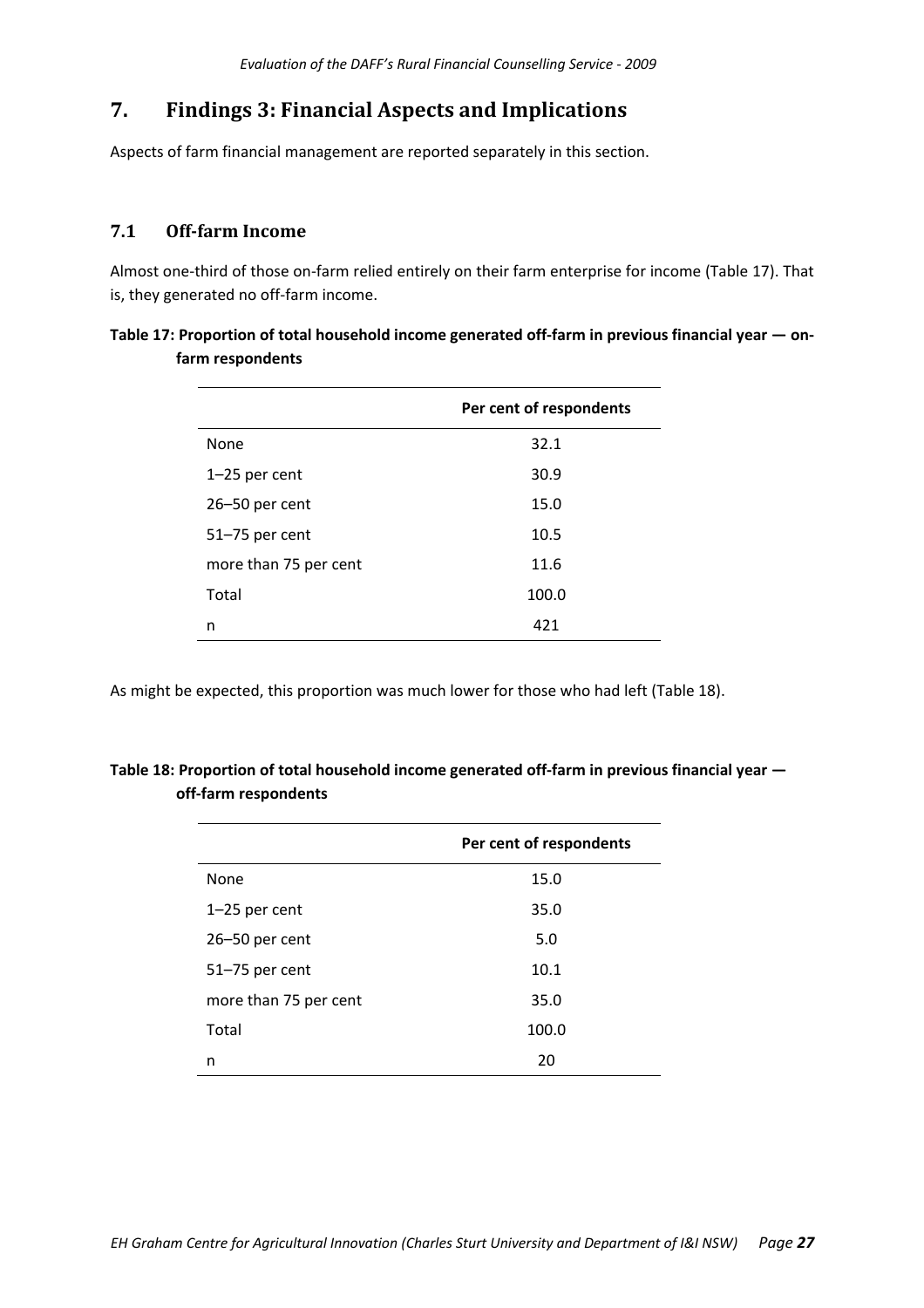# 7. Findings 3: Financial Aspects and Implications

Aspects of farm financial management are reported separately in this section.

## 7.1 Off-farm Income

Almost one-third of those on-farm relied entirely on their farm enterprise for income (Table 17). That is, they generated no off-farm income.

**Table 17: Proportion of total household income generated off-farm in previous financial year — on-farm respondents**

| | Per cent of respondents |
|---|---|
| None | 32.1 |
| 1–25 per cent | 30.9 |
| 26–50 per cent | 15.0 |
| 51–75 per cent | 10.5 |
| more than 75 per cent | 11.6 |
| Total | 100.0 |
| n | 421 |

As might be expected, this proportion was much lower for those who had left (Table 18).

**Table 18: Proportion of total household income generated off-farm in previous financial year — off-farm respondents**

| | Per cent of respondents |
|---|---|
| None | 15.0 |
| 1–25 per cent | 35.0 |
| 26–50 per cent | 5.0 |
| 51–75 per cent | 10.1 |
| more than 75 per cent | 35.0 |
| Total | 100.0 |
| n | 20 |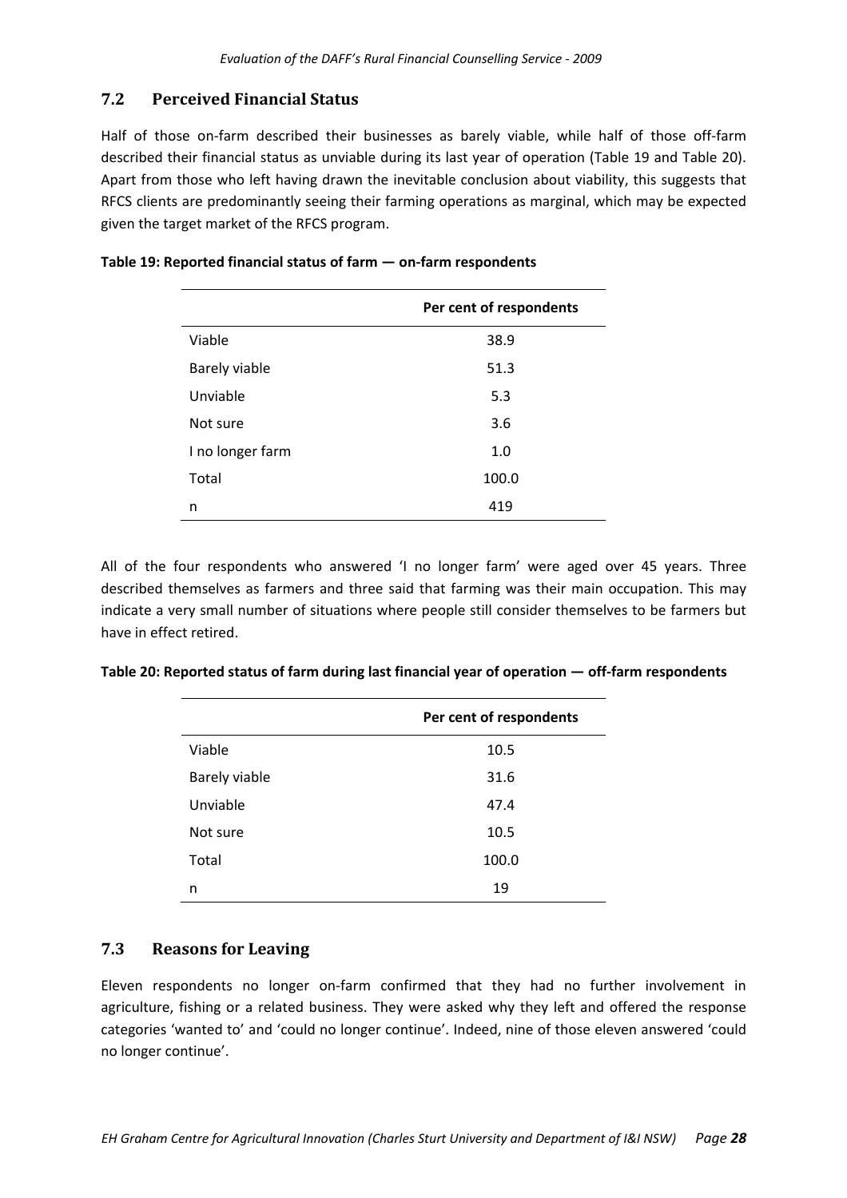## 7.2 Perceived Financial Status

Half of those on-farm described their businesses as barely viable, while half of those off-farm described their financial status as unviable during its last year of operation (Table 19 and Table 20). Apart from those who left having drawn the inevitable conclusion about viability, this suggests that RFCS clients are predominantly seeing their farming operations as marginal, which may be expected given the target market of the RFCS program.

**Table 19: Reported financial status of farm — on-farm respondents**

| | Per cent of respondents |
|---|---|
| Viable | 38.9 |
| Barely viable | 51.3 |
| Unviable | 5.3 |
| Not sure | 3.6 |
| I no longer farm | 1.0 |
| Total | 100.0 |
| n | 419 |

All of the four respondents who answered 'I no longer farm' were aged over 45 years. Three described themselves as farmers and three said that farming was their main occupation. This may indicate a very small number of situations where people still consider themselves to be farmers but have in effect retired.

**Table 20: Reported status of farm during last financial year of operation — off-farm respondents**

| | Per cent of respondents |
|---|---|
| Viable | 10.5 |
| Barely viable | 31.6 |
| Unviable | 47.4 |
| Not sure | 10.5 |
| Total | 100.0 |
| n | 19 |

## 7.3 Reasons for Leaving

Eleven respondents no longer on-farm confirmed that they had no further involvement in agriculture, fishing or a related business. They were asked why they left and offered the response categories 'wanted to' and 'could no longer continue'. Indeed, nine of those eleven answered 'could no longer continue'.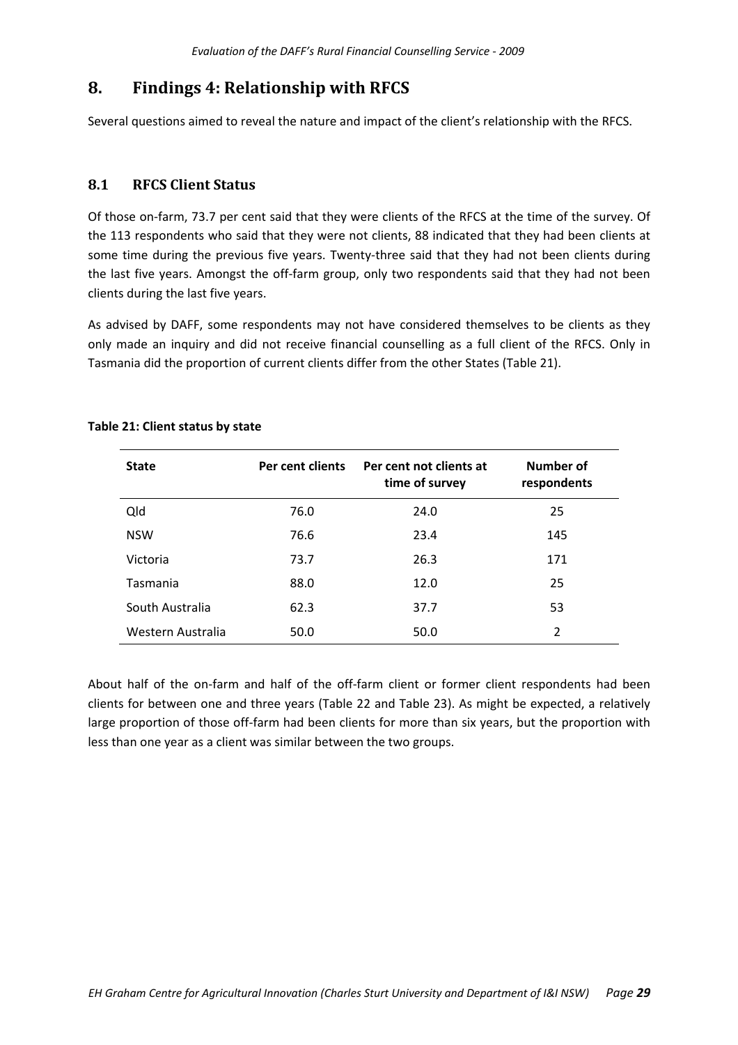# 8. Findings 4: Relationship with RFCS

Several questions aimed to reveal the nature and impact of the client's relationship with the RFCS.

## 8.1 RFCS Client Status

Of those on-farm, 73.7 per cent said that they were clients of the RFCS at the time of the survey. Of the 113 respondents who said that they were not clients, 88 indicated that they had been clients at some time during the previous five years. Twenty-three said that they had not been clients during the last five years. Amongst the off-farm group, only two respondents said that they had not been clients during the last five years.

As advised by DAFF, some respondents may not have considered themselves to be clients as they only made an inquiry and did not receive financial counselling as a full client of the RFCS. Only in Tasmania did the proportion of current clients differ from the other States (Table 21).

**Table 21: Client status by state**

| State | Per cent clients | Per cent not clients at time of survey | Number of respondents |
|---|---|---|---|
| Qld | 76.0 | 24.0 | 25 |
| NSW | 76.6 | 23.4 | 145 |
| Victoria | 73.7 | 26.3 | 171 |
| Tasmania | 88.0 | 12.0 | 25 |
| South Australia | 62.3 | 37.7 | 53 |
| Western Australia | 50.0 | 50.0 | 2 |

About half of the on-farm and half of the off-farm client or former client respondents had been clients for between one and three years (Table 22 and Table 23). As might be expected, a relatively large proportion of those off-farm had been clients for more than six years, but the proportion with less than one year as a client was similar between the two groups.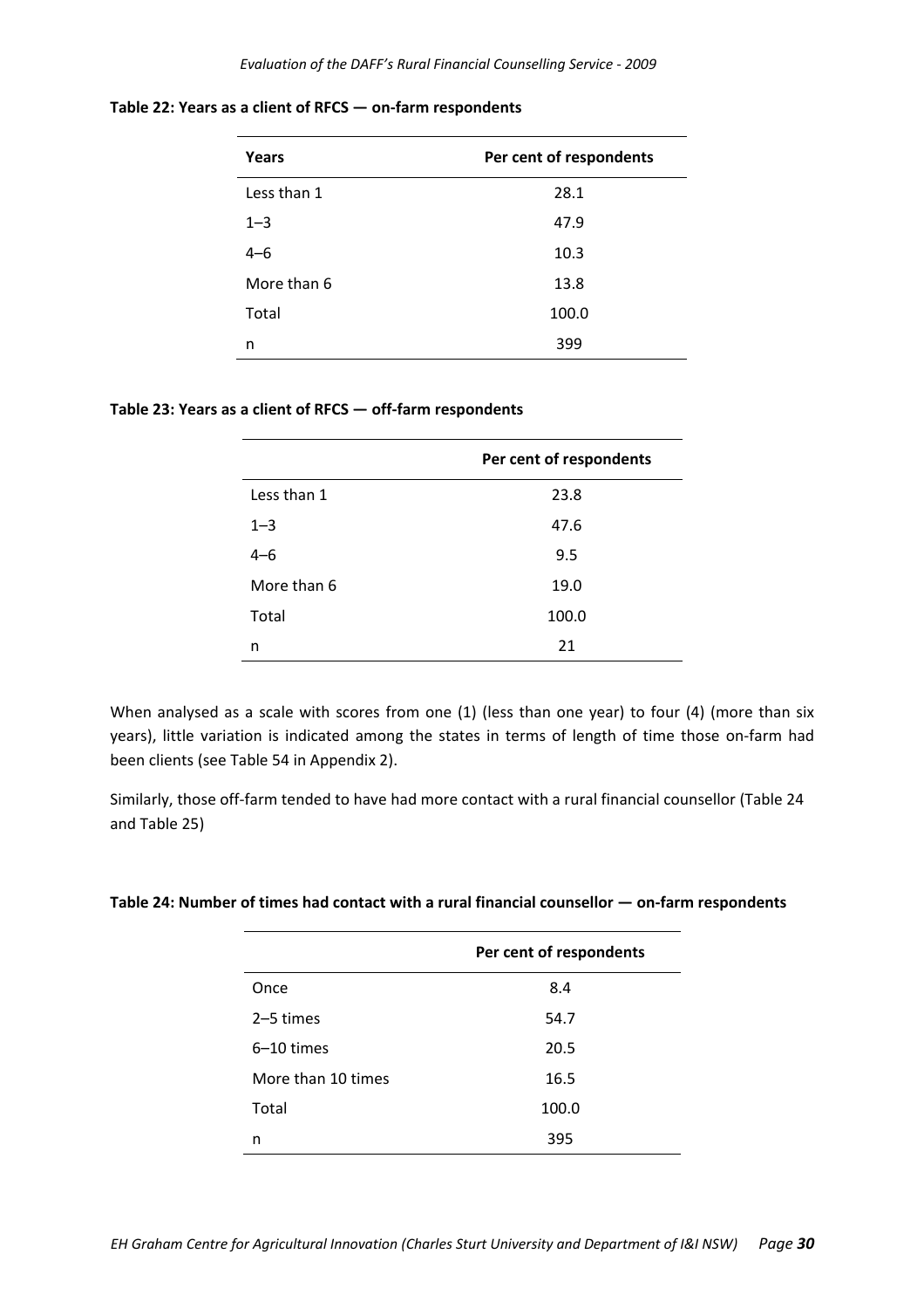**Table 22: Years as a client of RFCS — on-farm respondents**

| Years | Per cent of respondents |
|---|---|
| Less than 1 | 28.1 |
| 1–3 | 47.9 |
| 4–6 | 10.3 |
| More than 6 | 13.8 |
| Total | 100.0 |
| n | 399 |

**Table 23: Years as a client of RFCS — off-farm respondents**

| | Per cent of respondents |
|---|---|
| Less than 1 | 23.8 |
| 1–3 | 47.6 |
| 4–6 | 9.5 |
| More than 6 | 19.0 |
| Total | 100.0 |
| n | 21 |

When analysed as a scale with scores from one (1) (less than one year) to four (4) (more than six years), little variation is indicated among the states in terms of length of time those on-farm had been clients (see Table 54 in Appendix 2).

Similarly, those off-farm tended to have had more contact with a rural financial counsellor (Table 24 and Table 25)

**Table 24: Number of times had contact with a rural financial counsellor — on-farm respondents**

| | Per cent of respondents |
|---|---|
| Once | 8.4 |
| 2–5 times | 54.7 |
| 6–10 times | 20.5 |
| More than 10 times | 16.5 |
| Total | 100.0 |
| n | 395 |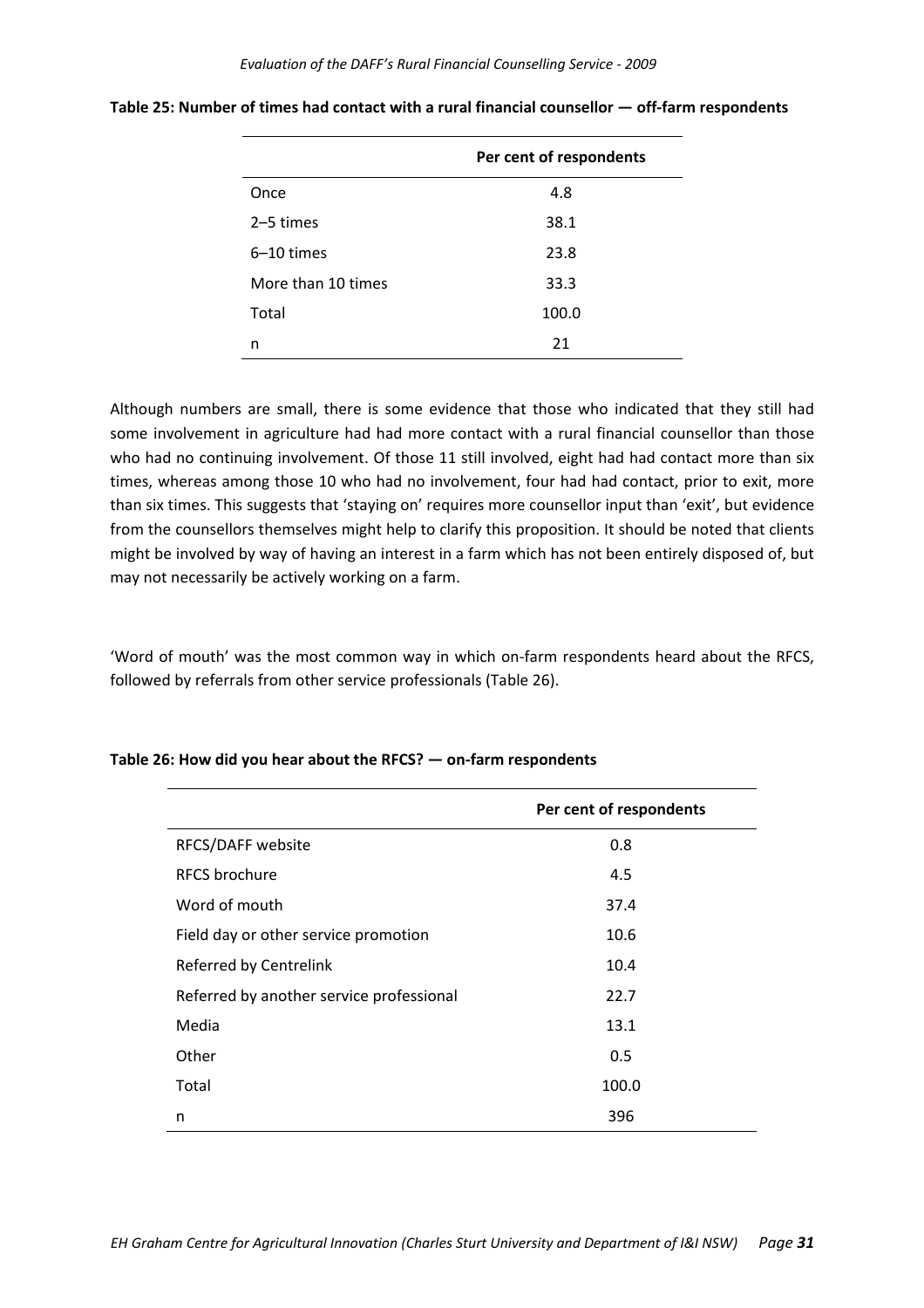**Table 25: Number of times had contact with a rural financial counsellor — off-farm respondents**

| | Per cent of respondents |
|---|---|
| Once | 4.8 |
| 2–5 times | 38.1 |
| 6–10 times | 23.8 |
| More than 10 times | 33.3 |
| Total | 100.0 |
| n | 21 |

Although numbers are small, there is some evidence that those who indicated that they still had some involvement in agriculture had had more contact with a rural financial counsellor than those who had no continuing involvement. Of those 11 still involved, eight had had contact more than six times, whereas among those 10 who had no involvement, four had had contact, prior to exit, more than six times. This suggests that 'staying on' requires more counsellor input than 'exit', but evidence from the counsellors themselves might help to clarify this proposition. It should be noted that clients might be involved by way of having an interest in a farm which has not been entirely disposed of, but may not necessarily be actively working on a farm.

'Word of mouth' was the most common way in which on-farm respondents heard about the RFCS, followed by referrals from other service professionals (Table 26).

**Table 26: How did you hear about the RFCS? — on-farm respondents**

| | Per cent of respondents |
|---|---|
| RFCS/DAFF website | 0.8 |
| RFCS brochure | 4.5 |
| Word of mouth | 37.4 |
| Field day or other service promotion | 10.6 |
| Referred by Centrelink | 10.4 |
| Referred by another service professional | 22.7 |
| Media | 13.1 |
| Other | 0.5 |
| Total | 100.0 |
| n | 396 |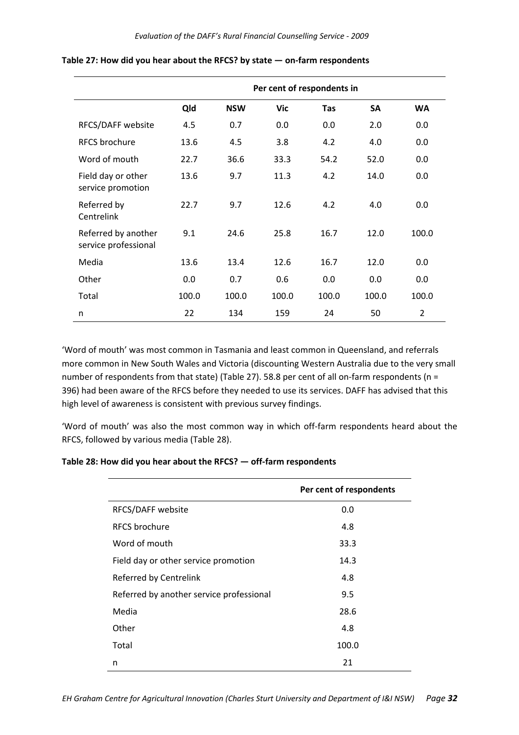**Table 27: How did you hear about the RFCS? by state — on-farm respondents**

| | Per cent of respondents in | | | | | |
|---|---|---|---|---|---|---|
| | Qld | NSW | Vic | Tas | SA | WA |
| RFCS/DAFF website | 4.5 | 0.7 | 0.0 | 0.0 | 2.0 | 0.0 |
| RFCS brochure | 13.6 | 4.5 | 3.8 | 4.2 | 4.0 | 0.0 |
| Word of mouth | 22.7 | 36.6 | 33.3 | 54.2 | 52.0 | 0.0 |
| Field day or other service promotion | 13.6 | 9.7 | 11.3 | 4.2 | 14.0 | 0.0 |
| Referred by Centrelink | 22.7 | 9.7 | 12.6 | 4.2 | 4.0 | 0.0 |
| Referred by another service professional | 9.1 | 24.6 | 25.8 | 16.7 | 12.0 | 100.0 |
| Media | 13.6 | 13.4 | 12.6 | 16.7 | 12.0 | 0.0 |
| Other | 0.0 | 0.7 | 0.6 | 0.0 | 0.0 | 0.0 |
| Total | 100.0 | 100.0 | 100.0 | 100.0 | 100.0 | 100.0 |
| n | 22 | 134 | 159 | 24 | 50 | 2 |

'Word of mouth' was most common in Tasmania and least common in Queensland, and referrals more common in New South Wales and Victoria (discounting Western Australia due to the very small number of respondents from that state) (Table 27). 58.8 per cent of all on-farm respondents (n = 396) had been aware of the RFCS before they needed to use its services. DAFF has advised that this high level of awareness is consistent with previous survey findings.

'Word of mouth' was also the most common way in which off-farm respondents heard about the RFCS, followed by various media (Table 28).

**Table 28: How did you hear about the RFCS? — off-farm respondents**

| | Per cent of respondents |
|---|---|
| RFCS/DAFF website | 0.0 |
| RFCS brochure | 4.8 |
| Word of mouth | 33.3 |
| Field day or other service promotion | 14.3 |
| Referred by Centrelink | 4.8 |
| Referred by another service professional | 9.5 |
| Media | 28.6 |
| Other | 4.8 |
| Total | 100.0 |
| n | 21 |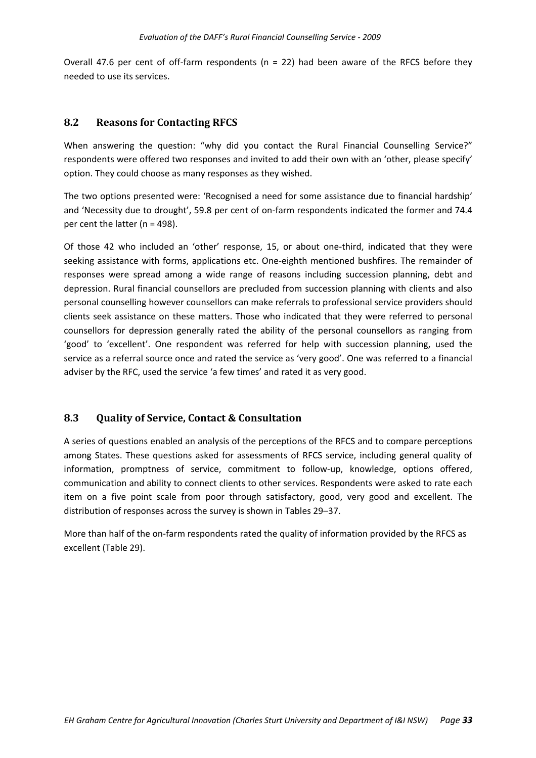Overall 47.6 per cent of off-farm respondents (n = 22) had been aware of the RFCS before they needed to use its services.

## 8.2 Reasons for Contacting RFCS

When answering the question: “why did you contact the Rural Financial Counselling Service?” respondents were offered two responses and invited to add their own with an ‘other, please specify’ option. They could choose as many responses as they wished.

The two options presented were: ‘Recognised a need for some assistance due to financial hardship’ and ‘Necessity due to drought’, 59.8 per cent of on-farm respondents indicated the former and 74.4 per cent the latter (n = 498).

Of those 42 who included an ‘other’ response, 15, or about one-third, indicated that they were seeking assistance with forms, applications etc. One-eighth mentioned bushfires. The remainder of responses were spread among a wide range of reasons including succession planning, debt and depression. Rural financial counsellors are precluded from succession planning with clients and also personal counselling however counsellors can make referrals to professional service providers should clients seek assistance on these matters. Those who indicated that they were referred to personal counsellors for depression generally rated the ability of the personal counsellors as ranging from ‘good’ to ‘excellent’. One respondent was referred for help with succession planning, used the service as a referral source once and rated the service as ‘very good’. One was referred to a financial adviser by the RFC, used the service ‘a few times’ and rated it as very good.

## 8.3 Quality of Service, Contact & Consultation

A series of questions enabled an analysis of the perceptions of the RFCS and to compare perceptions among States. These questions asked for assessments of RFCS service, including general quality of information, promptness of service, commitment to follow-up, knowledge, options offered, communication and ability to connect clients to other services. Respondents were asked to rate each item on a five point scale from poor through satisfactory, good, very good and excellent. The distribution of responses across the survey is shown in Tables 29–37.

More than half of the on-farm respondents rated the quality of information provided by the RFCS as excellent (Table 29).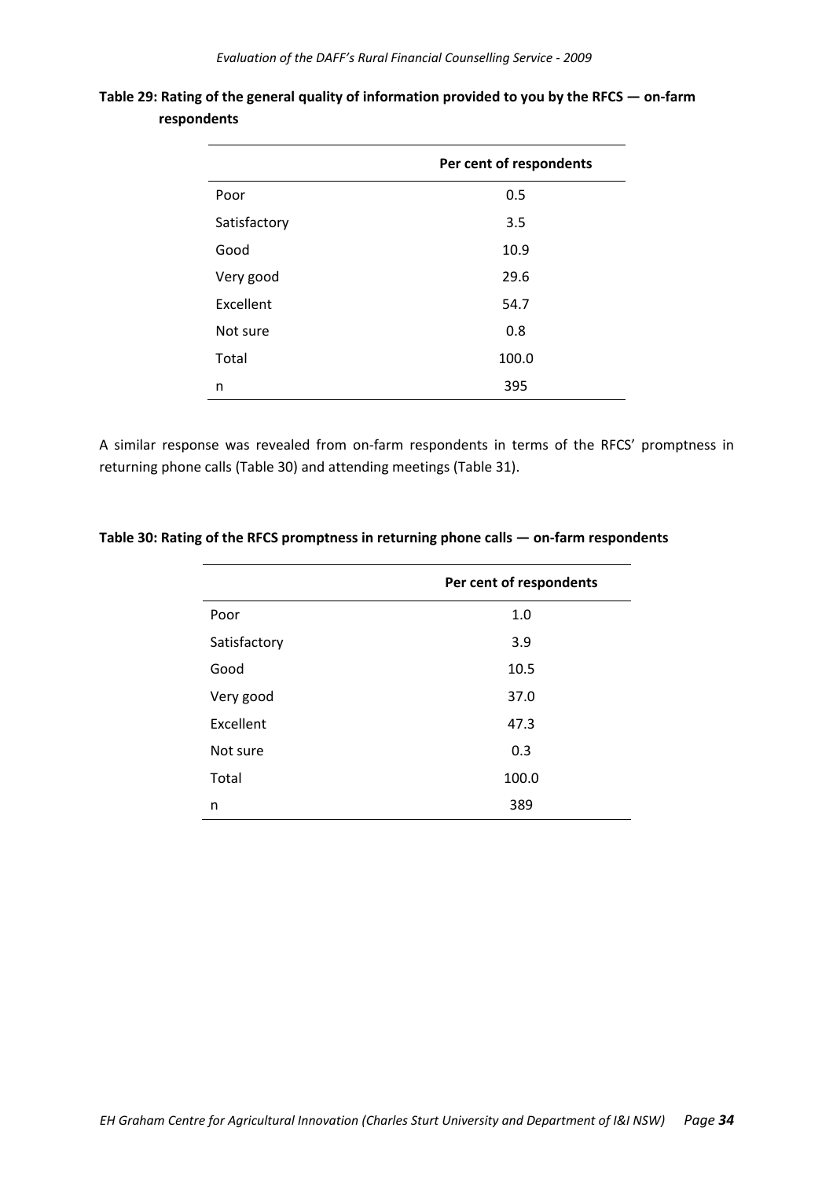**Table 29: Rating of the general quality of information provided to you by the RFCS — on-farm respondents**

| | Per cent of respondents |
|---|---|
| Poor | 0.5 |
| Satisfactory | 3.5 |
| Good | 10.9 |
| Very good | 29.6 |
| Excellent | 54.7 |
| Not sure | 0.8 |
| Total | 100.0 |
| n | 395 |

A similar response was revealed from on-farm respondents in terms of the RFCS' promptness in returning phone calls (Table 30) and attending meetings (Table 31).

**Table 30: Rating of the RFCS promptness in returning phone calls — on-farm respondents**

| | Per cent of respondents |
|---|---|
| Poor | 1.0 |
| Satisfactory | 3.9 |
| Good | 10.5 |
| Very good | 37.0 |
| Excellent | 47.3 |
| Not sure | 0.3 |
| Total | 100.0 |
| n | 389 |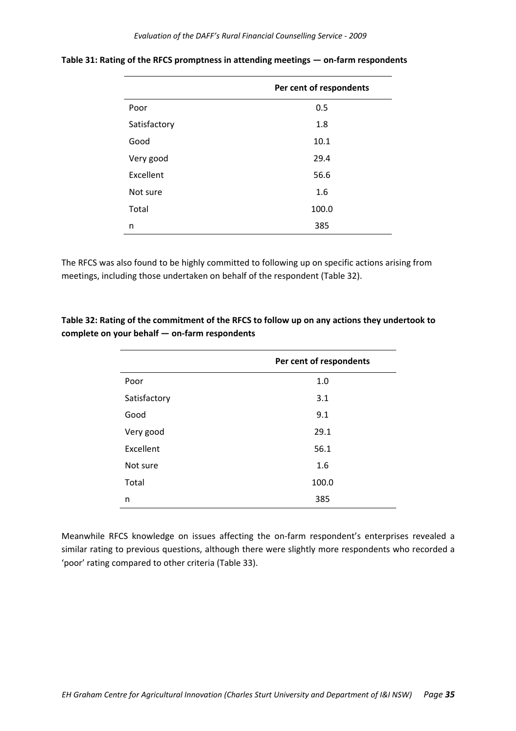**Table 31: Rating of the RFCS promptness in attending meetings — on-farm respondents**

| | Per cent of respondents |
|---|---|
| Poor | 0.5 |
| Satisfactory | 1.8 |
| Good | 10.1 |
| Very good | 29.4 |
| Excellent | 56.6 |
| Not sure | 1.6 |
| Total | 100.0 |
| n | 385 |

The RFCS was also found to be highly committed to following up on specific actions arising from meetings, including those undertaken on behalf of the respondent (Table 32).

**Table 32: Rating of the commitment of the RFCS to follow up on any actions they undertook to complete on your behalf — on-farm respondents**

| | Per cent of respondents |
|---|---|
| Poor | 1.0 |
| Satisfactory | 3.1 |
| Good | 9.1 |
| Very good | 29.1 |
| Excellent | 56.1 |
| Not sure | 1.6 |
| Total | 100.0 |
| n | 385 |

Meanwhile RFCS knowledge on issues affecting the on-farm respondent's enterprises revealed a similar rating to previous questions, although there were slightly more respondents who recorded a 'poor' rating compared to other criteria (Table 33).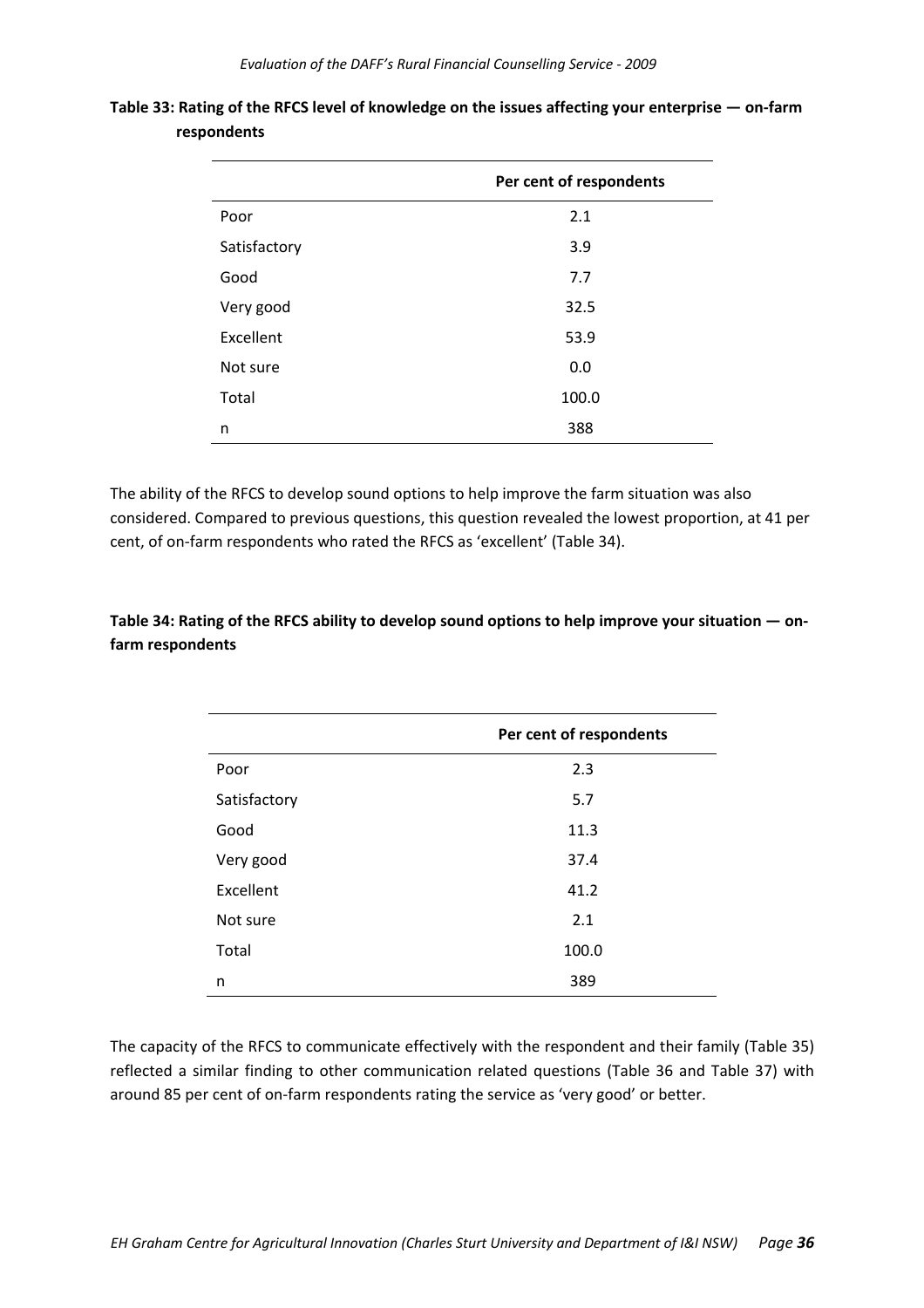**Table 33: Rating of the RFCS level of knowledge on the issues affecting your enterprise — on-farm respondents**

| | Per cent of respondents |
|---|---|
| Poor | 2.1 |
| Satisfactory | 3.9 |
| Good | 7.7 |
| Very good | 32.5 |
| Excellent | 53.9 |
| Not sure | 0.0 |
| Total | 100.0 |
| n | 388 |

The ability of the RFCS to develop sound options to help improve the farm situation was also considered. Compared to previous questions, this question revealed the lowest proportion, at 41 per cent, of on-farm respondents who rated the RFCS as 'excellent' (Table 34).

**Table 34: Rating of the RFCS ability to develop sound options to help improve your situation — on-farm respondents**

| | Per cent of respondents |
|---|---|
| Poor | 2.3 |
| Satisfactory | 5.7 |
| Good | 11.3 |
| Very good | 37.4 |
| Excellent | 41.2 |
| Not sure | 2.1 |
| Total | 100.0 |
| n | 389 |

The capacity of the RFCS to communicate effectively with the respondent and their family (Table 35) reflected a similar finding to other communication related questions (Table 36 and Table 37) with around 85 per cent of on-farm respondents rating the service as 'very good' or better.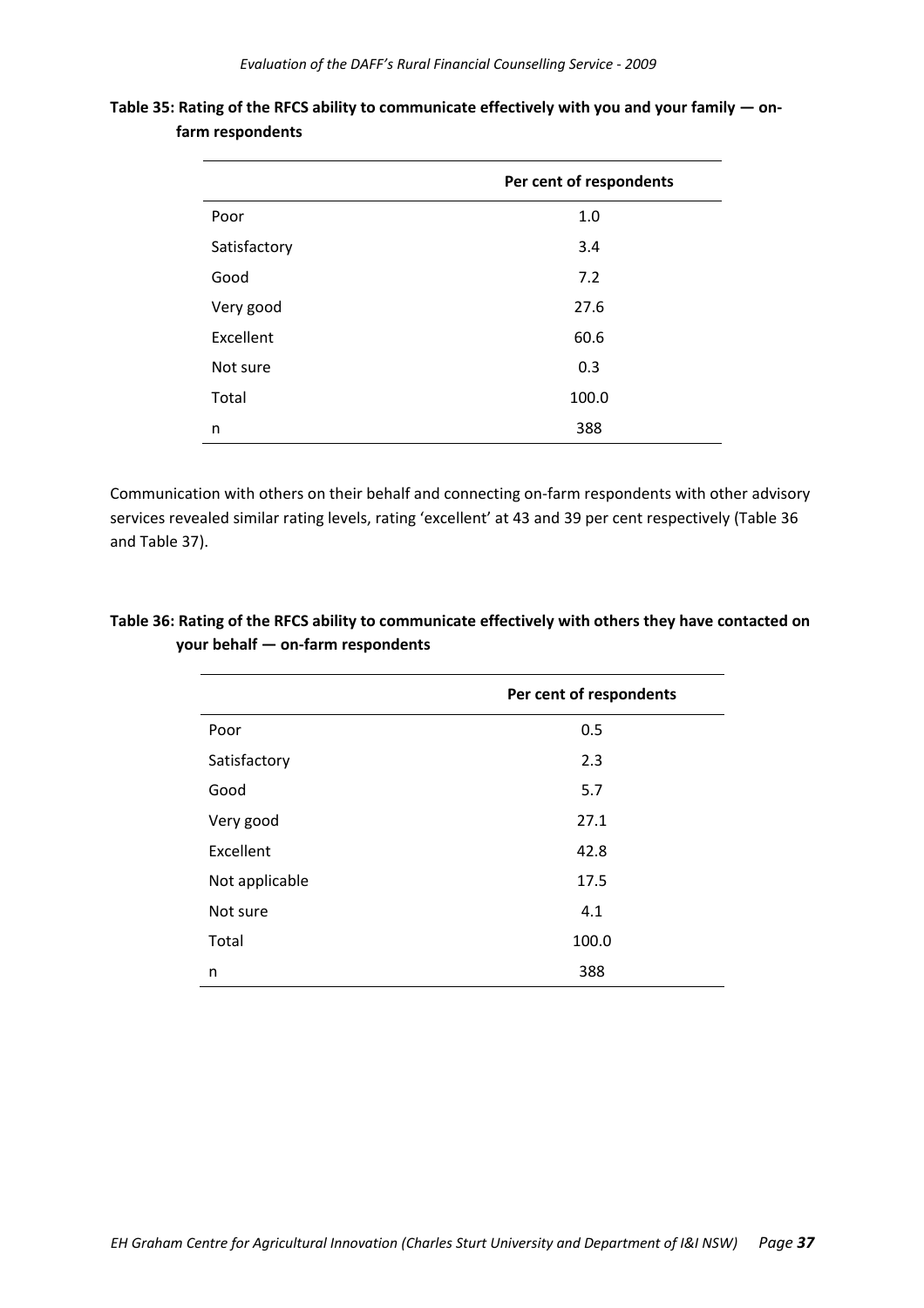**Table 35: Rating of the RFCS ability to communicate effectively with you and your family — on-farm respondents**

| | Per cent of respondents |
|---|---|
| Poor | 1.0 |
| Satisfactory | 3.4 |
| Good | 7.2 |
| Very good | 27.6 |
| Excellent | 60.6 |
| Not sure | 0.3 |
| Total | 100.0 |
| n | 388 |

Communication with others on their behalf and connecting on-farm respondents with other advisory services revealed similar rating levels, rating 'excellent' at 43 and 39 per cent respectively (Table 36 and Table 37).

**Table 36: Rating of the RFCS ability to communicate effectively with others they have contacted on your behalf — on-farm respondents**

| | Per cent of respondents |
|---|---|
| Poor | 0.5 |
| Satisfactory | 2.3 |
| Good | 5.7 |
| Very good | 27.1 |
| Excellent | 42.8 |
| Not applicable | 17.5 |
| Not sure | 4.1 |
| Total | 100.0 |
| n | 388 |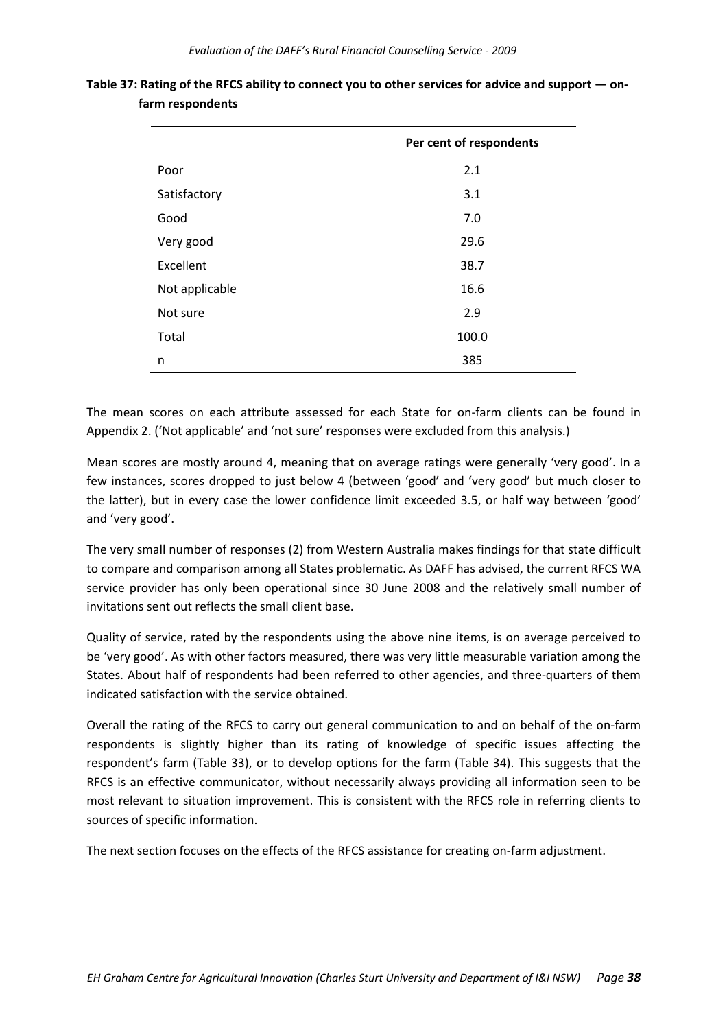**Table 37: Rating of the RFCS ability to connect you to other services for advice and support — on-farm respondents**

| | Per cent of respondents |
|---|---|
| Poor | 2.1 |
| Satisfactory | 3.1 |
| Good | 7.0 |
| Very good | 29.6 |
| Excellent | 38.7 |
| Not applicable | 16.6 |
| Not sure | 2.9 |
| Total | 100.0 |
| n | 385 |

The mean scores on each attribute assessed for each State for on-farm clients can be found in Appendix 2. ('Not applicable' and 'not sure' responses were excluded from this analysis.)

Mean scores are mostly around 4, meaning that on average ratings were generally 'very good'. In a few instances, scores dropped to just below 4 (between 'good' and 'very good' but much closer to the latter), but in every case the lower confidence limit exceeded 3.5, or half way between 'good' and 'very good'.

The very small number of responses (2) from Western Australia makes findings for that state difficult to compare and comparison among all States problematic. As DAFF has advised, the current RFCS WA service provider has only been operational since 30 June 2008 and the relatively small number of invitations sent out reflects the small client base.

Quality of service, rated by the respondents using the above nine items, is on average perceived to be 'very good'. As with other factors measured, there was very little measurable variation among the States. About half of respondents had been referred to other agencies, and three-quarters of them indicated satisfaction with the service obtained.

Overall the rating of the RFCS to carry out general communication to and on behalf of the on-farm respondents is slightly higher than its rating of knowledge of specific issues affecting the respondent's farm (Table 33), or to develop options for the farm (Table 34). This suggests that the RFCS is an effective communicator, without necessarily always providing all information seen to be most relevant to situation improvement. This is consistent with the RFCS role in referring clients to sources of specific information.

The next section focuses on the effects of the RFCS assistance for creating on-farm adjustment.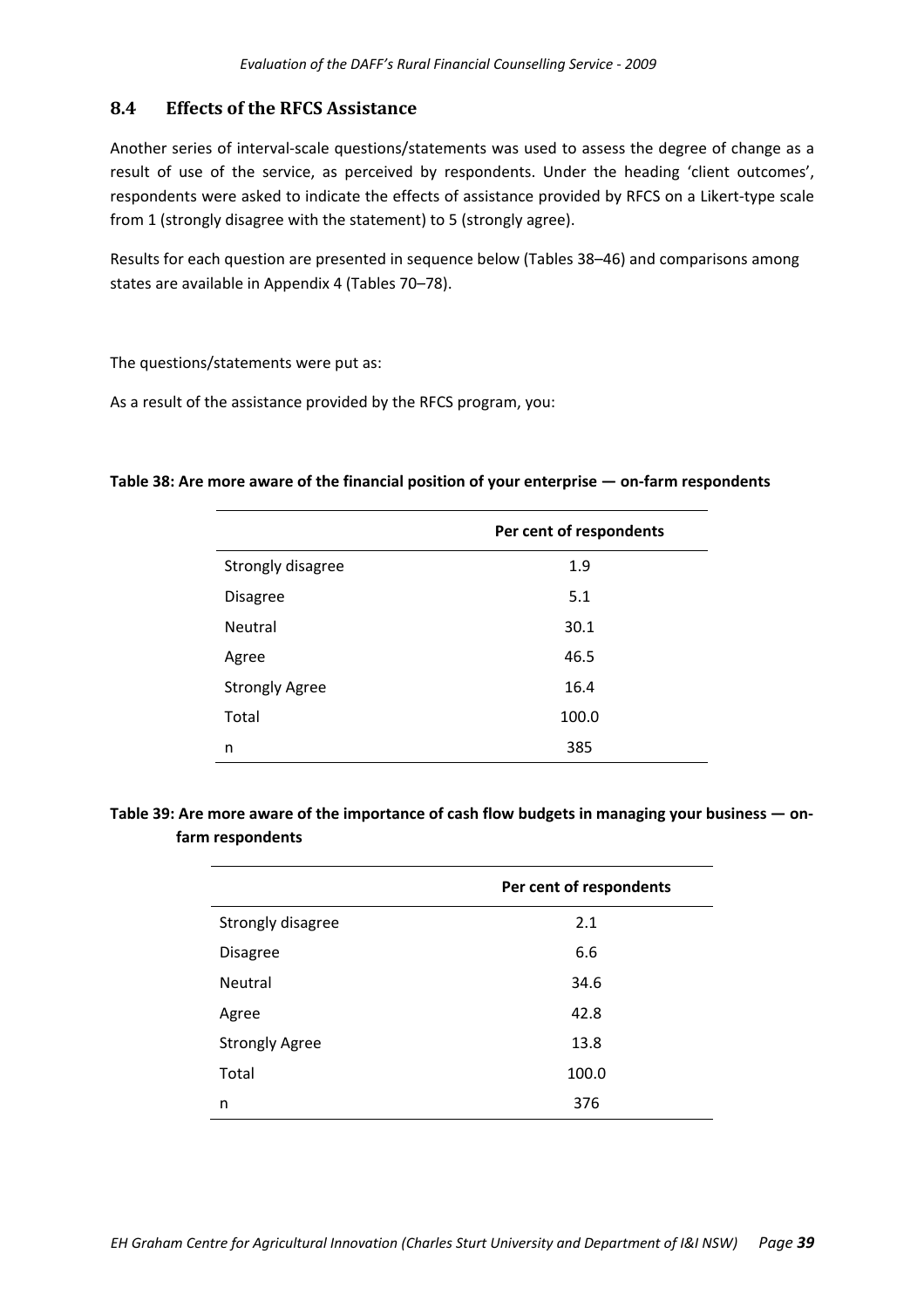## 8.4 Effects of the RFCS Assistance

Another series of interval-scale questions/statements was used to assess the degree of change as a result of use of the service, as perceived by respondents. Under the heading 'client outcomes', respondents were asked to indicate the effects of assistance provided by RFCS on a Likert-type scale from 1 (strongly disagree with the statement) to 5 (strongly agree).

Results for each question are presented in sequence below (Tables 38–46) and comparisons among states are available in Appendix 4 (Tables 70–78).

The questions/statements were put as:

As a result of the assistance provided by the RFCS program, you:

**Table 38: Are more aware of the financial position of your enterprise — on-farm respondents**

| | Per cent of respondents |
|---|---|
| Strongly disagree | 1.9 |
| Disagree | 5.1 |
| Neutral | 30.1 |
| Agree | 46.5 |
| Strongly Agree | 16.4 |
| Total | 100.0 |
| n | 385 |

**Table 39: Are more aware of the importance of cash flow budgets in managing your business — on-farm respondents**

| | Per cent of respondents |
|---|---|
| Strongly disagree | 2.1 |
| Disagree | 6.6 |
| Neutral | 34.6 |
| Agree | 42.8 |
| Strongly Agree | 13.8 |
| Total | 100.0 |
| n | 376 |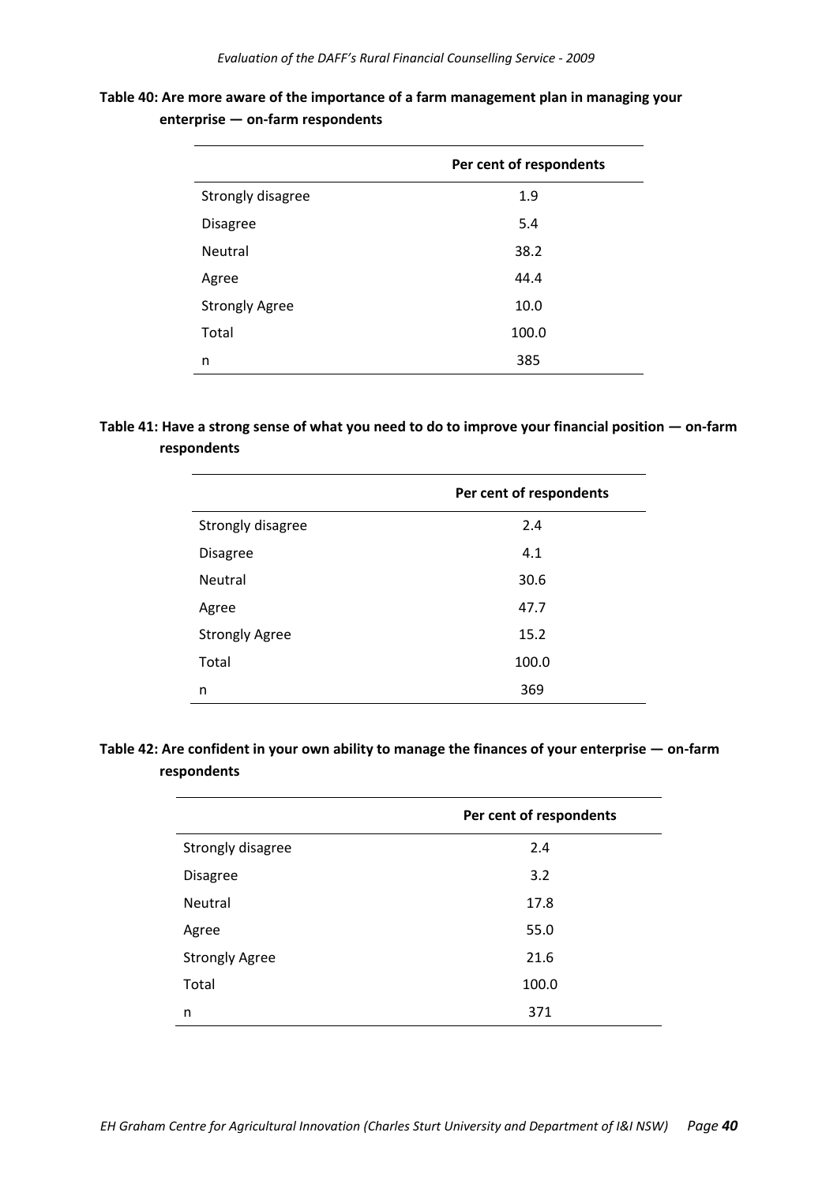**Table 40: Are more aware of the importance of a farm management plan in managing your enterprise — on-farm respondents**

| | Per cent of respondents |
|---|---|
| Strongly disagree | 1.9 |
| Disagree | 5.4 |
| Neutral | 38.2 |
| Agree | 44.4 |
| Strongly Agree | 10.0 |
| Total | 100.0 |
| n | 385 |

**Table 41: Have a strong sense of what you need to do to improve your financial position — on-farm respondents**

| | Per cent of respondents |
|---|---|
| Strongly disagree | 2.4 |
| Disagree | 4.1 |
| Neutral | 30.6 |
| Agree | 47.7 |
| Strongly Agree | 15.2 |
| Total | 100.0 |
| n | 369 |

**Table 42: Are confident in your own ability to manage the finances of your enterprise — on-farm respondents**

| | Per cent of respondents |
|---|---|
| Strongly disagree | 2.4 |
| Disagree | 3.2 |
| Neutral | 17.8 |
| Agree | 55.0 |
| Strongly Agree | 21.6 |
| Total | 100.0 |
| n | 371 |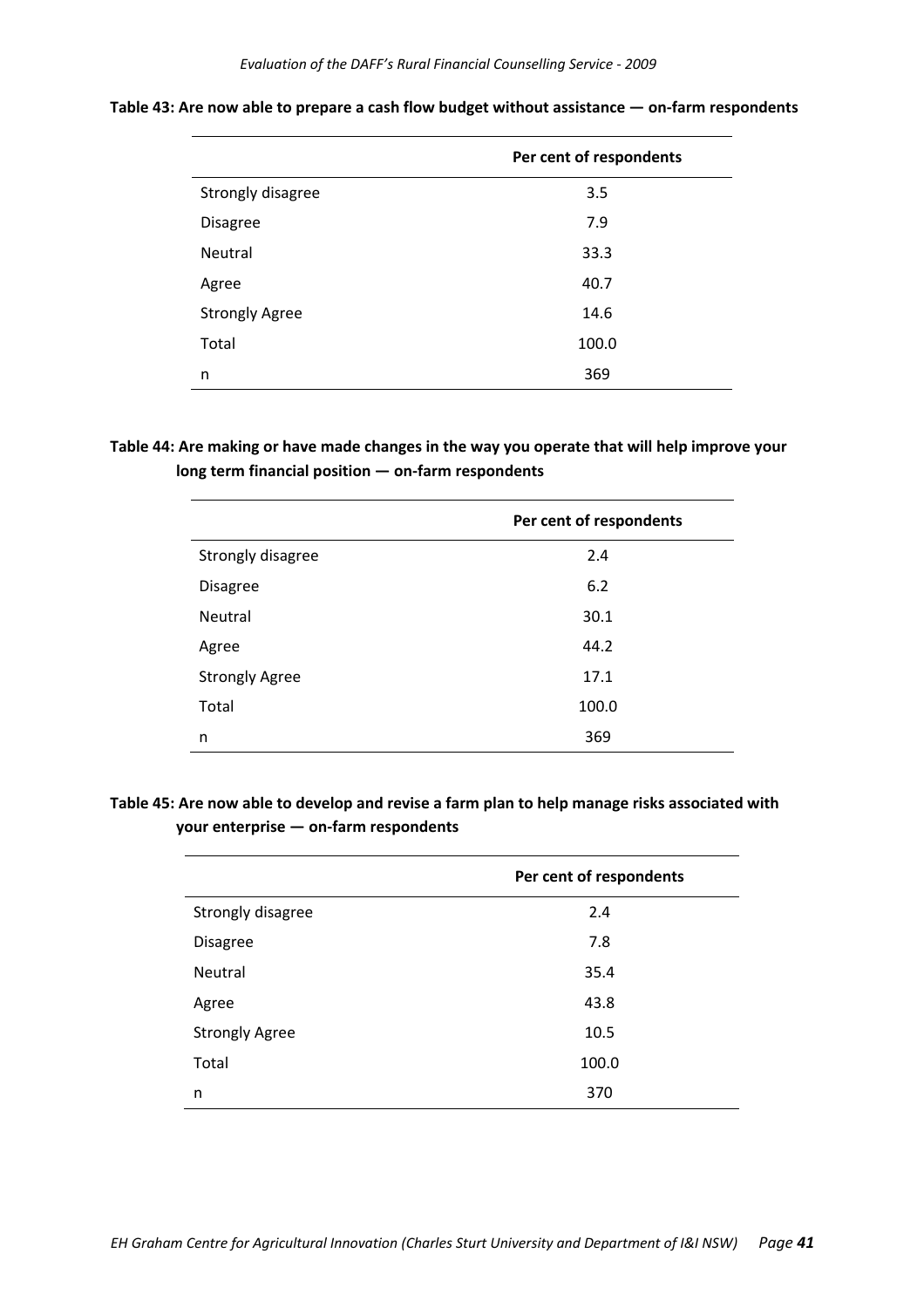**Table 43: Are now able to prepare a cash flow budget without assistance — on-farm respondents**

| | Per cent of respondents |
|---|---|
| Strongly disagree | 3.5 |
| Disagree | 7.9 |
| Neutral | 33.3 |
| Agree | 40.7 |
| Strongly Agree | 14.6 |
| Total | 100.0 |
| n | 369 |

**Table 44: Are making or have made changes in the way you operate that will help improve your long term financial position — on-farm respondents**

| | Per cent of respondents |
|---|---|
| Strongly disagree | 2.4 |
| Disagree | 6.2 |
| Neutral | 30.1 |
| Agree | 44.2 |
| Strongly Agree | 17.1 |
| Total | 100.0 |
| n | 369 |

**Table 45: Are now able to develop and revise a farm plan to help manage risks associated with your enterprise — on-farm respondents**

| | Per cent of respondents |
|---|---|
| Strongly disagree | 2.4 |
| Disagree | 7.8 |
| Neutral | 35.4 |
| Agree | 43.8 |
| Strongly Agree | 10.5 |
| Total | 100.0 |
| n | 370 |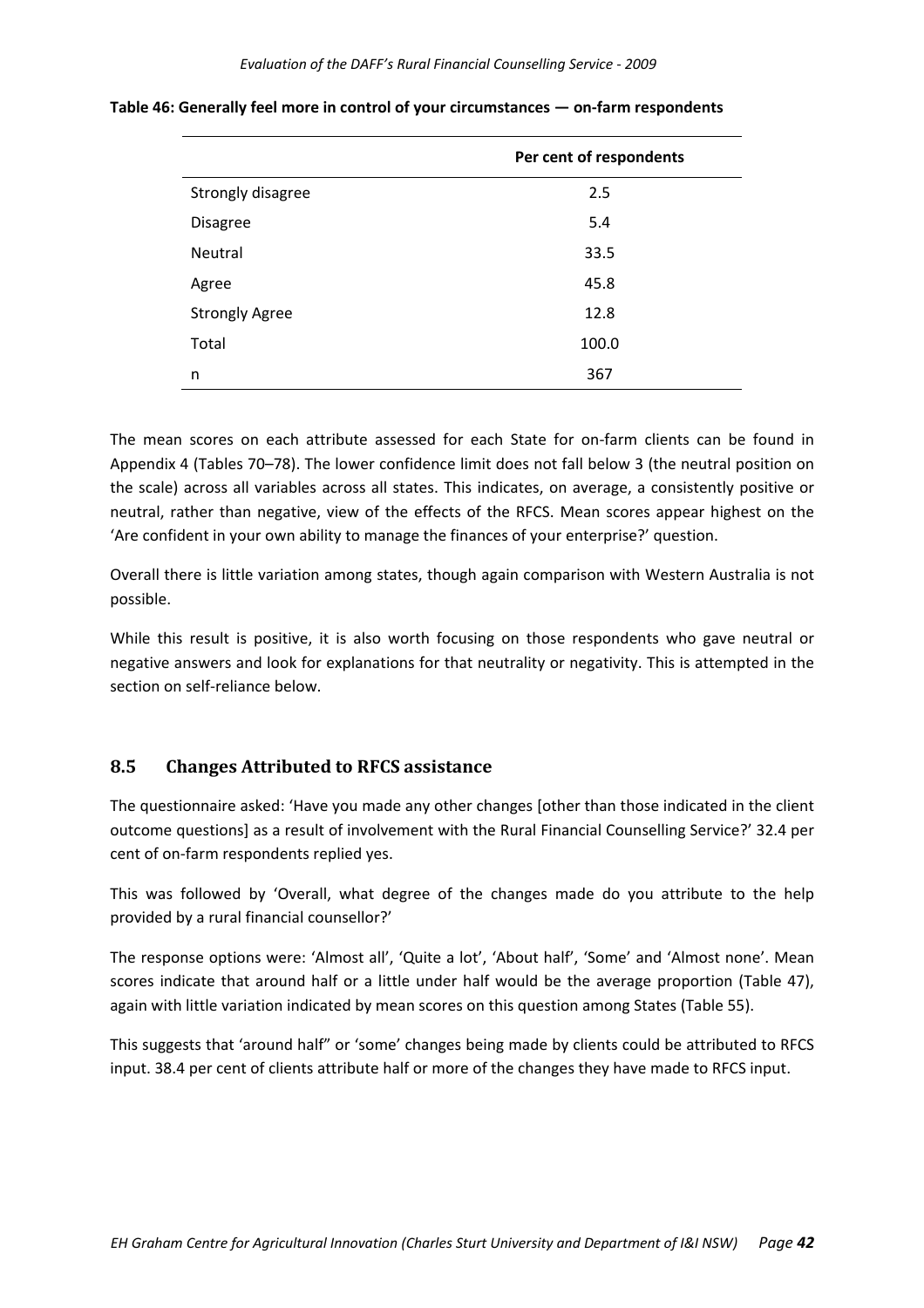**Table 46: Generally feel more in control of your circumstances — on-farm respondents**

| | Per cent of respondents |
|---|---|
| Strongly disagree | 2.5 |
| Disagree | 5.4 |
| Neutral | 33.5 |
| Agree | 45.8 |
| Strongly Agree | 12.8 |
| Total | 100.0 |
| n | 367 |

The mean scores on each attribute assessed for each State for on-farm clients can be found in Appendix 4 (Tables 70–78). The lower confidence limit does not fall below 3 (the neutral position on the scale) across all variables across all states. This indicates, on average, a consistently positive or neutral, rather than negative, view of the effects of the RFCS. Mean scores appear highest on the 'Are confident in your own ability to manage the finances of your enterprise?' question.

Overall there is little variation among states, though again comparison with Western Australia is not possible.

While this result is positive, it is also worth focusing on those respondents who gave neutral or negative answers and look for explanations for that neutrality or negativity. This is attempted in the section on self-reliance below.

## 8.5 Changes Attributed to RFCS assistance

The questionnaire asked: 'Have you made any other changes [other than those indicated in the client outcome questions] as a result of involvement with the Rural Financial Counselling Service?' 32.4 per cent of on-farm respondents replied yes.

This was followed by 'Overall, what degree of the changes made do you attribute to the help provided by a rural financial counsellor?'

The response options were: 'Almost all', 'Quite a lot', 'About half', 'Some' and 'Almost none'. Mean scores indicate that around half or a little under half would be the average proportion (Table 47), again with little variation indicated by mean scores on this question among States (Table 55).

This suggests that 'around half" or 'some' changes being made by clients could be attributed to RFCS input. 38.4 per cent of clients attribute half or more of the changes they have made to RFCS input.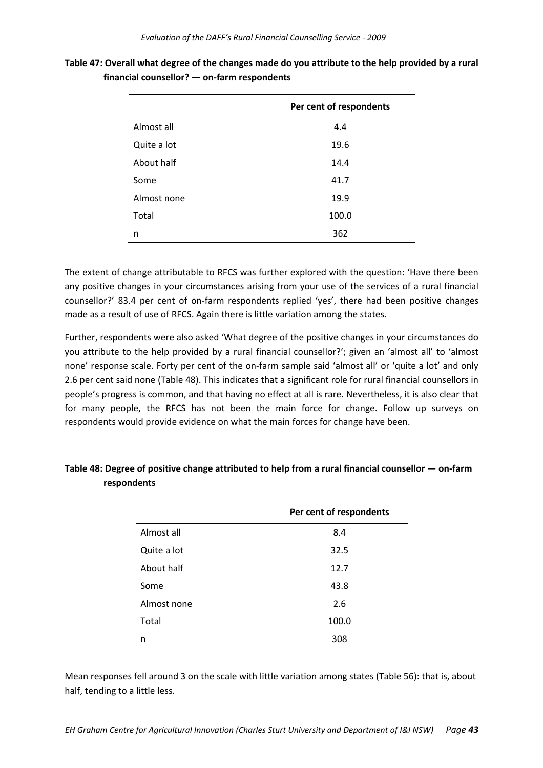**Table 47: Overall what degree of the changes made do you attribute to the help provided by a rural financial counsellor? — on-farm respondents**

| | Per cent of respondents |
|---|---|
| Almost all | 4.4 |
| Quite a lot | 19.6 |
| About half | 14.4 |
| Some | 41.7 |
| Almost none | 19.9 |
| Total | 100.0 |
| n | 362 |

The extent of change attributable to RFCS was further explored with the question: 'Have there been any positive changes in your circumstances arising from your use of the services of a rural financial counsellor?' 83.4 per cent of on-farm respondents replied 'yes', there had been positive changes made as a result of use of RFCS. Again there is little variation among the states.

Further, respondents were also asked 'What degree of the positive changes in your circumstances do you attribute to the help provided by a rural financial counsellor?'; given an 'almost all' to 'almost none' response scale. Forty per cent of the on-farm sample said 'almost all' or 'quite a lot' and only 2.6 per cent said none (Table 48). This indicates that a significant role for rural financial counsellors in people's progress is common, and that having no effect at all is rare. Nevertheless, it is also clear that for many people, the RFCS has not been the main force for change. Follow up surveys on respondents would provide evidence on what the main forces for change have been.

**Table 48: Degree of positive change attributed to help from a rural financial counsellor — on-farm respondents**

| | Per cent of respondents |
|---|---|
| Almost all | 8.4 |
| Quite a lot | 32.5 |
| About half | 12.7 |
| Some | 43.8 |
| Almost none | 2.6 |
| Total | 100.0 |
| n | 308 |

Mean responses fell around 3 on the scale with little variation among states (Table 56): that is, about half, tending to a little less.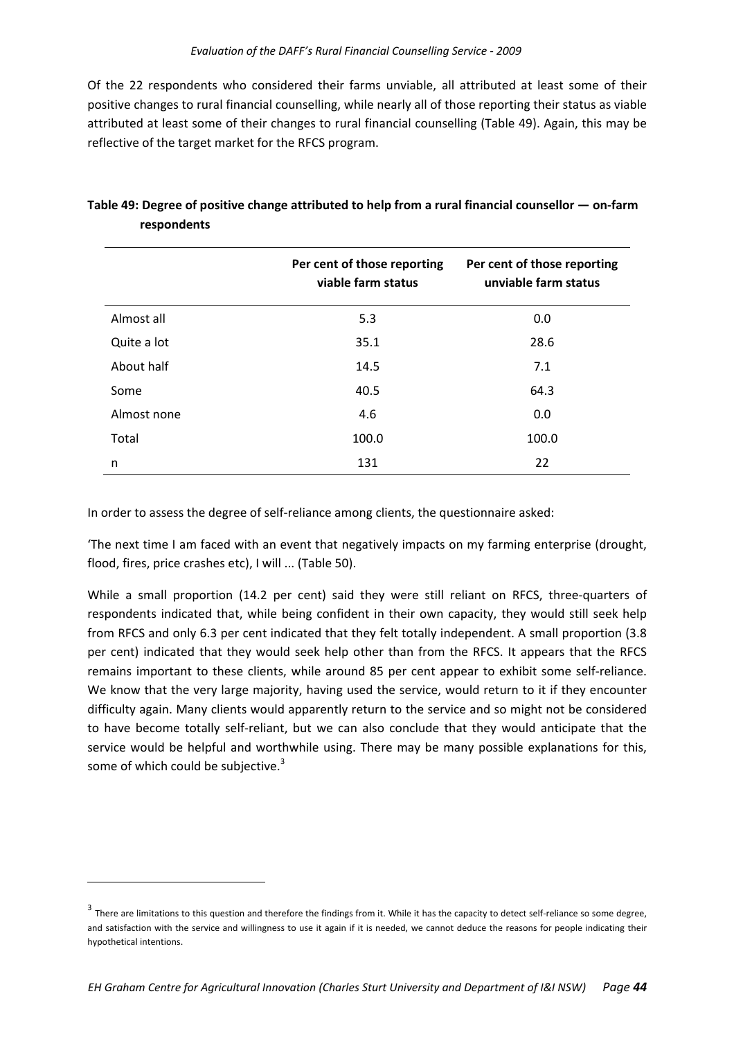Of the 22 respondents who considered their farms unviable, all attributed at least some of their positive changes to rural financial counselling, while nearly all of those reporting their status as viable attributed at least some of their changes to rural financial counselling (Table 49). Again, this may be reflective of the target market for the RFCS program.

**Table 49: Degree of positive change attributed to help from a rural financial counsellor — on-farm respondents**

| | Per cent of those reporting viable farm status | Per cent of those reporting unviable farm status |
|---|---|---|
| Almost all | 5.3 | 0.0 |
| Quite a lot | 35.1 | 28.6 |
| About half | 14.5 | 7.1 |
| Some | 40.5 | 64.3 |
| Almost none | 4.6 | 0.0 |
| Total | 100.0 | 100.0 |
| n | 131 | 22 |

In order to assess the degree of self-reliance among clients, the questionnaire asked:

'The next time I am faced with an event that negatively impacts on my farming enterprise (drought, flood, fires, price crashes etc), I will ... (Table 50).

While a small proportion (14.2 per cent) said they were still reliant on RFCS, three-quarters of respondents indicated that, while being confident in their own capacity, they would still seek help from RFCS and only 6.3 per cent indicated that they felt totally independent. A small proportion (3.8 per cent) indicated that they would seek help other than from the RFCS. It appears that the RFCS remains important to these clients, while around 85 per cent appear to exhibit some self-reliance. We know that the very large majority, having used the service, would return to it if they encounter difficulty again. Many clients would apparently return to the service and so might not be considered to have become totally self-reliant, but we can also conclude that they would anticipate that the service would be helpful and worthwhile using. There may be many possible explanations for this, some of which could be subjective.[3]

[3] There are limitations to this question and therefore the findings from it. While it has the capacity to detect self-reliance so some degree, and satisfaction with the service and willingness to use it again if it is needed, we cannot deduce the reasons for people indicating their hypothetical intentions.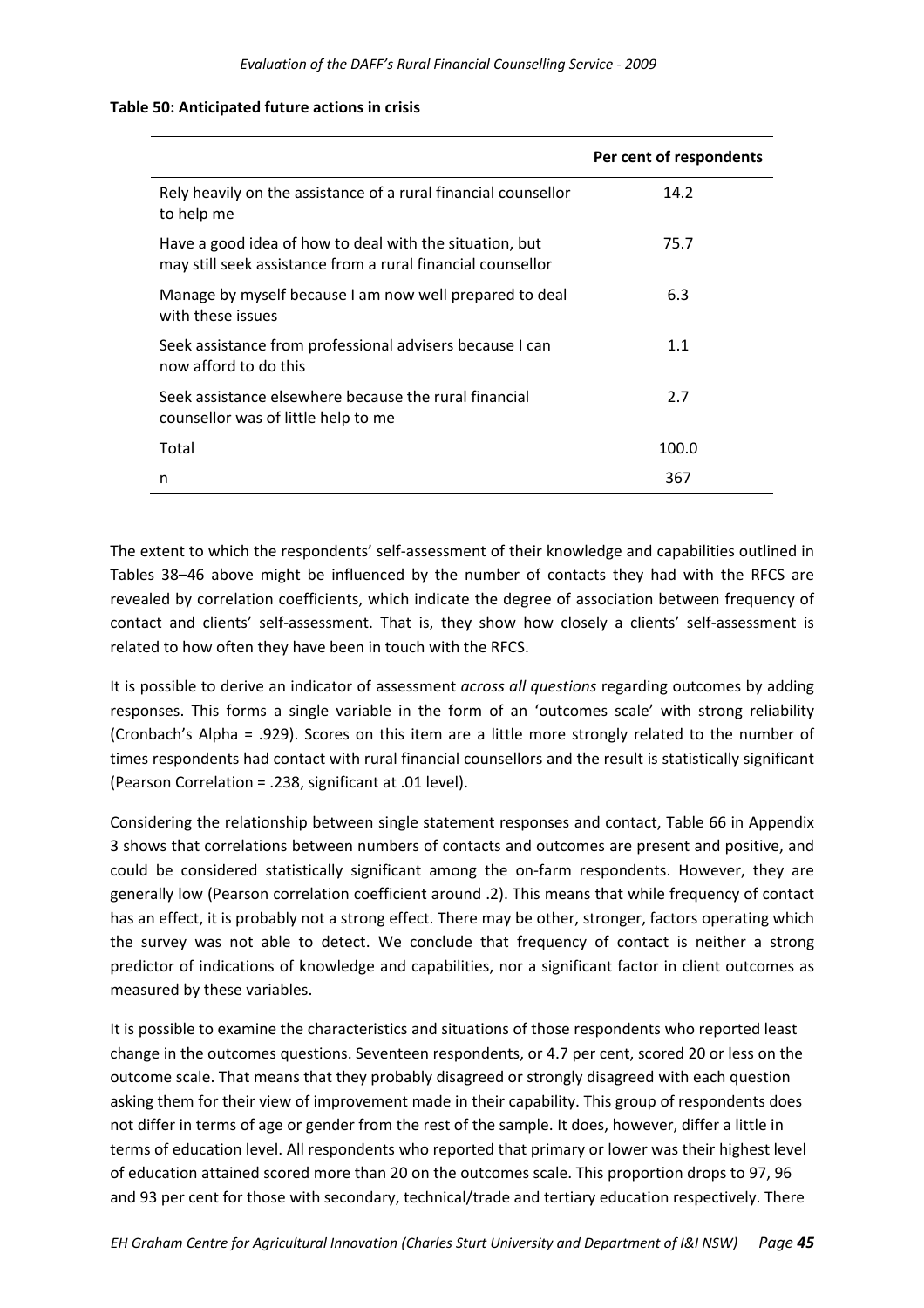**Table 50: Anticipated future actions in crisis**

| | Per cent of respondents |
|---|---|
| Rely heavily on the assistance of a rural financial counsellor to help me | 14.2 |
| Have a good idea of how to deal with the situation, but may still seek assistance from a rural financial counsellor | 75.7 |
| Manage by myself because I am now well prepared to deal with these issues | 6.3 |
| Seek assistance from professional advisers because I can now afford to do this | 1.1 |
| Seek assistance elsewhere because the rural financial counsellor was of little help to me | 2.7 |
| Total | 100.0 |
| n | 367 |

The extent to which the respondents' self-assessment of their knowledge and capabilities outlined in Tables 38–46 above might be influenced by the number of contacts they had with the RFCS are revealed by correlation coefficients, which indicate the degree of association between frequency of contact and clients' self-assessment. That is, they show how closely a clients' self-assessment is related to how often they have been in touch with the RFCS.

It is possible to derive an indicator of assessment *across all questions* regarding outcomes by adding responses. This forms a single variable in the form of an 'outcomes scale' with strong reliability (Cronbach's Alpha = .929). Scores on this item are a little more strongly related to the number of times respondents had contact with rural financial counsellors and the result is statistically significant (Pearson Correlation = .238, significant at .01 level).

Considering the relationship between single statement responses and contact, Table 66 in Appendix 3 shows that correlations between numbers of contacts and outcomes are present and positive, and could be considered statistically significant among the on-farm respondents. However, they are generally low (Pearson correlation coefficient around .2). This means that while frequency of contact has an effect, it is probably not a strong effect. There may be other, stronger, factors operating which the survey was not able to detect. We conclude that frequency of contact is neither a strong predictor of indications of knowledge and capabilities, nor a significant factor in client outcomes as measured by these variables.

It is possible to examine the characteristics and situations of those respondents who reported least change in the outcomes questions. Seventeen respondents, or 4.7 per cent, scored 20 or less on the outcome scale. That means that they probably disagreed or strongly disagreed with each question asking them for their view of improvement made in their capability. This group of respondents does not differ in terms of age or gender from the rest of the sample. It does, however, differ a little in terms of education level. All respondents who reported that primary or lower was their highest level of education attained scored more than 20 on the outcomes scale. This proportion drops to 97, 96 and 93 per cent for those with secondary, technical/trade and tertiary education respectively. There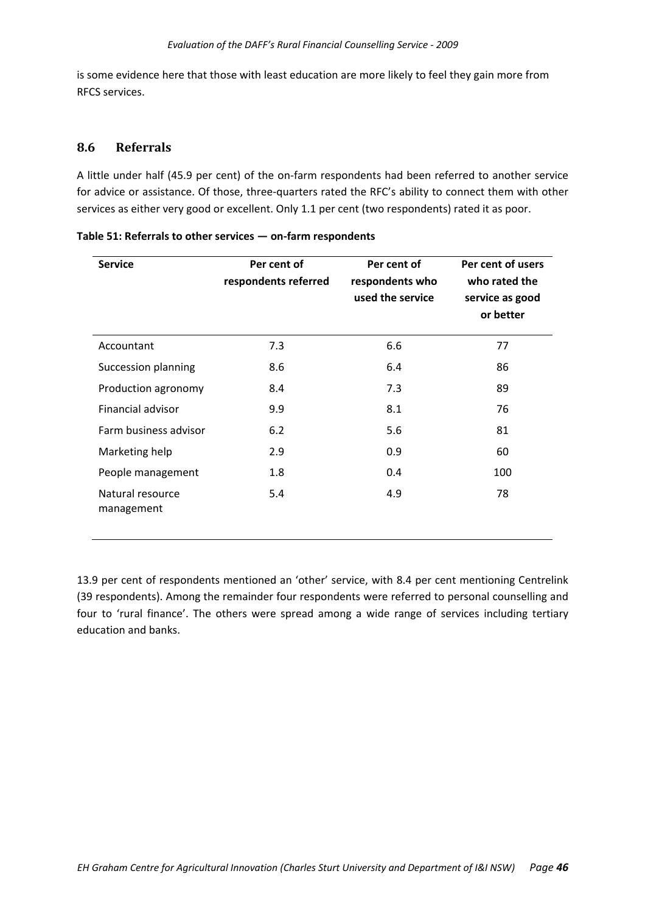is some evidence here that those with least education are more likely to feel they gain more from RFCS services.

## 8.6 Referrals

A little under half (45.9 per cent) of the on-farm respondents had been referred to another service for advice or assistance. Of those, three-quarters rated the RFC's ability to connect them with other services as either very good or excellent. Only 1.1 per cent (two respondents) rated it as poor.

**Table 51: Referrals to other services — on-farm respondents**

| Service | Per cent of respondents referred | Per cent of respondents who used the service | Per cent of users who rated the service as good or better |
|---|---|---|---|
| Accountant | 7.3 | 6.6 | 77 |
| Succession planning | 8.6 | 6.4 | 86 |
| Production agronomy | 8.4 | 7.3 | 89 |
| Financial advisor | 9.9 | 8.1 | 76 |
| Farm business advisor | 6.2 | 5.6 | 81 |
| Marketing help | 2.9 | 0.9 | 60 |
| People management | 1.8 | 0.4 | 100 |
| Natural resource management | 5.4 | 4.9 | 78 |

13.9 per cent of respondents mentioned an 'other' service, with 8.4 per cent mentioning Centrelink (39 respondents). Among the remainder four respondents were referred to personal counselling and four to 'rural finance'. The others were spread among a wide range of services including tertiary education and banks.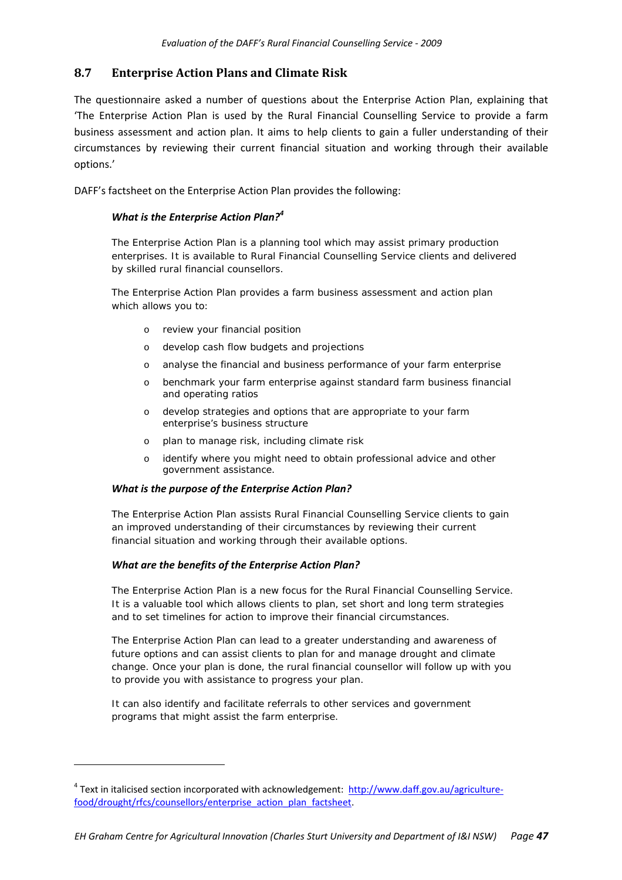## 8.7 Enterprise Action Plans and Climate Risk

The questionnaire asked a number of questions about the Enterprise Action Plan, explaining that 'The Enterprise Action Plan is used by the Rural Financial Counselling Service to provide a farm business assessment and action plan. It aims to help clients to gain a fuller understanding of their circumstances by reviewing their current financial situation and working through their available options.'

DAFF's factsheet on the Enterprise Action Plan provides the following:

> ***What is the Enterprise Action Plan?***[4]
>
> The Enterprise Action Plan is a planning tool which may assist primary production enterprises. It is available to Rural Financial Counselling Service clients and delivered by skilled rural financial counsellors.
>
> The Enterprise Action Plan provides a farm business assessment and action plan which allows you to:
>
> - review your financial position
> - develop cash flow budgets and projections
> - analyse the financial and business performance of your farm enterprise
> - benchmark your farm enterprise against standard farm business financial and operating ratios
> - develop strategies and options that are appropriate to your farm enterprise's business structure
> - plan to manage risk, including climate risk
> - identify where you might need to obtain professional advice and other government assistance.
>
> ***What is the purpose of the Enterprise Action Plan?***
>
> The Enterprise Action Plan assists Rural Financial Counselling Service clients to gain an improved understanding of their circumstances by reviewing their current financial situation and working through their available options.
>
> ***What are the benefits of the Enterprise Action Plan?***
>
> The Enterprise Action Plan is a new focus for the Rural Financial Counselling Service. It is a valuable tool which allows clients to plan, set short and long term strategies and to set timelines for action to improve their financial circumstances.
>
> The Enterprise Action Plan can lead to a greater understanding and awareness of future options and can assist clients to plan for and manage drought and climate change. Once your plan is done, the rural financial counsellor will follow up with you to provide you with assistance to progress your plan.
>
> It can also identify and facilitate referrals to other services and government programs that might assist the farm enterprise.

---

[4] Text in italicised section incorporated with acknowledgement: http://www.daff.gov.au/agriculture-food/drought/rfcs/counsellors/enterprise_action_plan_factsheet.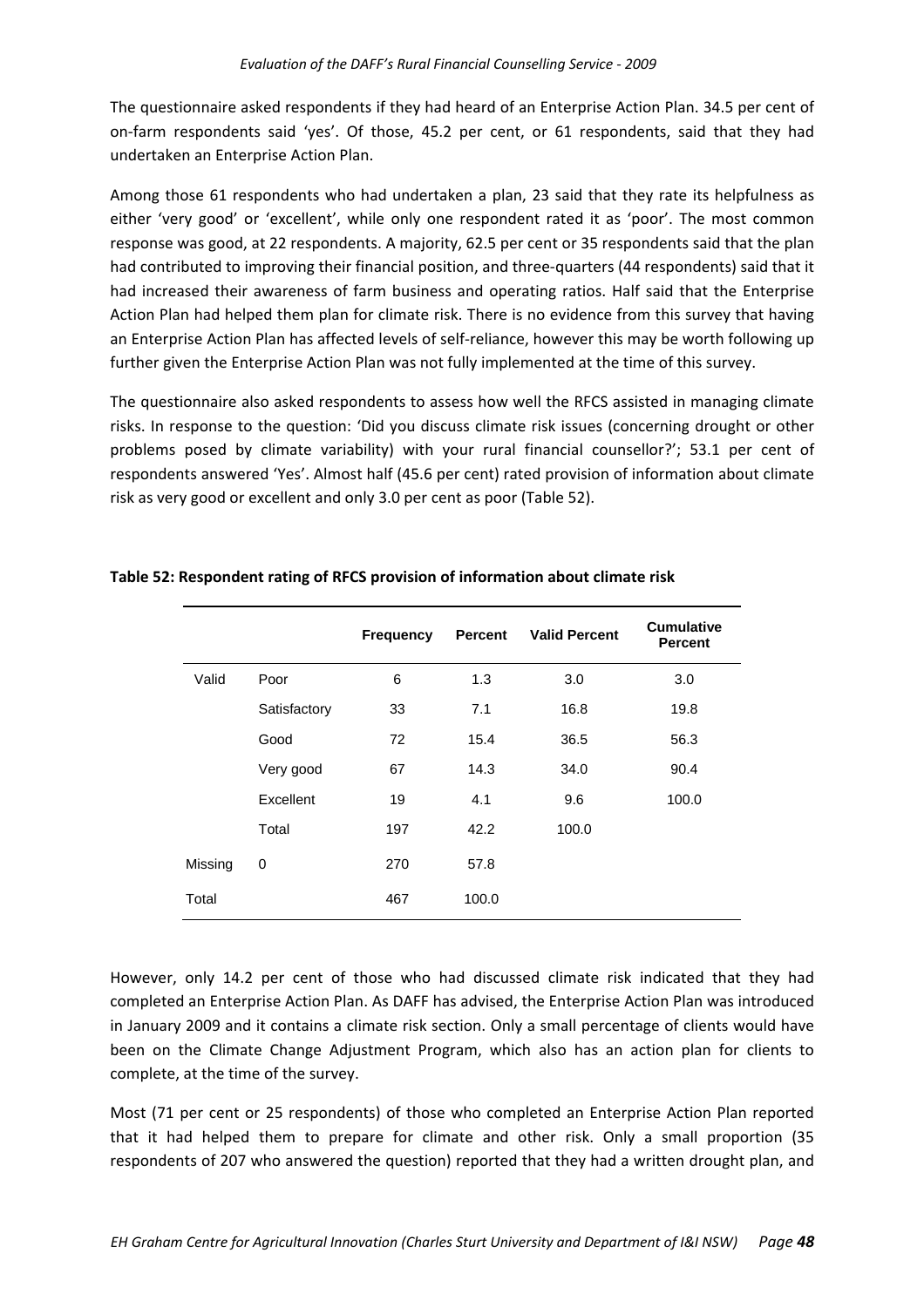The questionnaire asked respondents if they had heard of an Enterprise Action Plan. 34.5 per cent of on-farm respondents said 'yes'. Of those, 45.2 per cent, or 61 respondents, said that they had undertaken an Enterprise Action Plan.

Among those 61 respondents who had undertaken a plan, 23 said that they rate its helpfulness as either 'very good' or 'excellent', while only one respondent rated it as 'poor'. The most common response was good, at 22 respondents. A majority, 62.5 per cent or 35 respondents said that the plan had contributed to improving their financial position, and three-quarters (44 respondents) said that it had increased their awareness of farm business and operating ratios. Half said that the Enterprise Action Plan had helped them plan for climate risk. There is no evidence from this survey that having an Enterprise Action Plan has affected levels of self-reliance, however this may be worth following up further given the Enterprise Action Plan was not fully implemented at the time of this survey.

The questionnaire also asked respondents to assess how well the RFCS assisted in managing climate risks. In response to the question: 'Did you discuss climate risk issues (concerning drought or other problems posed by climate variability) with your rural financial counsellor?'; 53.1 per cent of respondents answered 'Yes'. Almost half (45.6 per cent) rated provision of information about climate risk as very good or excellent and only 3.0 per cent as poor (Table 52).

**Table 52: Respondent rating of RFCS provision of information about climate risk**

| | | Frequency | Percent | Valid Percent | Cumulative Percent |
|---|---|---|---|---|---|
| Valid | Poor | 6 | 1.3 | 3.0 | 3.0 |
| | Satisfactory | 33 | 7.1 | 16.8 | 19.8 |
| | Good | 72 | 15.4 | 36.5 | 56.3 |
| | Very good | 67 | 14.3 | 34.0 | 90.4 |
| | Excellent | 19 | 4.1 | 9.6 | 100.0 |
| | Total | 197 | 42.2 | 100.0 | |
| Missing | 0 | 270 | 57.8 | | |
| Total | | 467 | 100.0 | | |

However, only 14.2 per cent of those who had discussed climate risk indicated that they had completed an Enterprise Action Plan. As DAFF has advised, the Enterprise Action Plan was introduced in January 2009 and it contains a climate risk section. Only a small percentage of clients would have been on the Climate Change Adjustment Program, which also has an action plan for clients to complete, at the time of the survey.

Most (71 per cent or 25 respondents) of those who completed an Enterprise Action Plan reported that it had helped them to prepare for climate and other risk. Only a small proportion (35 respondents of 207 who answered the question) reported that they had a written drought plan, and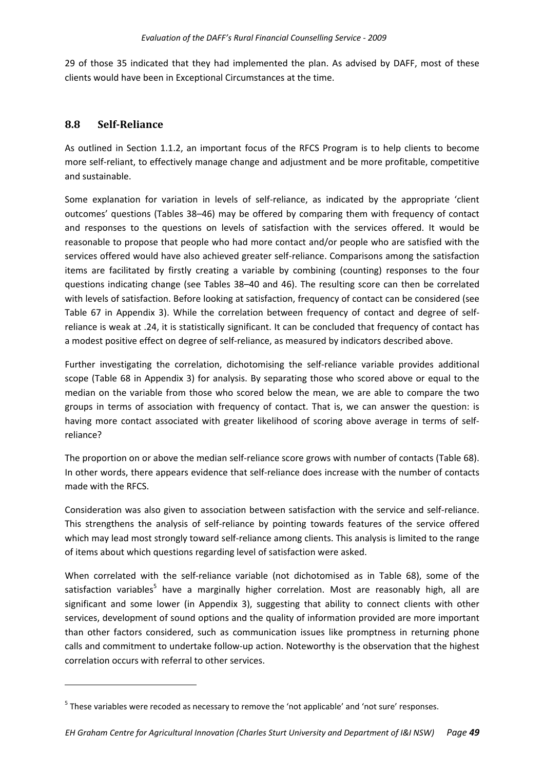29 of those 35 indicated that they had implemented the plan. As advised by DAFF, most of these clients would have been in Exceptional Circumstances at the time.

## 8.8 Self-Reliance

As outlined in Section 1.1.2, an important focus of the RFCS Program is to help clients to become more self-reliant, to effectively manage change and adjustment and be more profitable, competitive and sustainable.

Some explanation for variation in levels of self-reliance, as indicated by the appropriate 'client outcomes' questions (Tables 38–46) may be offered by comparing them with frequency of contact and responses to the questions on levels of satisfaction with the services offered. It would be reasonable to propose that people who had more contact and/or people who are satisfied with the services offered would have also achieved greater self-reliance. Comparisons among the satisfaction items are facilitated by firstly creating a variable by combining (counting) responses to the four questions indicating change (see Tables 38–40 and 46). The resulting score can then be correlated with levels of satisfaction. Before looking at satisfaction, frequency of contact can be considered (see Table 67 in Appendix 3). While the correlation between frequency of contact and degree of self-reliance is weak at .24, it is statistically significant. It can be concluded that frequency of contact has a modest positive effect on degree of self-reliance, as measured by indicators described above.

Further investigating the correlation, dichotomising the self-reliance variable provides additional scope (Table 68 in Appendix 3) for analysis. By separating those who scored above or equal to the median on the variable from those who scored below the mean, we are able to compare the two groups in terms of association with frequency of contact. That is, we can answer the question: is having more contact associated with greater likelihood of scoring above average in terms of self-reliance?

The proportion on or above the median self-reliance score grows with number of contacts (Table 68). In other words, there appears evidence that self-reliance does increase with the number of contacts made with the RFCS.

Consideration was also given to association between satisfaction with the service and self-reliance. This strengthens the analysis of self-reliance by pointing towards features of the service offered which may lead most strongly toward self-reliance among clients. This analysis is limited to the range of items about which questions regarding level of satisfaction were asked.

When correlated with the self-reliance variable (not dichotomised as in Table 68), some of the satisfaction variables[5] have a marginally higher correlation. Most are reasonably high, all are significant and some lower (in Appendix 3), suggesting that ability to connect clients with other services, development of sound options and the quality of information provided are more important than other factors considered, such as communication issues like promptness in returning phone calls and commitment to undertake follow-up action. Noteworthy is the observation that the highest correlation occurs with referral to other services.

[5] These variables were recoded as necessary to remove the 'not applicable' and 'not sure' responses.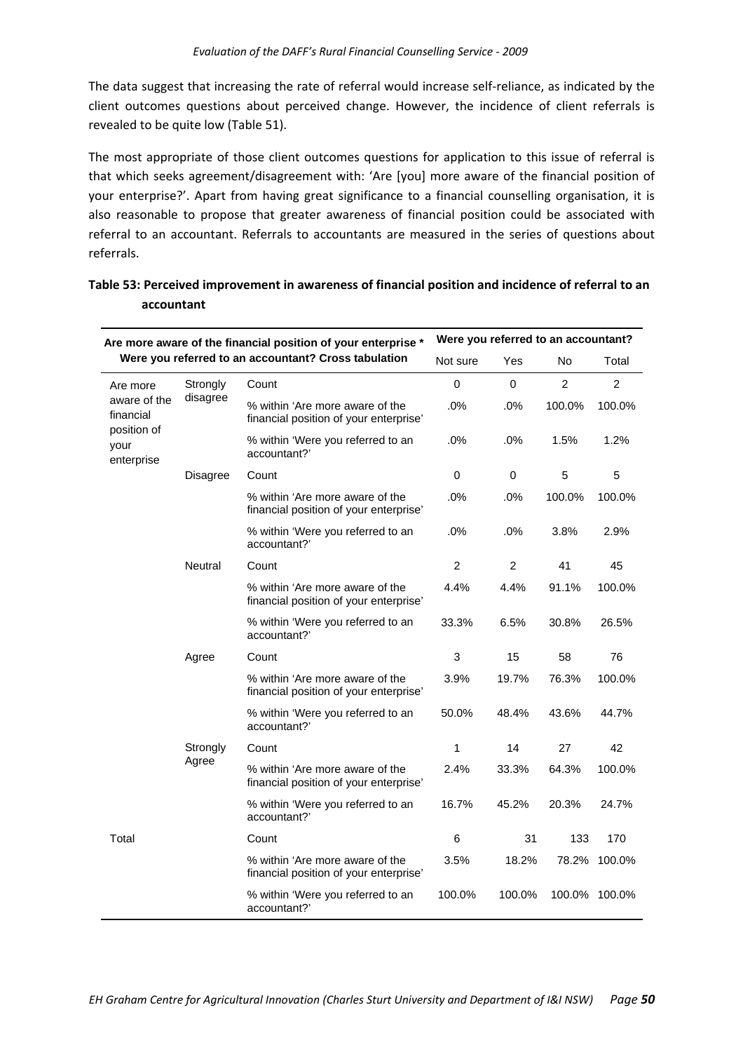The data suggest that increasing the rate of referral would increase self-reliance, as indicated by the client outcomes questions about perceived change. However, the incidence of client referrals is revealed to be quite low (Table 51).

The most appropriate of those client outcomes questions for application to this issue of referral is that which seeks agreement/disagreement with: 'Are [you] more aware of the financial position of your enterprise?'. Apart from having great significance to a financial counselling organisation, it is also reasonable to propose that greater awareness of financial position could be associated with referral to an accountant. Referrals to accountants are measured in the series of questions about referrals.

**Table 53: Perceived improvement in awareness of financial position and incidence of referral to an accountant**

| Are more aware of the financial position of your enterprise * Were you referred to an accountant? Cross tabulation | | | Were you referred to an accountant? | | | |
|---|---|---|---|---|---|---|
| | | | Not sure | Yes | No | Total |
| Are more aware of the financial position of your enterprise | Strongly disagree | Count | 0 | 0 | 2 | 2 |
| | | % within 'Are more aware of the financial position of your enterprise' | .0% | .0% | 100.0% | 100.0% |
| | | % within 'Were you referred to an accountant?' | .0% | .0% | 1.5% | 1.2% |
| | Disagree | Count | 0 | 0 | 5 | 5 |
| | | % within 'Are more aware of the financial position of your enterprise' | .0% | .0% | 100.0% | 100.0% |
| | | % within 'Were you referred to an accountant?' | .0% | .0% | 3.8% | 2.9% |
| | Neutral | Count | 2 | 2 | 41 | 45 |
| | | % within 'Are more aware of the financial position of your enterprise' | 4.4% | 4.4% | 91.1% | 100.0% |
| | | % within 'Were you referred to an accountant?' | 33.3% | 6.5% | 30.8% | 26.5% |
| | Agree | Count | 3 | 15 | 58 | 76 |
| | | % within 'Are more aware of the financial position of your enterprise' | 3.9% | 19.7% | 76.3% | 100.0% |
| | | % within 'Were you referred to an accountant?' | 50.0% | 48.4% | 43.6% | 44.7% |
| | Strongly Agree | Count | 1 | 14 | 27 | 42 |
| | | % within 'Are more aware of the financial position of your enterprise' | 2.4% | 33.3% | 64.3% | 100.0% |
| | | % within 'Were you referred to an accountant?' | 16.7% | 45.2% | 20.3% | 24.7% |
| Total | | Count | 6 | 31 | 133 | 170 |
| | | % within 'Are more aware of the financial position of your enterprise' | 3.5% | 18.2% | 78.2% | 100.0% |
| | | % within 'Were you referred to an accountant?' | 100.0% | 100.0% | 100.0% | 100.0% |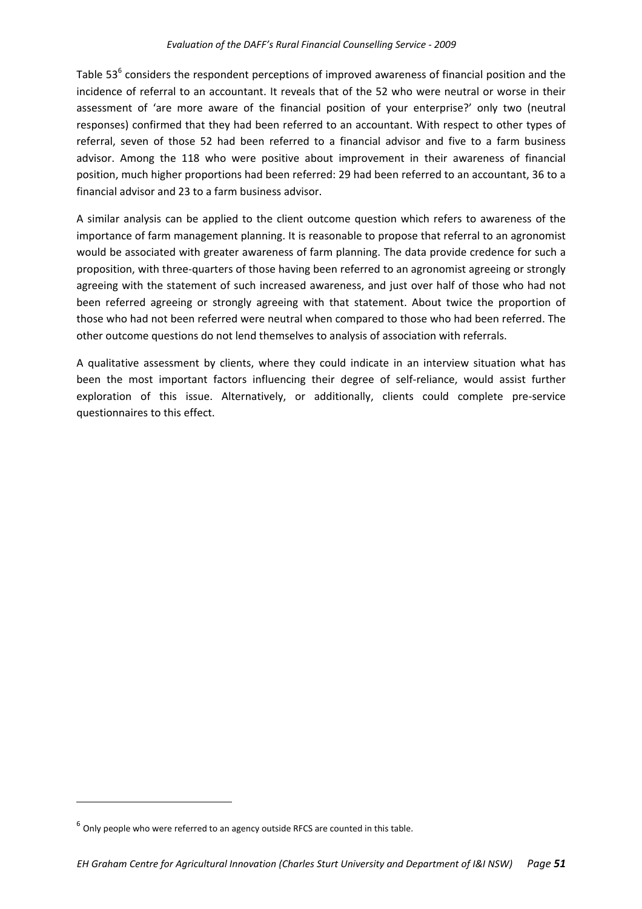Table 53[6] considers the respondent perceptions of improved awareness of financial position and the incidence of referral to an accountant. It reveals that of the 52 who were neutral or worse in their assessment of 'are more aware of the financial position of your enterprise?' only two (neutral responses) confirmed that they had been referred to an accountant. With respect to other types of referral, seven of those 52 had been referred to a financial advisor and five to a farm business advisor. Among the 118 who were positive about improvement in their awareness of financial position, much higher proportions had been referred: 29 had been referred to an accountant, 36 to a financial advisor and 23 to a farm business advisor.

A similar analysis can be applied to the client outcome question which refers to awareness of the importance of farm management planning. It is reasonable to propose that referral to an agronomist would be associated with greater awareness of farm planning. The data provide credence for such a proposition, with three-quarters of those having been referred to an agronomist agreeing or strongly agreeing with the statement of such increased awareness, and just over half of those who had not been referred agreeing or strongly agreeing with that statement. About twice the proportion of those who had not been referred were neutral when compared to those who had been referred. The other outcome questions do not lend themselves to analysis of association with referrals.

A qualitative assessment by clients, where they could indicate in an interview situation what has been the most important factors influencing their degree of self-reliance, would assist further exploration of this issue. Alternatively, or additionally, clients could complete pre-service questionnaires to this effect.

[6] Only people who were referred to an agency outside RFCS are counted in this table.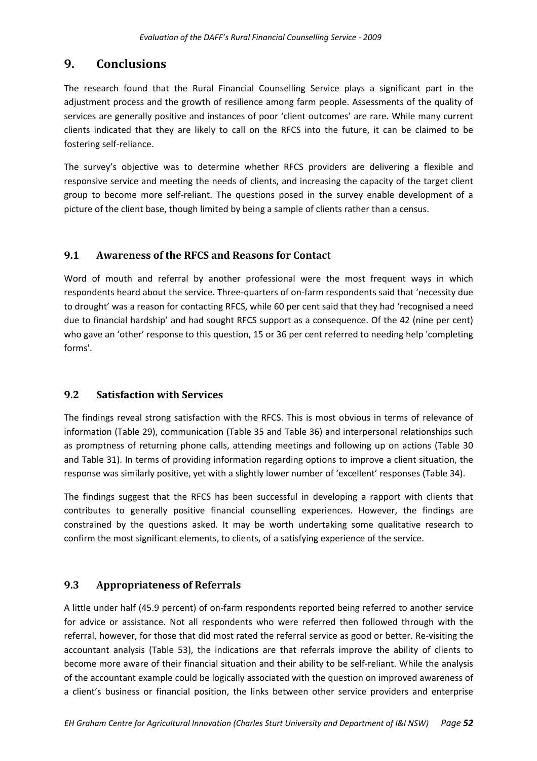# 9. Conclusions

The research found that the Rural Financial Counselling Service plays a significant part in the adjustment process and the growth of resilience among farm people. Assessments of the quality of services are generally positive and instances of poor 'client outcomes' are rare. While many current clients indicated that they are likely to call on the RFCS into the future, it can be claimed to be fostering self-reliance.

The survey's objective was to determine whether RFCS providers are delivering a flexible and responsive service and meeting the needs of clients, and increasing the capacity of the target client group to become more self-reliant. The questions posed in the survey enable development of a picture of the client base, though limited by being a sample of clients rather than a census.

## 9.1 Awareness of the RFCS and Reasons for Contact

Word of mouth and referral by another professional were the most frequent ways in which respondents heard about the service. Three-quarters of on-farm respondents said that 'necessity due to drought' was a reason for contacting RFCS, while 60 per cent said that they had 'recognised a need due to financial hardship' and had sought RFCS support as a consequence. Of the 42 (nine per cent) who gave an 'other' response to this question, 15 or 36 per cent referred to needing help 'completing forms'.

## 9.2 Satisfaction with Services

The findings reveal strong satisfaction with the RFCS. This is most obvious in terms of relevance of information (Table 29), communication (Table 35 and Table 36) and interpersonal relationships such as promptness of returning phone calls, attending meetings and following up on actions (Table 30 and Table 31). In terms of providing information regarding options to improve a client situation, the response was similarly positive, yet with a slightly lower number of 'excellent' responses (Table 34).

The findings suggest that the RFCS has been successful in developing a rapport with clients that contributes to generally positive financial counselling experiences. However, the findings are constrained by the questions asked. It may be worth undertaking some qualitative research to confirm the most significant elements, to clients, of a satisfying experience of the service.

## 9.3 Appropriateness of Referrals

A little under half (45.9 percent) of on-farm respondents reported being referred to another service for advice or assistance. Not all respondents who were referred then followed through with the referral, however, for those that did most rated the referral service as good or better. Re-visiting the accountant analysis (Table 53), the indications are that referrals improve the ability of clients to become more aware of their financial situation and their ability to be self-reliant. While the analysis of the accountant example could be logically associated with the question on improved awareness of a client's business or financial position, the links between other service providers and enterprise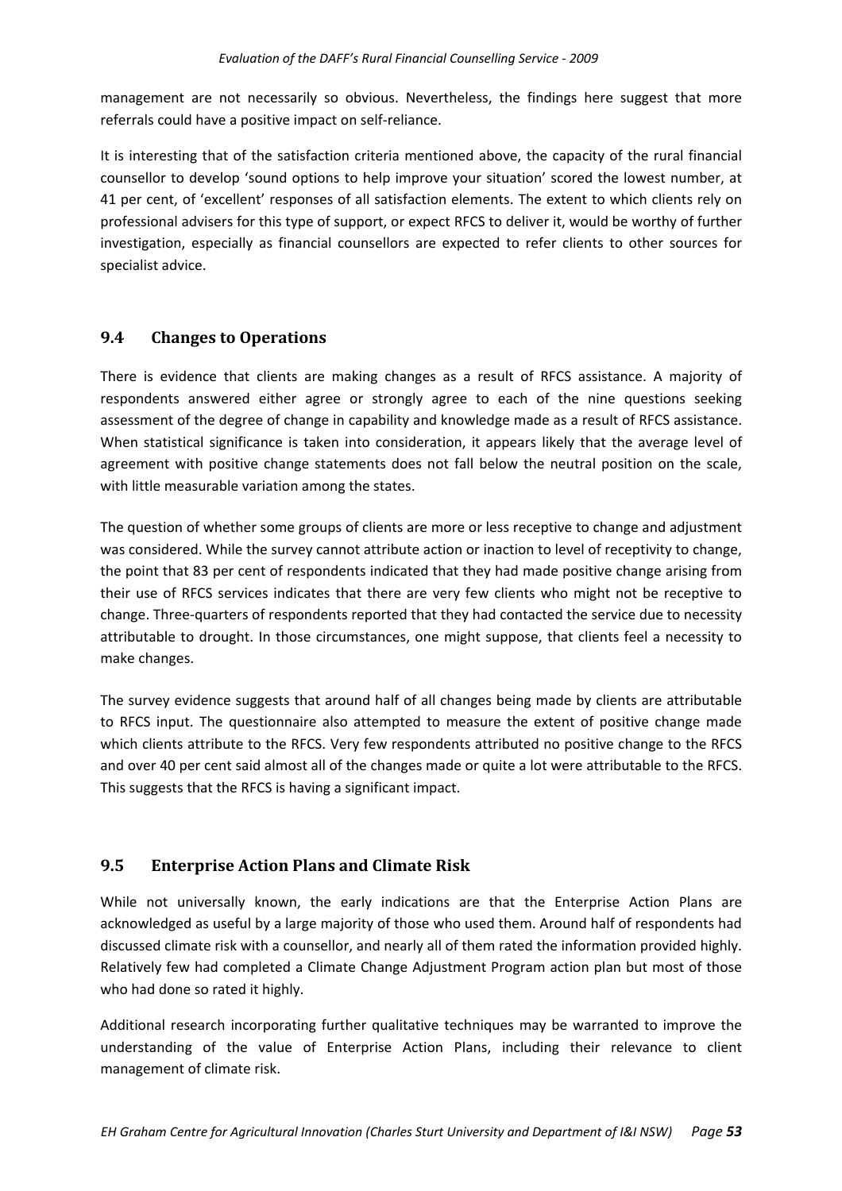management are not necessarily so obvious. Nevertheless, the findings here suggest that more referrals could have a positive impact on self-reliance.

It is interesting that of the satisfaction criteria mentioned above, the capacity of the rural financial counsellor to develop 'sound options to help improve your situation' scored the lowest number, at 41 per cent, of 'excellent' responses of all satisfaction elements. The extent to which clients rely on professional advisers for this type of support, or expect RFCS to deliver it, would be worthy of further investigation, especially as financial counsellors are expected to refer clients to other sources for specialist advice.

## 9.4 Changes to Operations

There is evidence that clients are making changes as a result of RFCS assistance. A majority of respondents answered either agree or strongly agree to each of the nine questions seeking assessment of the degree of change in capability and knowledge made as a result of RFCS assistance. When statistical significance is taken into consideration, it appears likely that the average level of agreement with positive change statements does not fall below the neutral position on the scale, with little measurable variation among the states.

The question of whether some groups of clients are more or less receptive to change and adjustment was considered. While the survey cannot attribute action or inaction to level of receptivity to change, the point that 83 per cent of respondents indicated that they had made positive change arising from their use of RFCS services indicates that there are very few clients who might not be receptive to change. Three-quarters of respondents reported that they had contacted the service due to necessity attributable to drought. In those circumstances, one might suppose, that clients feel a necessity to make changes.

The survey evidence suggests that around half of all changes being made by clients are attributable to RFCS input. The questionnaire also attempted to measure the extent of positive change made which clients attribute to the RFCS. Very few respondents attributed no positive change to the RFCS and over 40 per cent said almost all of the changes made or quite a lot were attributable to the RFCS. This suggests that the RFCS is having a significant impact.

## 9.5 Enterprise Action Plans and Climate Risk

While not universally known, the early indications are that the Enterprise Action Plans are acknowledged as useful by a large majority of those who used them. Around half of respondents had discussed climate risk with a counsellor, and nearly all of them rated the information provided highly. Relatively few had completed a Climate Change Adjustment Program action plan but most of those who had done so rated it highly.

Additional research incorporating further qualitative techniques may be warranted to improve the understanding of the value of Enterprise Action Plans, including their relevance to client management of climate risk.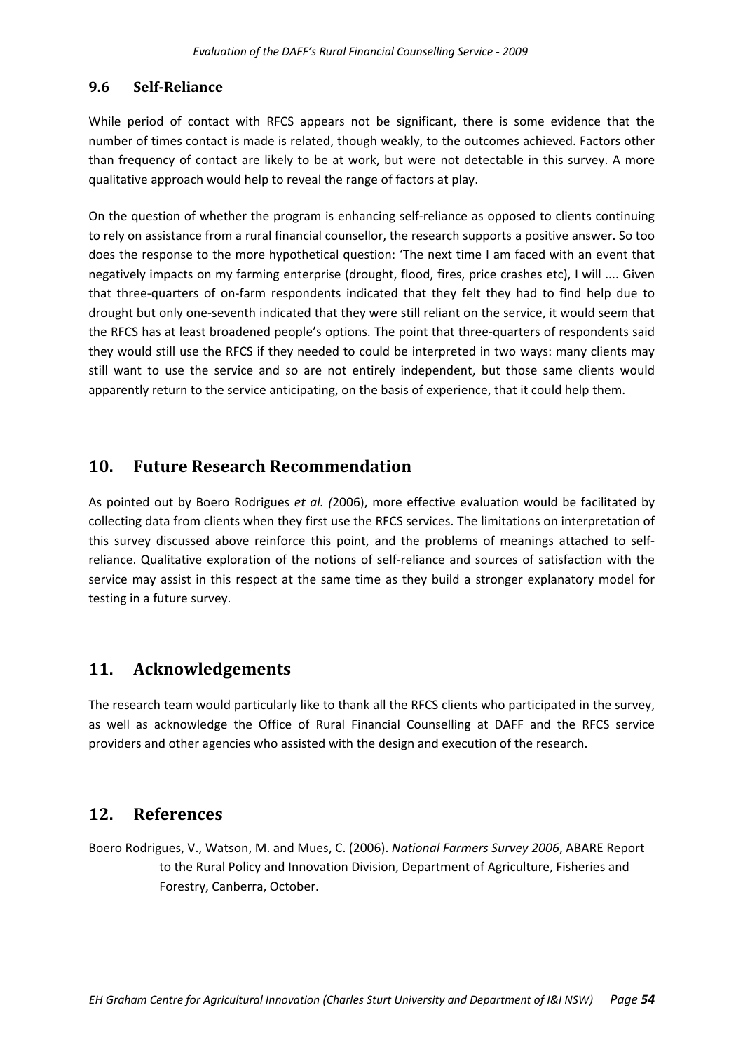### 9.6 Self-Reliance

While period of contact with RFCS appears not be significant, there is some evidence that the number of times contact is made is related, though weakly, to the outcomes achieved. Factors other than frequency of contact are likely to be at work, but were not detectable in this survey. A more qualitative approach would help to reveal the range of factors at play.

On the question of whether the program is enhancing self-reliance as opposed to clients continuing to rely on assistance from a rural financial counsellor, the research supports a positive answer. So too does the response to the more hypothetical question: 'The next time I am faced with an event that negatively impacts on my farming enterprise (drought, flood, fires, price crashes etc), I will .... Given that three-quarters of on-farm respondents indicated that they felt they had to find help due to drought but only one-seventh indicated that they were still reliant on the service, it would seem that the RFCS has at least broadened people's options. The point that three-quarters of respondents said they would still use the RFCS if they needed to could be interpreted in two ways: many clients may still want to use the service and so are not entirely independent, but those same clients would apparently return to the service anticipating, on the basis of experience, that it could help them.

## 10. Future Research Recommendation

As pointed out by Boero Rodrigues *et al. (*2006), more effective evaluation would be facilitated by collecting data from clients when they first use the RFCS services. The limitations on interpretation of this survey discussed above reinforce this point, and the problems of meanings attached to self-reliance. Qualitative exploration of the notions of self-reliance and sources of satisfaction with the service may assist in this respect at the same time as they build a stronger explanatory model for testing in a future survey.

## 11. Acknowledgements

The research team would particularly like to thank all the RFCS clients who participated in the survey, as well as acknowledge the Office of Rural Financial Counselling at DAFF and the RFCS service providers and other agencies who assisted with the design and execution of the research.

## 12. References

Boero Rodrigues, V., Watson, M. and Mues, C. (2006). *National Farmers Survey 2006*, ABARE Report to the Rural Policy and Innovation Division, Department of Agriculture, Fisheries and Forestry, Canberra, October.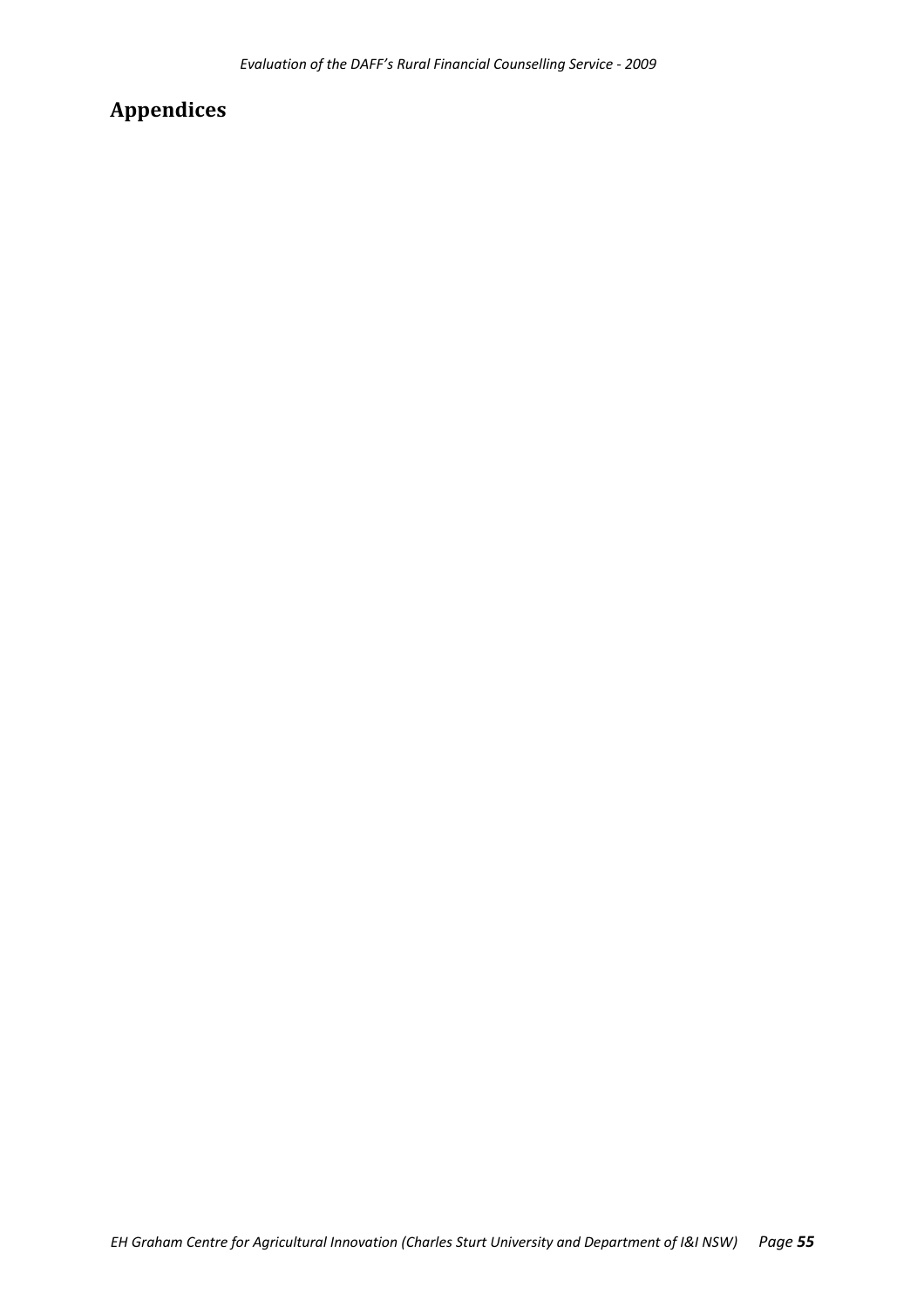# Appendices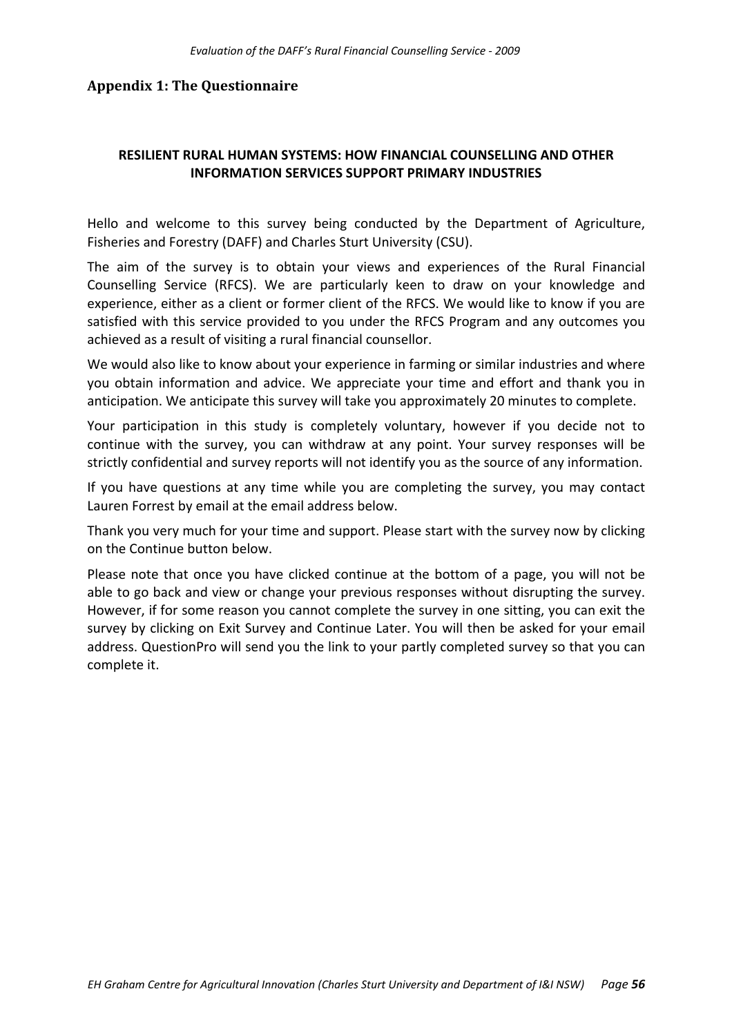## Appendix 1: The Questionnaire

**RESILIENT RURAL HUMAN SYSTEMS: HOW FINANCIAL COUNSELLING AND OTHER INFORMATION SERVICES SUPPORT PRIMARY INDUSTRIES**

Hello and welcome to this survey being conducted by the Department of Agriculture, Fisheries and Forestry (DAFF) and Charles Sturt University (CSU).

The aim of the survey is to obtain your views and experiences of the Rural Financial Counselling Service (RFCS). We are particularly keen to draw on your knowledge and experience, either as a client or former client of the RFCS. We would like to know if you are satisfied with this service provided to you under the RFCS Program and any outcomes you achieved as a result of visiting a rural financial counsellor.

We would also like to know about your experience in farming or similar industries and where you obtain information and advice. We appreciate your time and effort and thank you in anticipation. We anticipate this survey will take you approximately 20 minutes to complete.

Your participation in this study is completely voluntary, however if you decide not to continue with the survey, you can withdraw at any point. Your survey responses will be strictly confidential and survey reports will not identify you as the source of any information.

If you have questions at any time while you are completing the survey, you may contact Lauren Forrest by email at the email address below.

Thank you very much for your time and support. Please start with the survey now by clicking on the Continue button below.

Please note that once you have clicked continue at the bottom of a page, you will not be able to go back and view or change your previous responses without disrupting the survey. However, if for some reason you cannot complete the survey in one sitting, you can exit the survey by clicking on Exit Survey and Continue Later. You will then be asked for your email address. QuestionPro will send you the link to your partly completed survey so that you can complete it.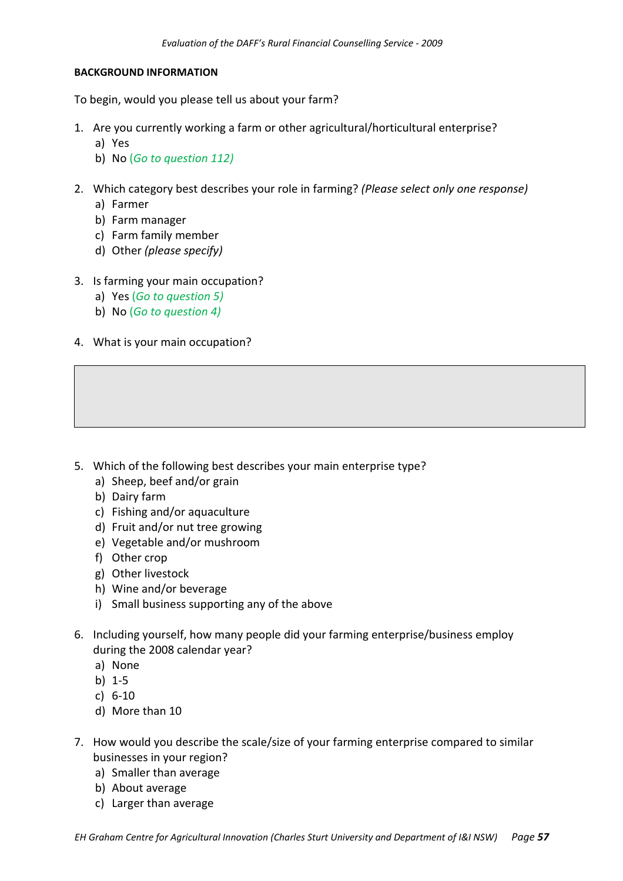**BACKGROUND INFORMATION**

To begin, would you please tell us about your farm?

1. Are you currently working a farm or other agricultural/horticultural enterprise?
   a) Yes
   b) No *(Go to question 112)*

2. Which category best describes your role in farming? *(Please select only one response)*
   a) Farmer
   b) Farm manager
   c) Farm family member
   d) Other *(please specify)*

3. Is farming your main occupation?
   a) Yes *(Go to question 5)*
   b) No *(Go to question 4)*

4. What is your main occupation?

5. Which of the following best describes your main enterprise type?
   a) Sheep, beef and/or grain
   b) Dairy farm
   c) Fishing and/or aquaculture
   d) Fruit and/or nut tree growing
   e) Vegetable and/or mushroom
   f) Other crop
   g) Other livestock
   h) Wine and/or beverage
   i) Small business supporting any of the above

6. Including yourself, how many people did your farming enterprise/business employ during the 2008 calendar year?
   a) None
   b) 1-5
   c) 6-10
   d) More than 10

7. How would you describe the scale/size of your farming enterprise compared to similar businesses in your region?
   a) Smaller than average
   b) About average
   c) Larger than average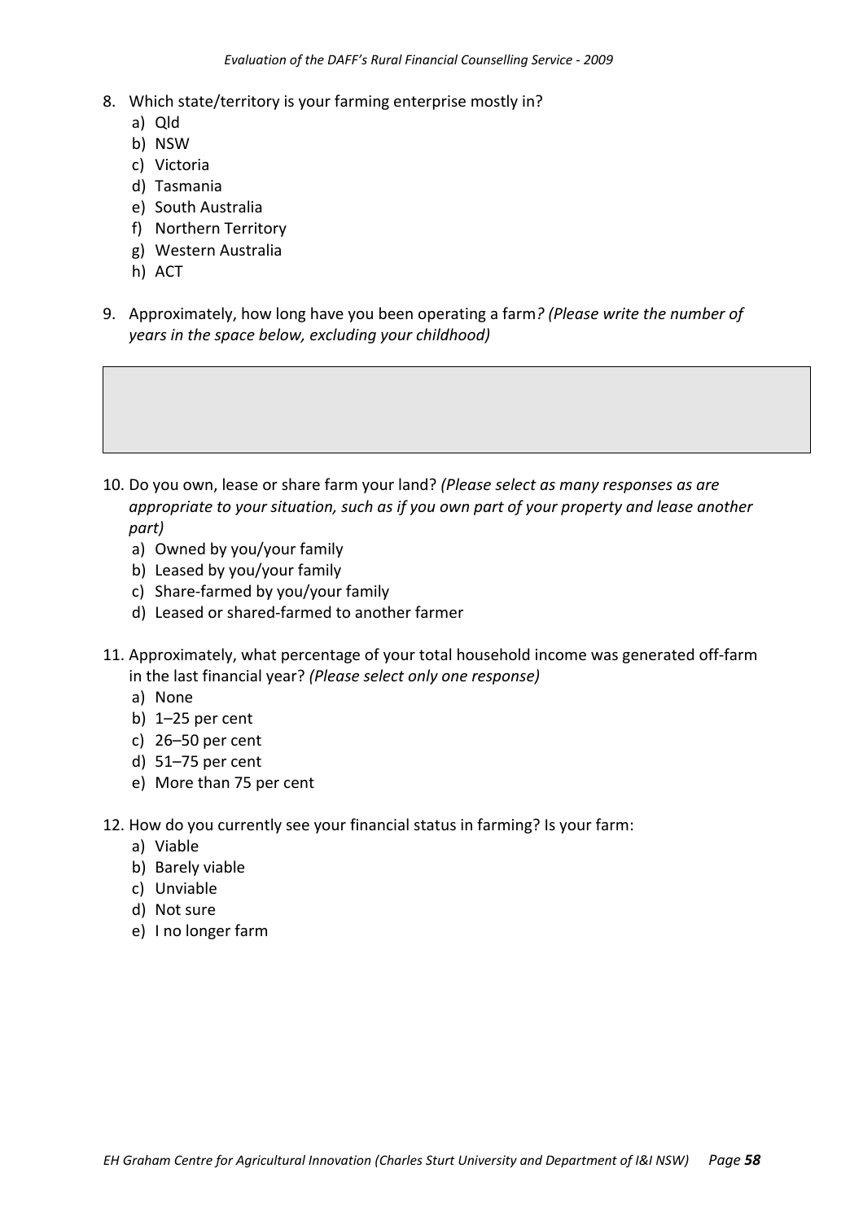8. Which state/territory is your farming enterprise mostly in?
   a) Qld
   b) NSW
   c) Victoria
   d) Tasmania
   e) South Australia
   f) Northern Territory
   g) Western Australia
   h) ACT

9. Approximately, how long have you been operating a farm*? (Please write the number of years in the space below, excluding your childhood)*

10. Do you own, lease or share farm your land? *(Please select as many responses as are appropriate to your situation, such as if you own part of your property and lease another part)*
    a) Owned by you/your family
    b) Leased by you/your family
    c) Share-farmed by you/your family
    d) Leased or shared-farmed to another farmer

11. Approximately, what percentage of your total household income was generated off-farm in the last financial year? *(Please select only one response)*
    a) None
    b) 1–25 per cent
    c) 26–50 per cent
    d) 51–75 per cent
    e) More than 75 per cent

12. How do you currently see your financial status in farming? Is your farm:
    a) Viable
    b) Barely viable
    c) Unviable
    d) Not sure
    e) I no longer farm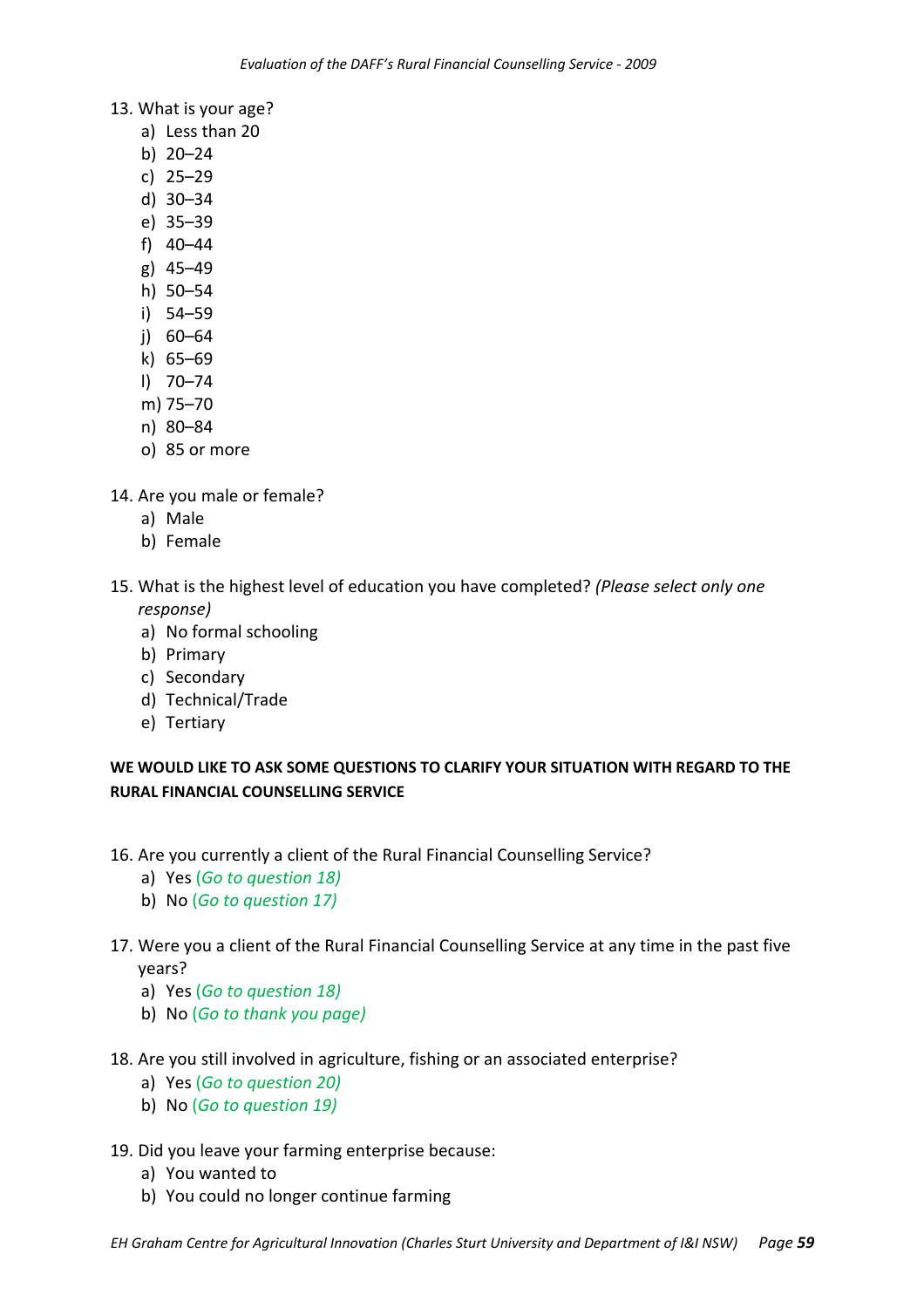13. What is your age?
    a) Less than 20
    b) 20–24
    c) 25–29
    d) 30–34
    e) 35–39
    f) 40–44
    g) 45–49
    h) 50–54
    i) 54–59
    j) 60–64
    k) 65–69
    l) 70–74
    m) 75–70
    n) 80–84
    o) 85 or more

14. Are you male or female?
    a) Male
    b) Female

15. What is the highest level of education you have completed? *(Please select only one response)*
    a) No formal schooling
    b) Primary
    c) Secondary
    d) Technical/Trade
    e) Tertiary

**WE WOULD LIKE TO ASK SOME QUESTIONS TO CLARIFY YOUR SITUATION WITH REGARD TO THE RURAL FINANCIAL COUNSELLING SERVICE**

16. Are you currently a client of the Rural Financial Counselling Service?
    a) Yes *(Go to question 18)*
    b) No *(Go to question 17)*

17. Were you a client of the Rural Financial Counselling Service at any time in the past five years?
    a) Yes *(Go to question 18)*
    b) No *(Go to thank you page)*

18. Are you still involved in agriculture, fishing or an associated enterprise?
    a) Yes *(Go to question 20)*
    b) No *(Go to question 19)*

19. Did you leave your farming enterprise because:
    a) You wanted to
    b) You could no longer continue farming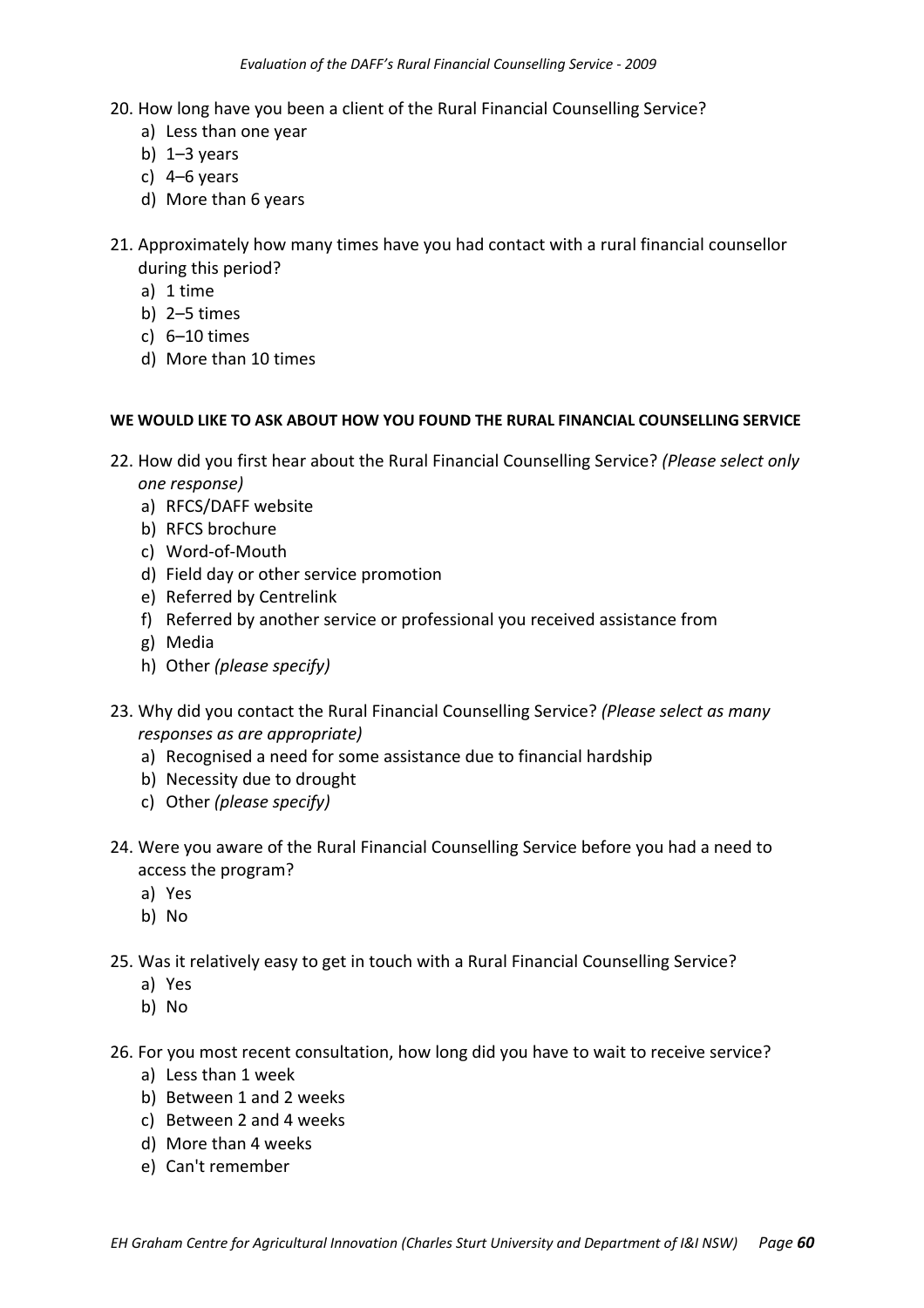20. How long have you been a client of the Rural Financial Counselling Service?
    a) Less than one year
    b) 1–3 years
    c) 4–6 years
    d) More than 6 years

21. Approximately how many times have you had contact with a rural financial counsellor during this period?
    a) 1 time
    b) 2–5 times
    c) 6–10 times
    d) More than 10 times

**WE WOULD LIKE TO ASK ABOUT HOW YOU FOUND THE RURAL FINANCIAL COUNSELLING SERVICE**

22. How did you first hear about the Rural Financial Counselling Service? *(Please select only one response)*
    a) RFCS/DAFF website
    b) RFCS brochure
    c) Word-of-Mouth
    d) Field day or other service promotion
    e) Referred by Centrelink
    f) Referred by another service or professional you received assistance from
    g) Media
    h) Other *(please specify)*

23. Why did you contact the Rural Financial Counselling Service? *(Please select as many responses as are appropriate)*
    a) Recognised a need for some assistance due to financial hardship
    b) Necessity due to drought
    c) Other *(please specify)*

24. Were you aware of the Rural Financial Counselling Service before you had a need to access the program?
    a) Yes
    b) No

25. Was it relatively easy to get in touch with a Rural Financial Counselling Service?
    a) Yes
    b) No

26. For you most recent consultation, how long did you have to wait to receive service?
    a) Less than 1 week
    b) Between 1 and 2 weeks
    c) Between 2 and 4 weeks
    d) More than 4 weeks
    e) Can't remember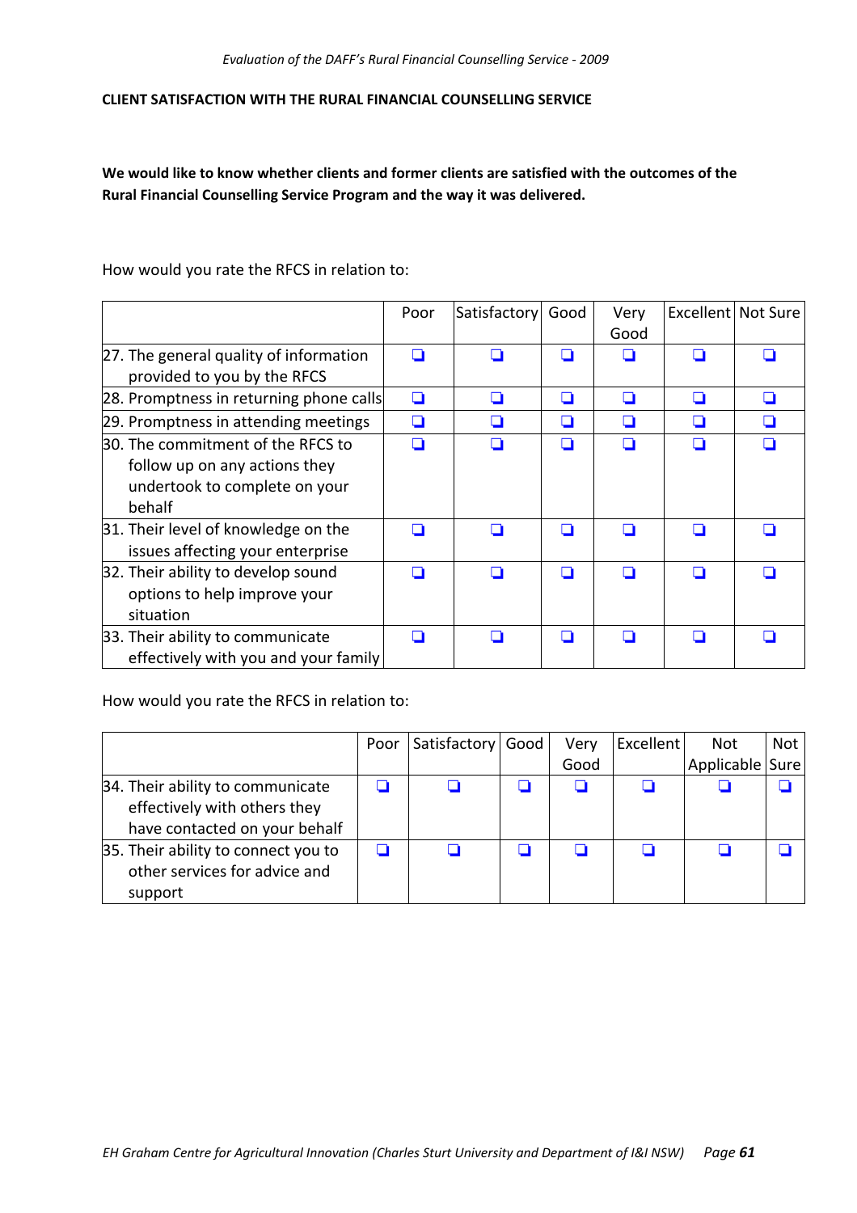**CLIENT SATISFACTION WITH THE RURAL FINANCIAL COUNSELLING SERVICE**

**We would like to know whether clients and former clients are satisfied with the outcomes of the Rural Financial Counselling Service Program and the way it was delivered.**

How would you rate the RFCS in relation to:

| | Poor | Satisfactory | Good | Very Good | Excellent | Not Sure |
|---|---|---|---|---|---|---|
| 27. The general quality of information provided to you by the RFCS | ❑ | ❑ | ❑ | ❑ | ❑ | ❑ |
| 28. Promptness in returning phone calls | ❑ | ❑ | ❑ | ❑ | ❑ | ❑ |
| 29. Promptness in attending meetings | ❑ | ❑ | ❑ | ❑ | ❑ | ❑ |
| 30. The commitment of the RFCS to follow up on any actions they undertook to complete on your behalf | ❑ | ❑ | ❑ | ❑ | ❑ | ❑ |
| 31. Their level of knowledge on the issues affecting your enterprise | ❑ | ❑ | ❑ | ❑ | ❑ | ❑ |
| 32. Their ability to develop sound options to help improve your situation | ❑ | ❑ | ❑ | ❑ | ❑ | ❑ |
| 33. Their ability to communicate effectively with you and your family | ❑ | ❑ | ❑ | ❑ | ❑ | ❑ |

How would you rate the RFCS in relation to:

| | Poor | Satisfactory | Good | Very Good | Excellent | Not Applicable | Not Sure |
|---|---|---|---|---|---|---|---|
| 34. Their ability to communicate effectively with others they have contacted on your behalf | ❑ | ❑ | ❑ | ❑ | ❑ | ❑ | ❑ |
| 35. Their ability to connect you to other services for advice and support | ❑ | ❑ | ❑ | ❑ | ❑ | ❑ | ❑ |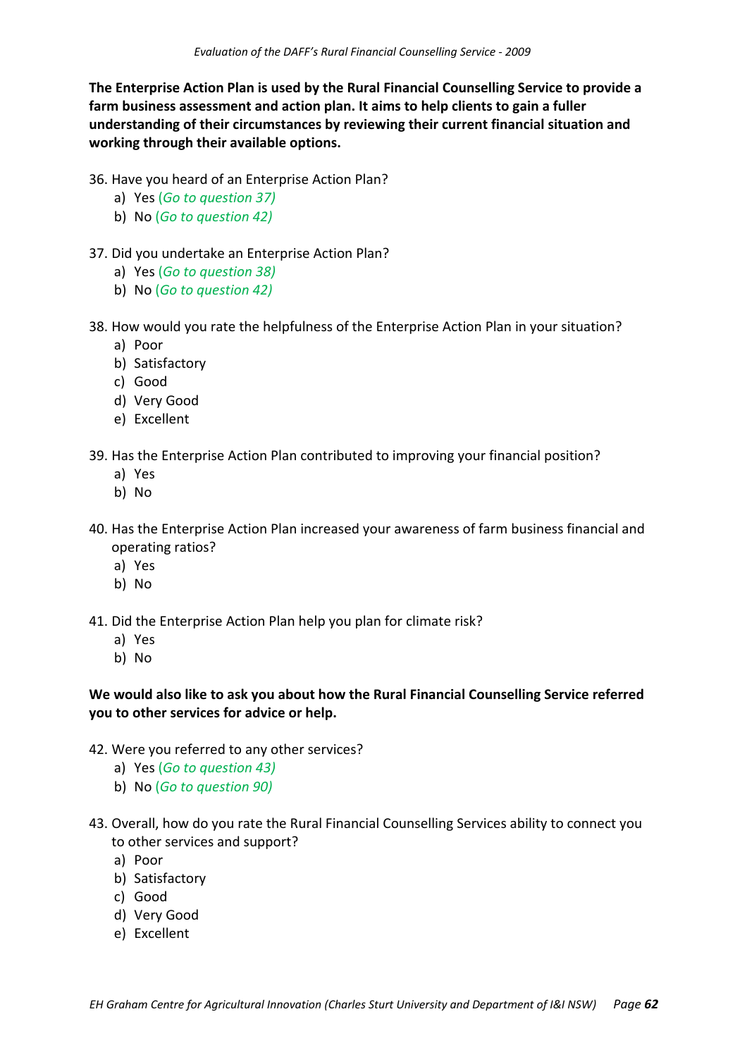**The Enterprise Action Plan is used by the Rural Financial Counselling Service to provide a farm business assessment and action plan. It aims to help clients to gain a fuller understanding of their circumstances by reviewing their current financial situation and working through their available options.**

36. Have you heard of an Enterprise Action Plan?
    a) Yes *(Go to question 37)*
    b) No *(Go to question 42)*

37. Did you undertake an Enterprise Action Plan?
    a) Yes *(Go to question 38)*
    b) No *(Go to question 42)*

38. How would you rate the helpfulness of the Enterprise Action Plan in your situation?
    a) Poor
    b) Satisfactory
    c) Good
    d) Very Good
    e) Excellent

39. Has the Enterprise Action Plan contributed to improving your financial position?
    a) Yes
    b) No

40. Has the Enterprise Action Plan increased your awareness of farm business financial and operating ratios?
    a) Yes
    b) No

41. Did the Enterprise Action Plan help you plan for climate risk?
    a) Yes
    b) No

**We would also like to ask you about how the Rural Financial Counselling Service referred you to other services for advice or help.**

42. Were you referred to any other services?
    a) Yes *(Go to question 43)*
    b) No *(Go to question 90)*

43. Overall, how do you rate the Rural Financial Counselling Services ability to connect you to other services and support?
    a) Poor
    b) Satisfactory
    c) Good
    d) Very Good
    e) Excellent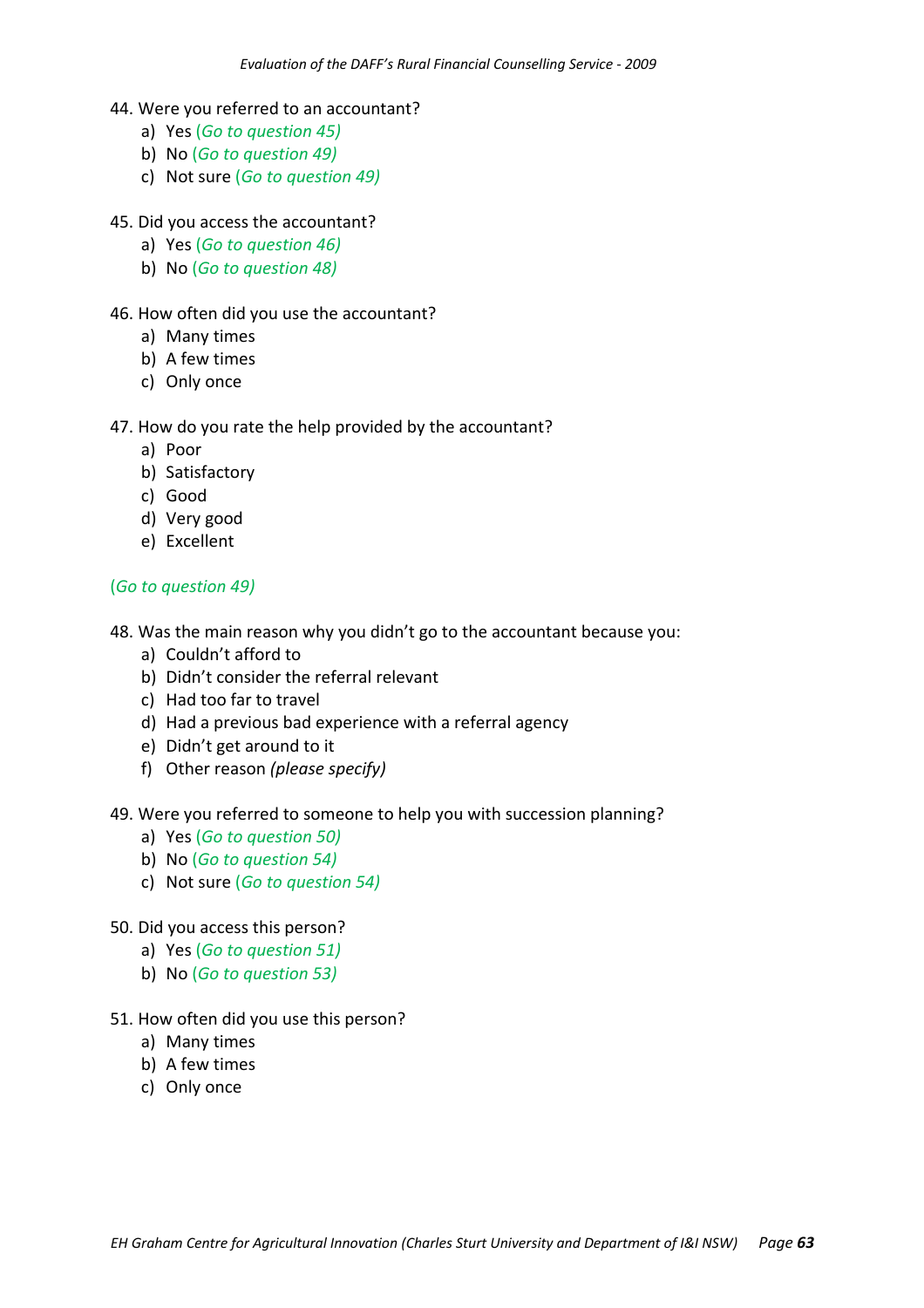44. Were you referred to an accountant?
    a) Yes *(Go to question 45)*
    b) No *(Go to question 49)*
    c) Not sure *(Go to question 49)*

45. Did you access the accountant?
    a) Yes *(Go to question 46)*
    b) No *(Go to question 48)*

46. How often did you use the accountant?
    a) Many times
    b) A few times
    c) Only once

47. How do you rate the help provided by the accountant?
    a) Poor
    b) Satisfactory
    c) Good
    d) Very good
    e) Excellent

*(Go to question 49)*

48. Was the main reason why you didn't go to the accountant because you:
    a) Couldn't afford to
    b) Didn't consider the referral relevant
    c) Had too far to travel
    d) Had a previous bad experience with a referral agency
    e) Didn't get around to it
    f) Other reason *(please specify)*

49. Were you referred to someone to help you with succession planning?
    a) Yes *(Go to question 50)*
    b) No *(Go to question 54)*
    c) Not sure *(Go to question 54)*

50. Did you access this person?
    a) Yes *(Go to question 51)*
    b) No *(Go to question 53)*

51. How often did you use this person?
    a) Many times
    b) A few times
    c) Only once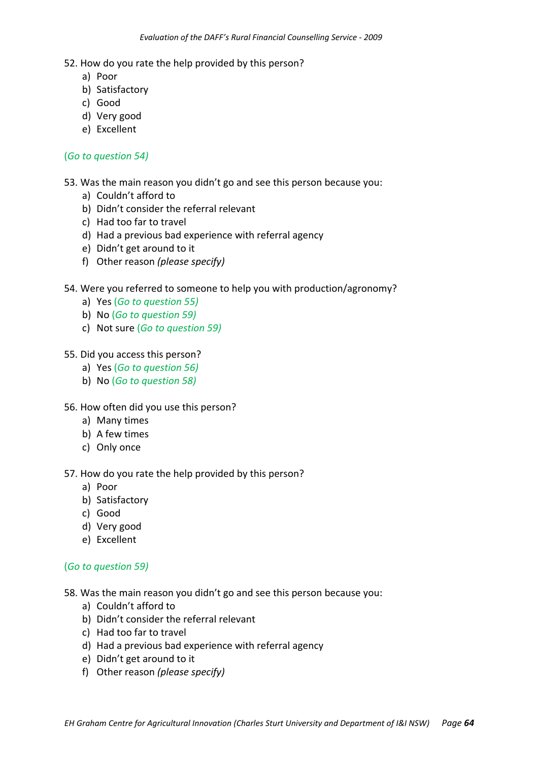52. How do you rate the help provided by this person?
    a) Poor
    b) Satisfactory
    c) Good
    d) Very good
    e) Excellent

*(Go to question 54)*

53. Was the main reason you didn't go and see this person because you:
    a) Couldn't afford to
    b) Didn't consider the referral relevant
    c) Had too far to travel
    d) Had a previous bad experience with referral agency
    e) Didn't get around to it
    f) Other reason *(please specify)*

54. Were you referred to someone to help you with production/agronomy?
    a) Yes *(Go to question 55)*
    b) No *(Go to question 59)*
    c) Not sure *(Go to question 59)*

55. Did you access this person?
    a) Yes *(Go to question 56)*
    b) No *(Go to question 58)*

56. How often did you use this person?
    a) Many times
    b) A few times
    c) Only once

57. How do you rate the help provided by this person?
    a) Poor
    b) Satisfactory
    c) Good
    d) Very good
    e) Excellent

*(Go to question 59)*

58. Was the main reason you didn't go and see this person because you:
    a) Couldn't afford to
    b) Didn't consider the referral relevant
    c) Had too far to travel
    d) Had a previous bad experience with referral agency
    e) Didn't get around to it
    f) Other reason *(please specify)*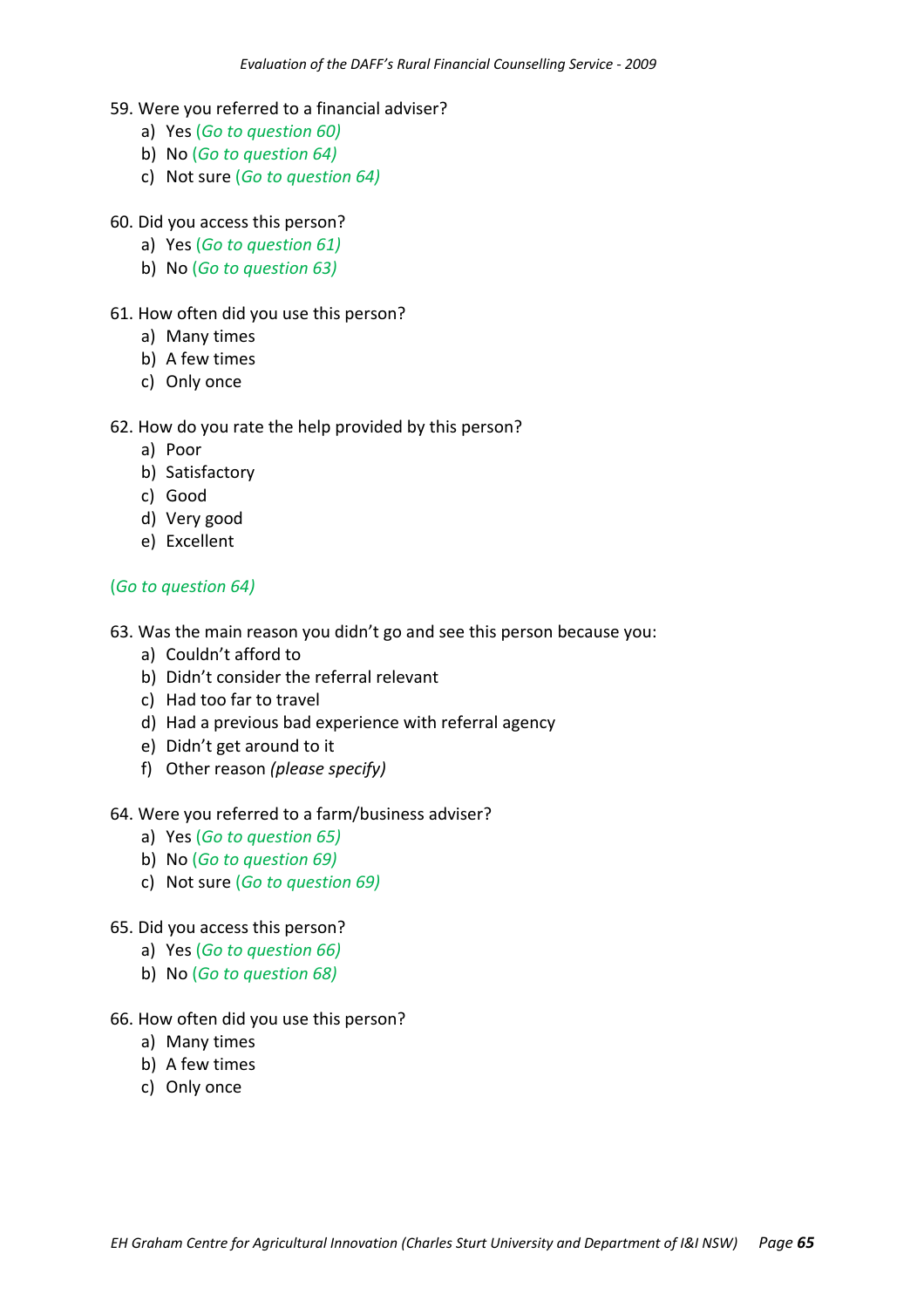59. Were you referred to a financial adviser?
    a) Yes *(Go to question 60)*
    b) No *(Go to question 64)*
    c) Not sure *(Go to question 64)*

60. Did you access this person?
    a) Yes *(Go to question 61)*
    b) No *(Go to question 63)*

61. How often did you use this person?
    a) Many times
    b) A few times
    c) Only once

62. How do you rate the help provided by this person?
    a) Poor
    b) Satisfactory
    c) Good
    d) Very good
    e) Excellent

*(Go to question 64)*

63. Was the main reason you didn't go and see this person because you:
    a) Couldn't afford to
    b) Didn't consider the referral relevant
    c) Had too far to travel
    d) Had a previous bad experience with referral agency
    e) Didn't get around to it
    f) Other reason *(please specify)*

64. Were you referred to a farm/business adviser?
    a) Yes *(Go to question 65)*
    b) No *(Go to question 69)*
    c) Not sure *(Go to question 69)*

65. Did you access this person?
    a) Yes *(Go to question 66)*
    b) No *(Go to question 68)*

66. How often did you use this person?
    a) Many times
    b) A few times
    c) Only once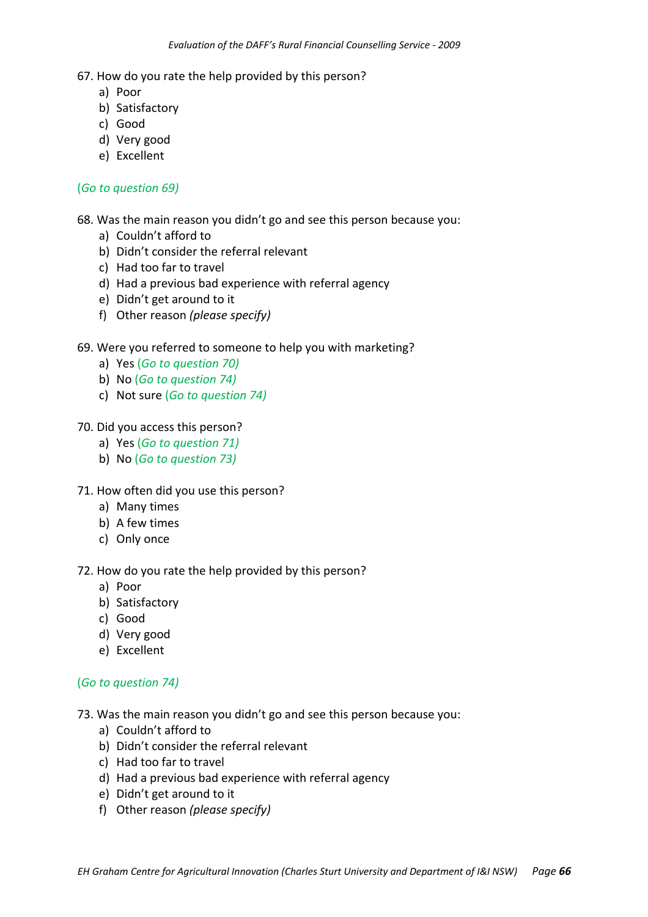67. How do you rate the help provided by this person?
   a) Poor
   b) Satisfactory
   c) Good
   d) Very good
   e) Excellent

*(Go to question 69)*

68. Was the main reason you didn't go and see this person because you:
   a) Couldn't afford to
   b) Didn't consider the referral relevant
   c) Had too far to travel
   d) Had a previous bad experience with referral agency
   e) Didn't get around to it
   f) Other reason *(please specify)*

69. Were you referred to someone to help you with marketing?
   a) Yes *(Go to question 70)*
   b) No *(Go to question 74)*
   c) Not sure *(Go to question 74)*

70. Did you access this person?
   a) Yes *(Go to question 71)*
   b) No *(Go to question 73)*

71. How often did you use this person?
   a) Many times
   b) A few times
   c) Only once

72. How do you rate the help provided by this person?
   a) Poor
   b) Satisfactory
   c) Good
   d) Very good
   e) Excellent

*(Go to question 74)*

73. Was the main reason you didn't go and see this person because you:
   a) Couldn't afford to
   b) Didn't consider the referral relevant
   c) Had too far to travel
   d) Had a previous bad experience with referral agency
   e) Didn't get around to it
   f) Other reason *(please specify)*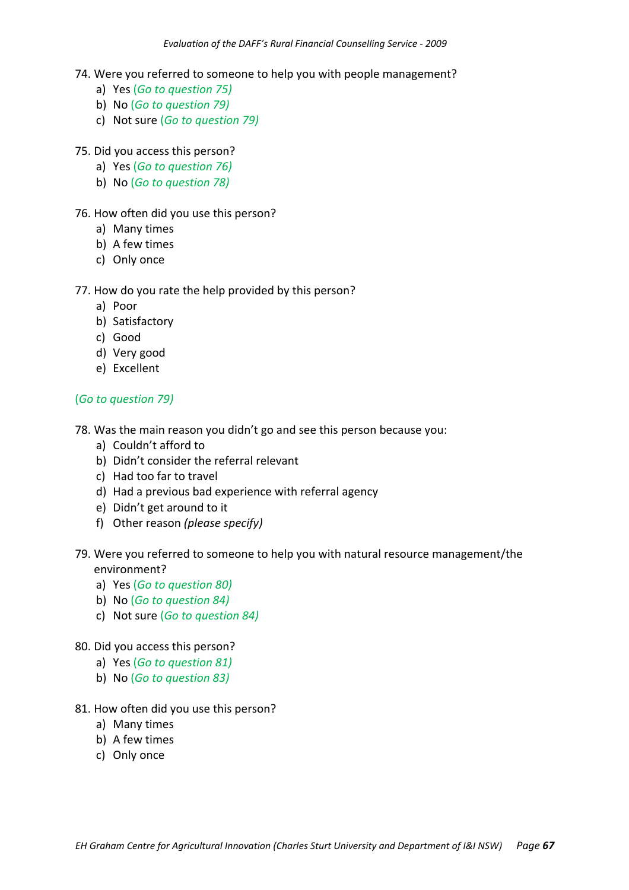74. Were you referred to someone to help you with people management?
    a) Yes *(Go to question 75)*
    b) No *(Go to question 79)*
    c) Not sure *(Go to question 79)*

75. Did you access this person?
    a) Yes *(Go to question 76)*
    b) No *(Go to question 78)*

76. How often did you use this person?
    a) Many times
    b) A few times
    c) Only once

77. How do you rate the help provided by this person?
    a) Poor
    b) Satisfactory
    c) Good
    d) Very good
    e) Excellent

*(Go to question 79)*

78. Was the main reason you didn't go and see this person because you:
    a) Couldn't afford to
    b) Didn't consider the referral relevant
    c) Had too far to travel
    d) Had a previous bad experience with referral agency
    e) Didn't get around to it
    f) Other reason *(please specify)*

79. Were you referred to someone to help you with natural resource management/the environment?
    a) Yes *(Go to question 80)*
    b) No *(Go to question 84)*
    c) Not sure *(Go to question 84)*

80. Did you access this person?
    a) Yes *(Go to question 81)*
    b) No *(Go to question 83)*

81. How often did you use this person?
    a) Many times
    b) A few times
    c) Only once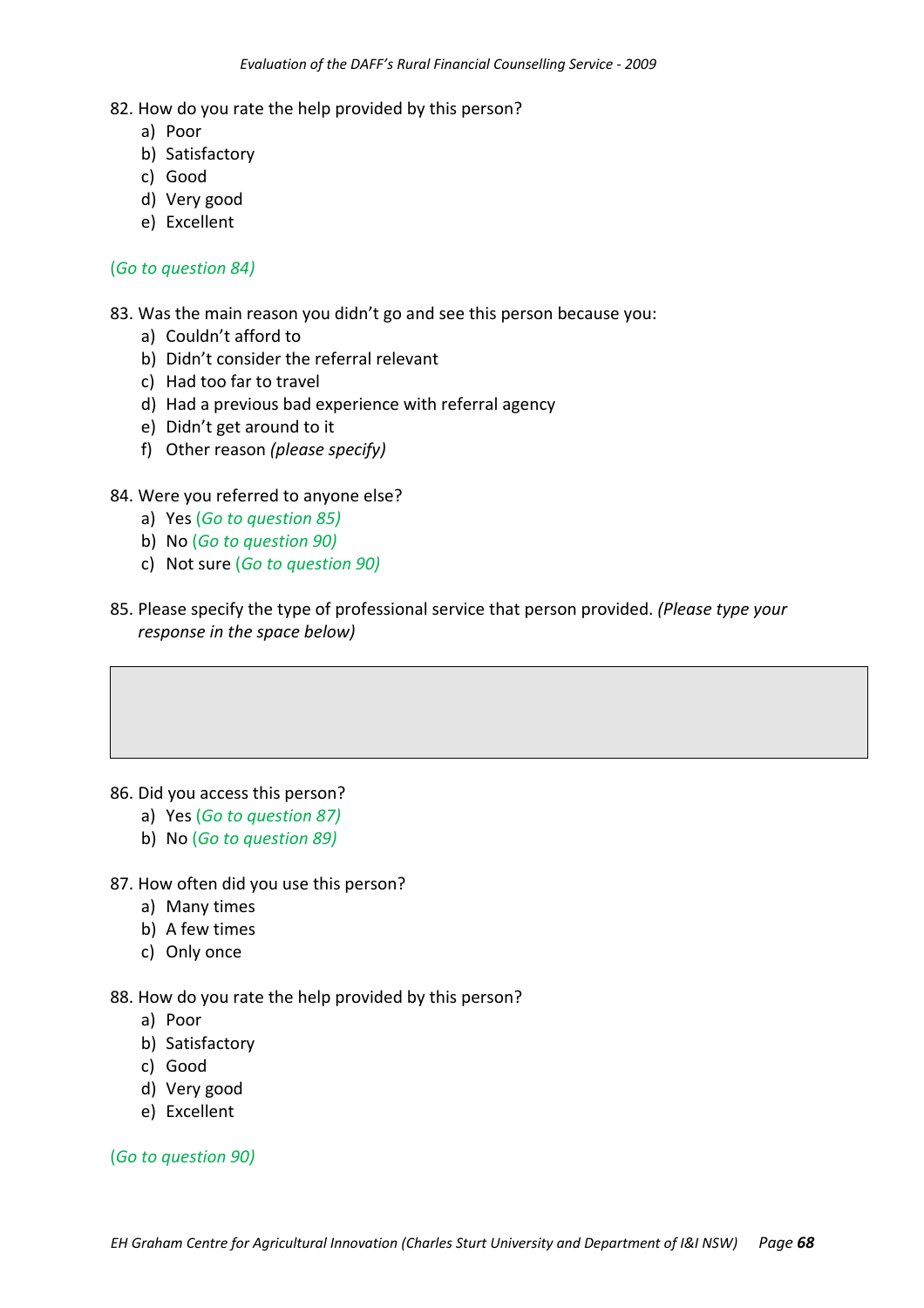82. How do you rate the help provided by this person?
    a) Poor
    b) Satisfactory
    c) Good
    d) Very good
    e) Excellent

*(Go to question 84)*

83. Was the main reason you didn't go and see this person because you:
    a) Couldn't afford to
    b) Didn't consider the referral relevant
    c) Had too far to travel
    d) Had a previous bad experience with referral agency
    e) Didn't get around to it
    f) Other reason *(please specify)*

84. Were you referred to anyone else?
    a) Yes *(Go to question 85)*
    b) No *(Go to question 90)*
    c) Not sure *(Go to question 90)*

85. Please specify the type of professional service that person provided. *(Please type your response in the space below)*

86. Did you access this person?
    a) Yes *(Go to question 87)*
    b) No *(Go to question 89)*

87. How often did you use this person?
    a) Many times
    b) A few times
    c) Only once

88. How do you rate the help provided by this person?
    a) Poor
    b) Satisfactory
    c) Good
    d) Very good
    e) Excellent

*(Go to question 90)*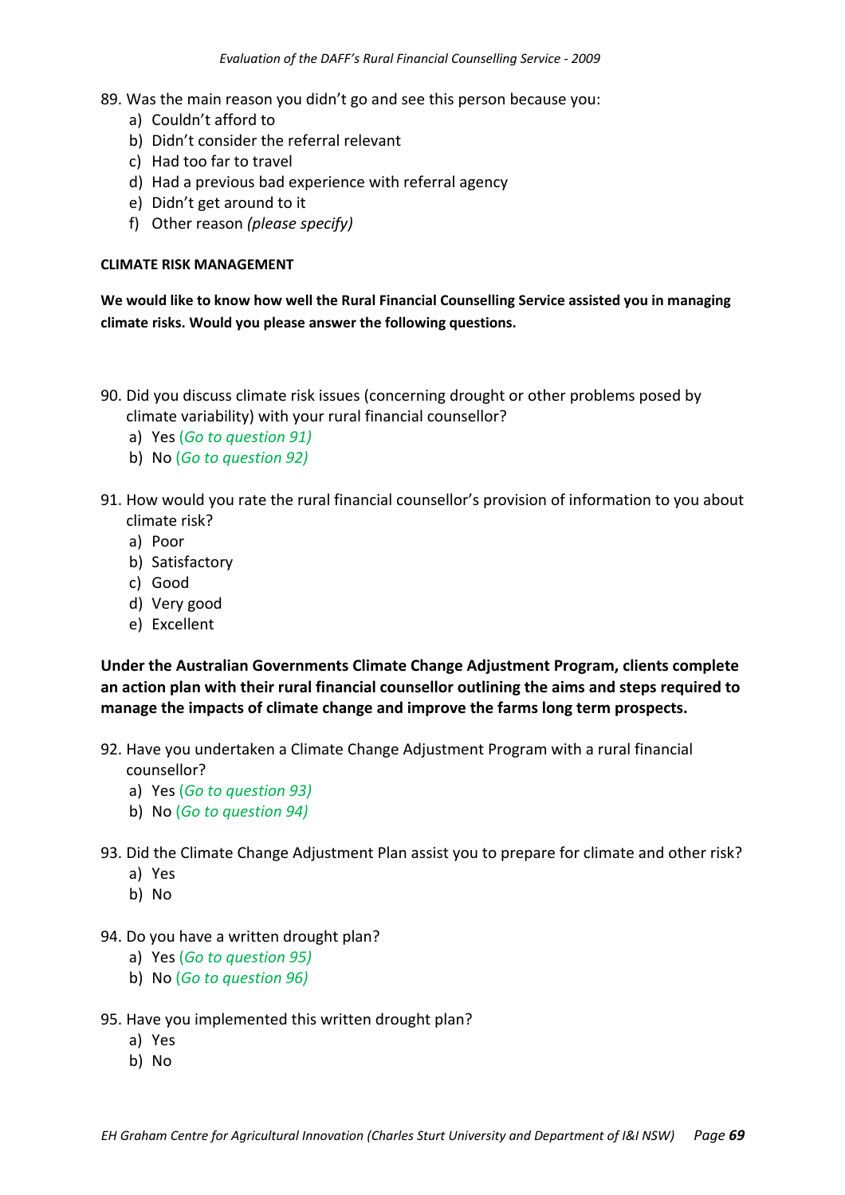89. Was the main reason you didn't go and see this person because you:
    a) Couldn't afford to
    b) Didn't consider the referral relevant
    c) Had too far to travel
    d) Had a previous bad experience with referral agency
    e) Didn't get around to it
    f) Other reason *(please specify)*

**CLIMATE RISK MANAGEMENT**

**We would like to know how well the Rural Financial Counselling Service assisted you in managing climate risks. Would you please answer the following questions.**

90. Did you discuss climate risk issues (concerning drought or other problems posed by climate variability) with your rural financial counsellor?
    a) Yes *(Go to question 91)*
    b) No *(Go to question 92)*

91. How would you rate the rural financial counsellor's provision of information to you about climate risk?
    a) Poor
    b) Satisfactory
    c) Good
    d) Very good
    e) Excellent

**Under the Australian Governments Climate Change Adjustment Program, clients complete an action plan with their rural financial counsellor outlining the aims and steps required to manage the impacts of climate change and improve the farms long term prospects.**

92. Have you undertaken a Climate Change Adjustment Program with a rural financial counsellor?
    a) Yes *(Go to question 93)*
    b) No *(Go to question 94)*

93. Did the Climate Change Adjustment Plan assist you to prepare for climate and other risk?
    a) Yes
    b) No

94. Do you have a written drought plan?
    a) Yes *(Go to question 95)*
    b) No *(Go to question 96)*

95. Have you implemented this written drought plan?
    a) Yes
    b) No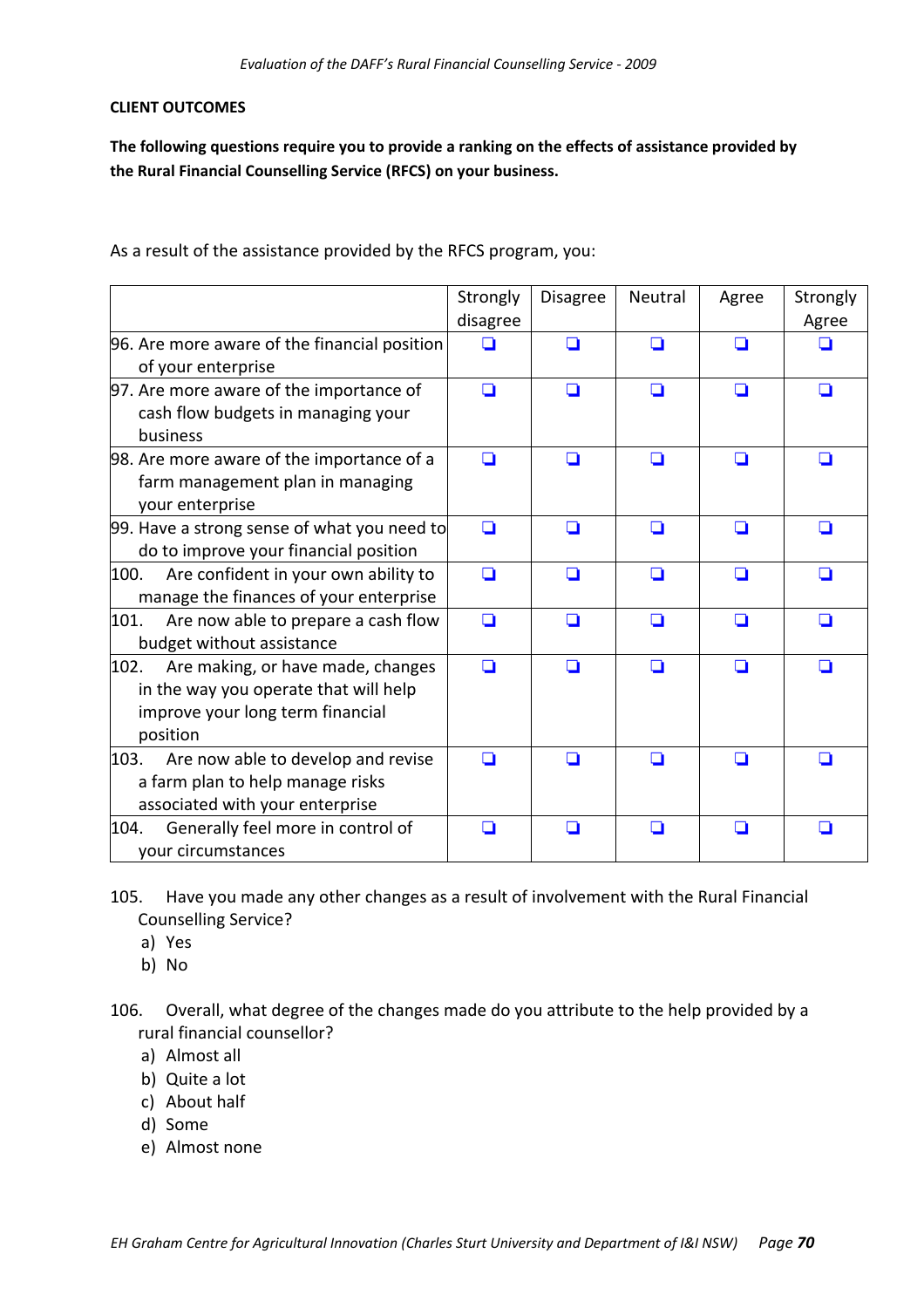**CLIENT OUTCOMES**

**The following questions require you to provide a ranking on the effects of assistance provided by the Rural Financial Counselling Service (RFCS) on your business.**

As a result of the assistance provided by the RFCS program, you:

| | Strongly disagree | Disagree | Neutral | Agree | Strongly Agree |
|---|---|---|---|---|---|
| 96. Are more aware of the financial position of your enterprise | ❑ | ❑ | ❑ | ❑ | ❑ |
| 97. Are more aware of the importance of cash flow budgets in managing your business | ❑ | ❑ | ❑ | ❑ | ❑ |
| 98. Are more aware of the importance of a farm management plan in managing your enterprise | ❑ | ❑ | ❑ | ❑ | ❑ |
| 99. Have a strong sense of what you need to do to improve your financial position | ❑ | ❑ | ❑ | ❑ | ❑ |
| 100. Are confident in your own ability to manage the finances of your enterprise | ❑ | ❑ | ❑ | ❑ | ❑ |
| 101. Are now able to prepare a cash flow budget without assistance | ❑ | ❑ | ❑ | ❑ | ❑ |
| 102. Are making, or have made, changes in the way you operate that will help improve your long term financial position | ❑ | ❑ | ❑ | ❑ | ❑ |
| 103. Are now able to develop and revise a farm plan to help manage risks associated with your enterprise | ❑ | ❑ | ❑ | ❑ | ❑ |
| 104. Generally feel more in control of your circumstances | ❑ | ❑ | ❑ | ❑ | ❑ |

105. Have you made any other changes as a result of involvement with the Rural Financial Counselling Service?
   a) Yes
   b) No

106. Overall, what degree of the changes made do you attribute to the help provided by a rural financial counsellor?
   a) Almost all
   b) Quite a lot
   c) About half
   d) Some
   e) Almost none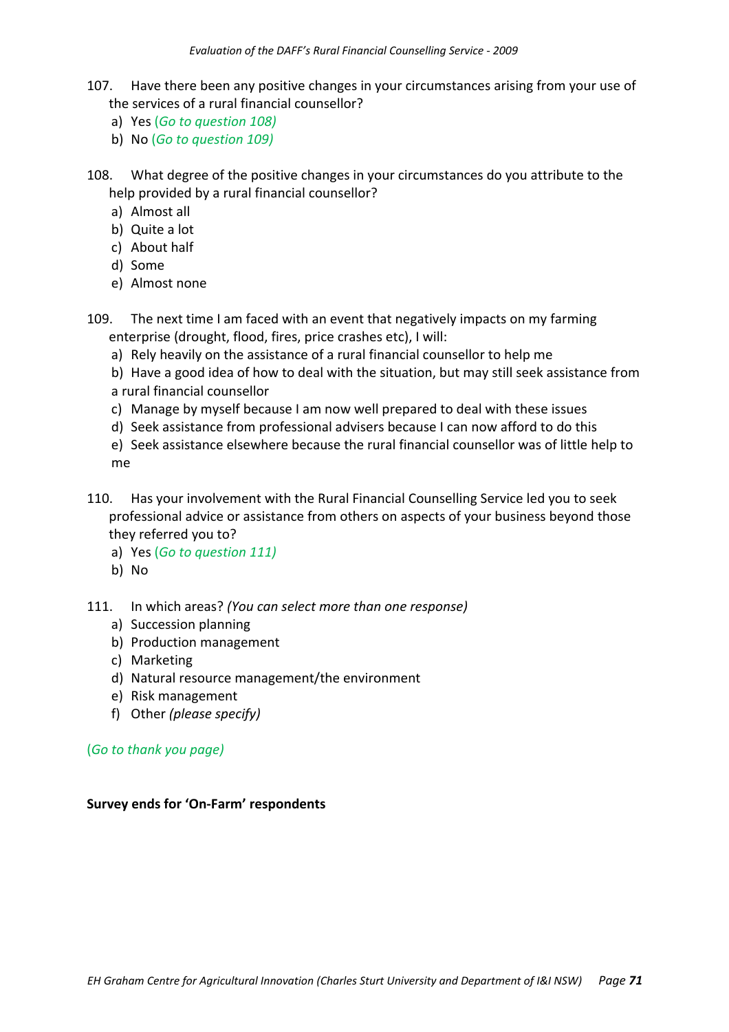107. Have there been any positive changes in your circumstances arising from your use of the services of a rural financial counsellor?
   a) Yes *(Go to question 108)*
   b) No *(Go to question 109)*

108. What degree of the positive changes in your circumstances do you attribute to the help provided by a rural financial counsellor?
   a) Almost all
   b) Quite a lot
   c) About half
   d) Some
   e) Almost none

109. The next time I am faced with an event that negatively impacts on my farming enterprise (drought, flood, fires, price crashes etc), I will:
   a) Rely heavily on the assistance of a rural financial counsellor to help me
   b) Have a good idea of how to deal with the situation, but may still seek assistance from a rural financial counsellor
   c) Manage by myself because I am now well prepared to deal with these issues
   d) Seek assistance from professional advisers because I can now afford to do this
   e) Seek assistance elsewhere because the rural financial counsellor was of little help to me

110. Has your involvement with the Rural Financial Counselling Service led you to seek professional advice or assistance from others on aspects of your business beyond those they referred you to?
   a) Yes *(Go to question 111)*
   b) No

111. In which areas? *(You can select more than one response)*
   a) Succession planning
   b) Production management
   c) Marketing
   d) Natural resource management/the environment
   e) Risk management
   f) Other *(please specify)*

*(Go to thank you page)*

**Survey ends for 'On-Farm' respondents**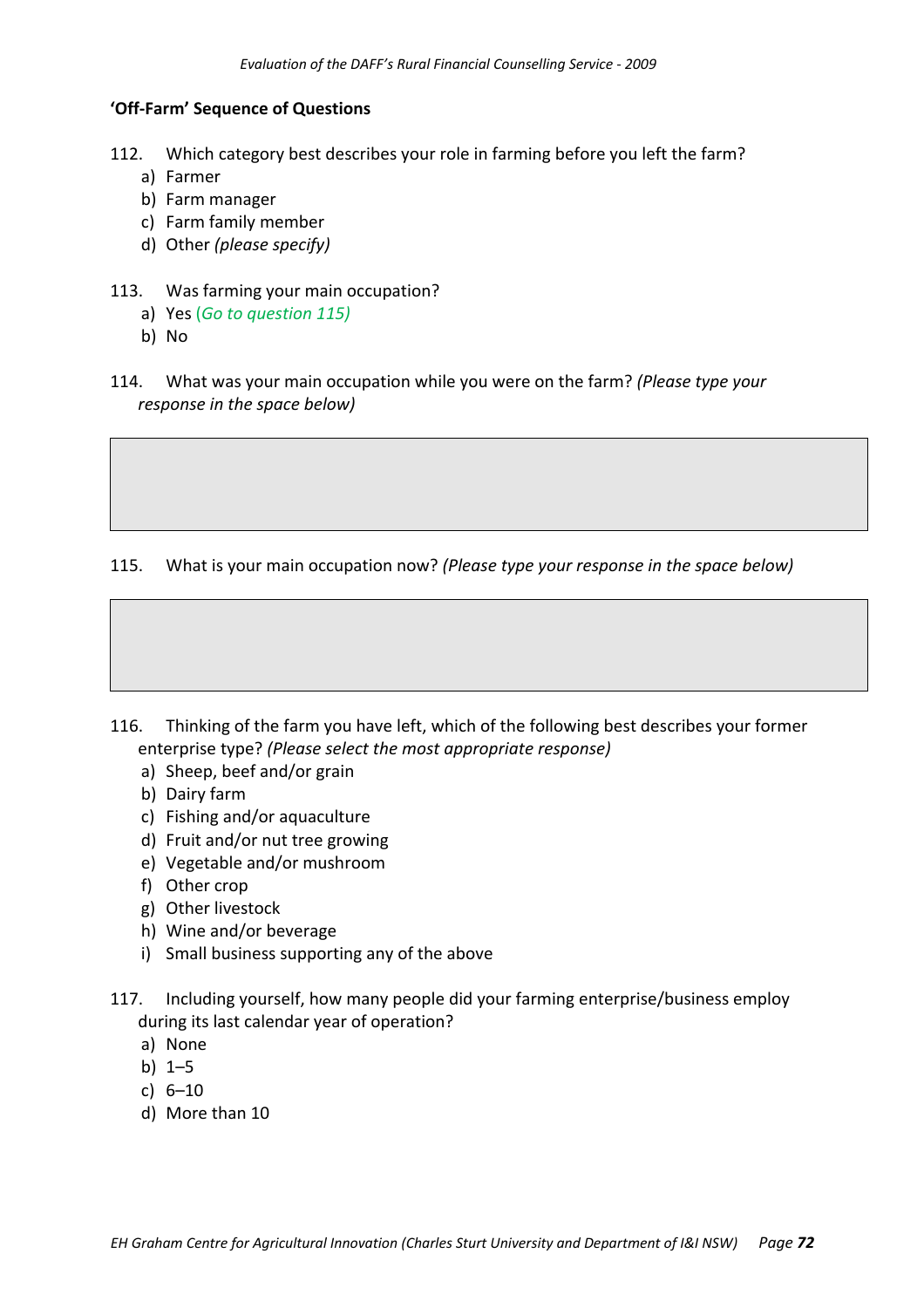**'Off-Farm' Sequence of Questions**

112. Which category best describes your role in farming before you left the farm?
   a) Farmer
   b) Farm manager
   c) Farm family member
   d) Other *(please specify)*

113. Was farming your main occupation?
   a) Yes *(Go to question 115)*
   b) No

114. What was your main occupation while you were on the farm? *(Please type your response in the space below)*

115. What is your main occupation now? *(Please type your response in the space below)*

116. Thinking of the farm you have left, which of the following best describes your former enterprise type? *(Please select the most appropriate response)*
   a) Sheep, beef and/or grain
   b) Dairy farm
   c) Fishing and/or aquaculture
   d) Fruit and/or nut tree growing
   e) Vegetable and/or mushroom
   f) Other crop
   g) Other livestock
   h) Wine and/or beverage
   i) Small business supporting any of the above

117. Including yourself, how many people did your farming enterprise/business employ during its last calendar year of operation?
   a) None
   b) 1–5
   c) 6–10
   d) More than 10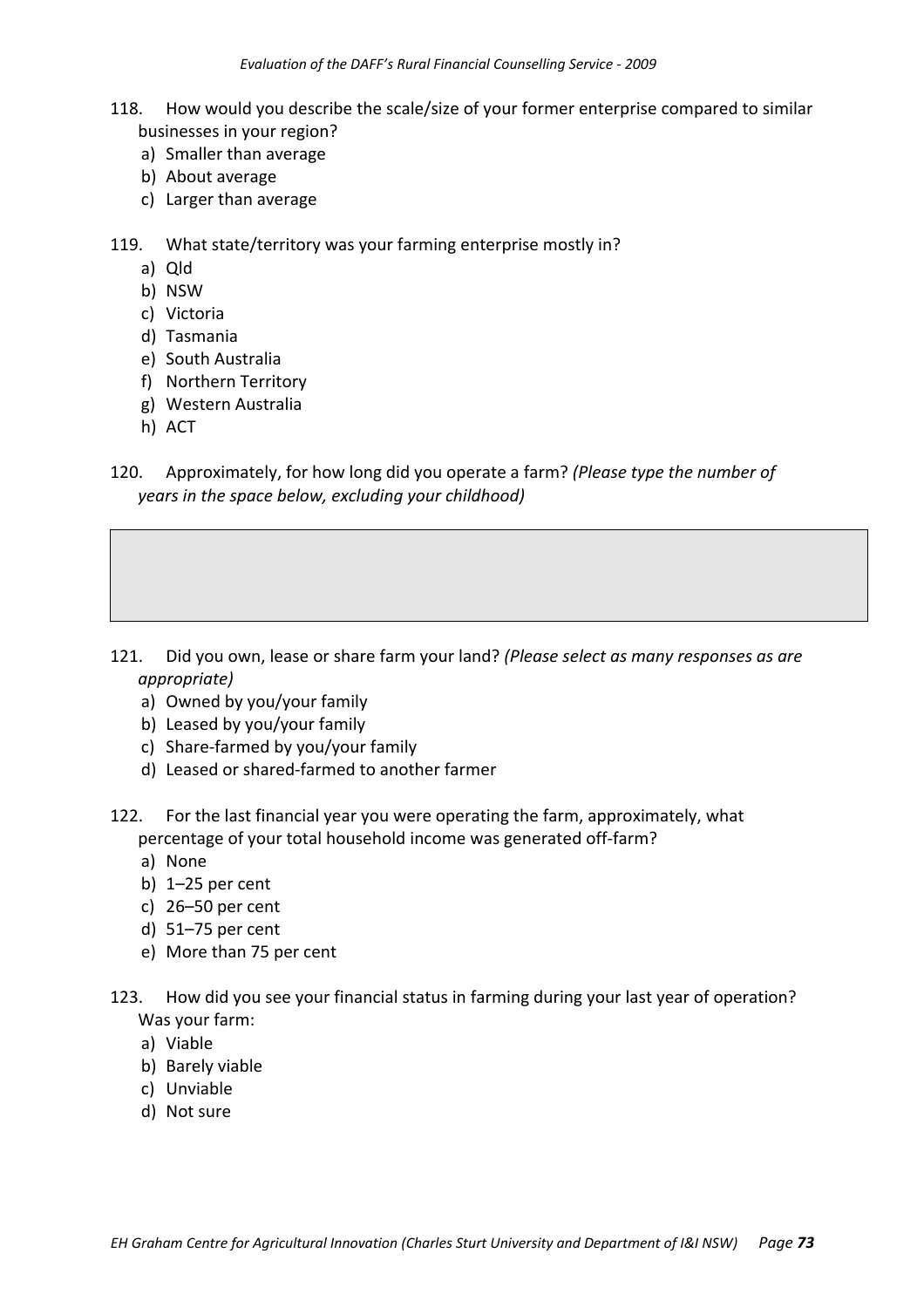118. How would you describe the scale/size of your former enterprise compared to similar businesses in your region?
   a) Smaller than average
   b) About average
   c) Larger than average

119. What state/territory was your farming enterprise mostly in?
   a) Qld
   b) NSW
   c) Victoria
   d) Tasmania
   e) South Australia
   f) Northern Territory
   g) Western Australia
   h) ACT

120. Approximately, for how long did you operate a farm? *(Please type the number of years in the space below, excluding your childhood)*

121. Did you own, lease or share farm your land? *(Please select as many responses as are appropriate)*
   a) Owned by you/your family
   b) Leased by you/your family
   c) Share-farmed by you/your family
   d) Leased or shared-farmed to another farmer

122. For the last financial year you were operating the farm, approximately, what percentage of your total household income was generated off-farm?
   a) None
   b) 1–25 per cent
   c) 26–50 per cent
   d) 51–75 per cent
   e) More than 75 per cent

123. How did you see your financial status in farming during your last year of operation? Was your farm:
   a) Viable
   b) Barely viable
   c) Unviable
   d) Not sure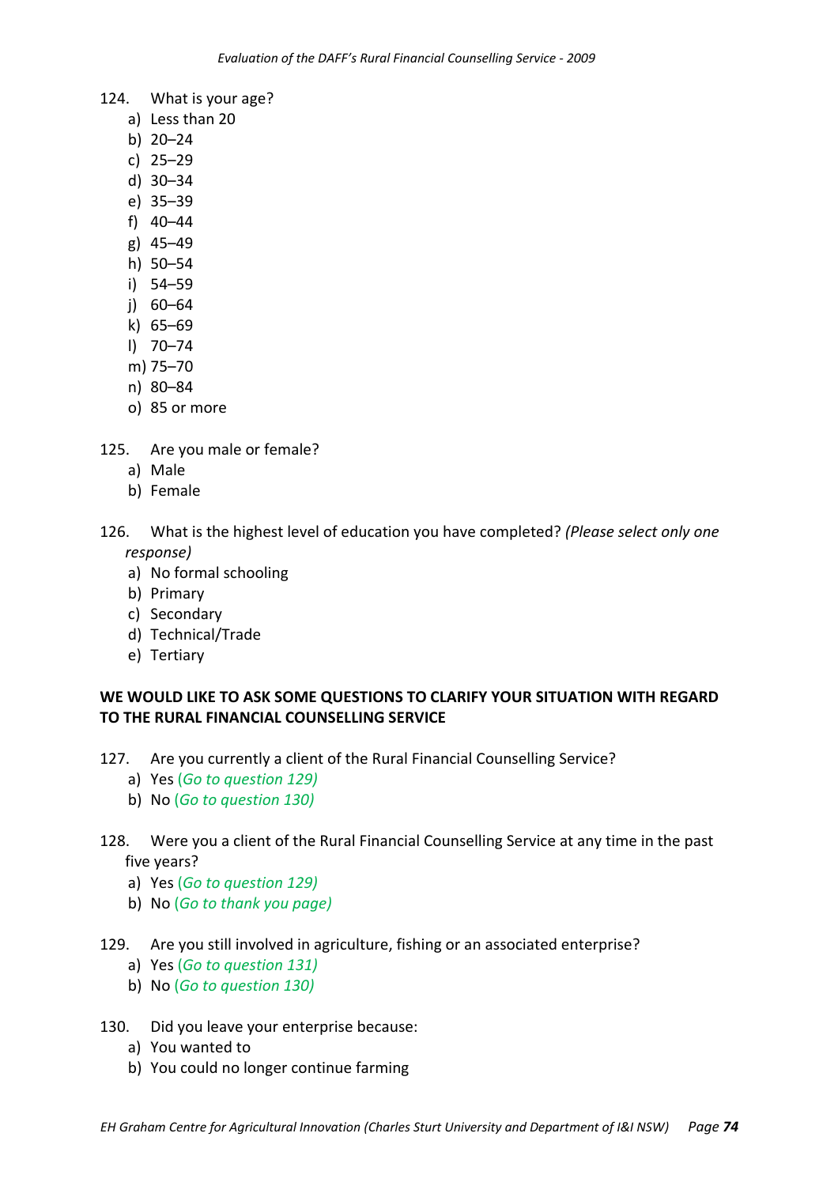124. What is your age?
   a) Less than 20
   b) 20–24
   c) 25–29
   d) 30–34
   e) 35–39
   f) 40–44
   g) 45–49
   h) 50–54
   i) 54–59
   j) 60–64
   k) 65–69
   l) 70–74
   m) 75–70
   n) 80–84
   o) 85 or more

125. Are you male or female?
   a) Male
   b) Female

126. What is the highest level of education you have completed? *(Please select only one response)*
   a) No formal schooling
   b) Primary
   c) Secondary
   d) Technical/Trade
   e) Tertiary

**WE WOULD LIKE TO ASK SOME QUESTIONS TO CLARIFY YOUR SITUATION WITH REGARD TO THE RURAL FINANCIAL COUNSELLING SERVICE**

127. Are you currently a client of the Rural Financial Counselling Service?
   a) Yes (*Go to question 129)*
   b) No (*Go to question 130)*

128. Were you a client of the Rural Financial Counselling Service at any time in the past five years?
   a) Yes (*Go to question 129)*
   b) No (*Go to thank you page)*

129. Are you still involved in agriculture, fishing or an associated enterprise?
   a) Yes (*Go to question 131)*
   b) No (*Go to question 130)*

130. Did you leave your enterprise because:
   a) You wanted to
   b) You could no longer continue farming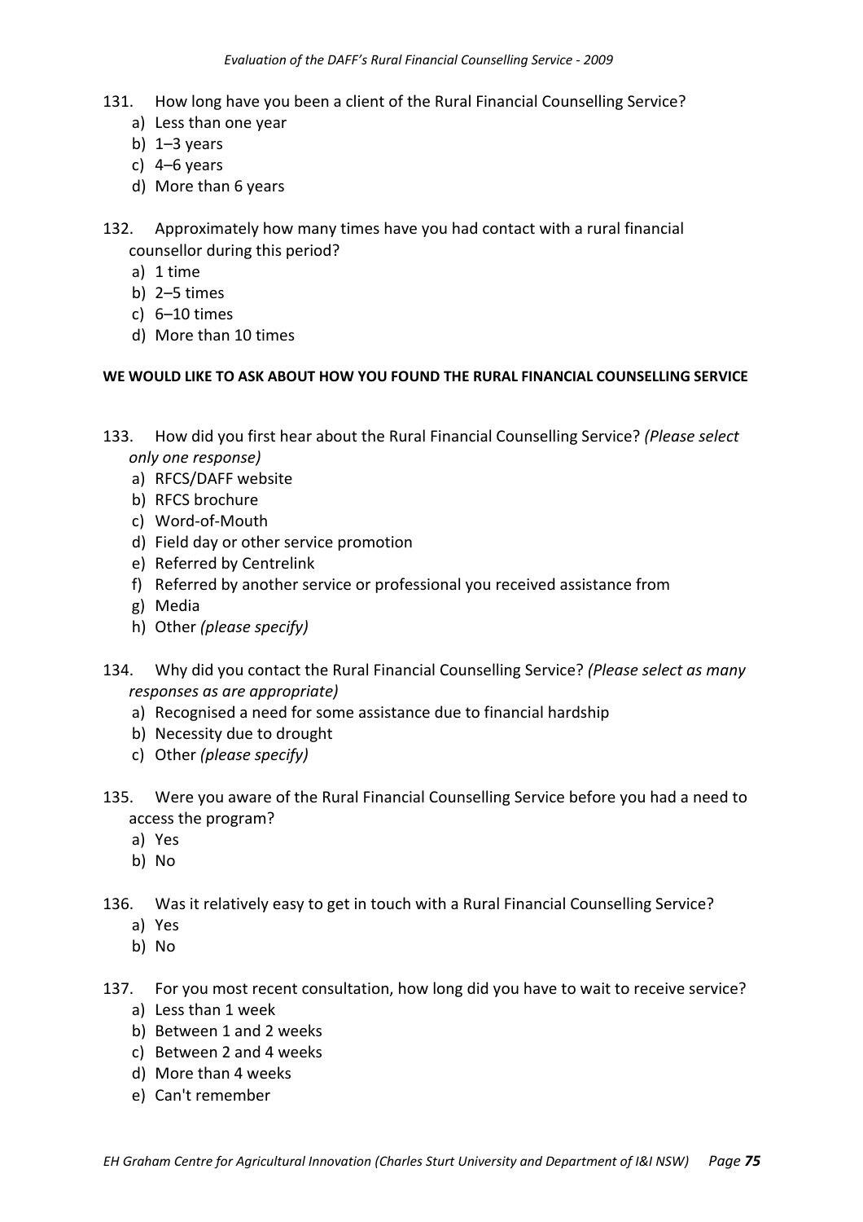131. How long have you been a client of the Rural Financial Counselling Service?
   a) Less than one year
   b) 1–3 years
   c) 4–6 years
   d) More than 6 years

132. Approximately how many times have you had contact with a rural financial counsellor during this period?
   a) 1 time
   b) 2–5 times
   c) 6–10 times
   d) More than 10 times

**WE WOULD LIKE TO ASK ABOUT HOW YOU FOUND THE RURAL FINANCIAL COUNSELLING SERVICE**

133. How did you first hear about the Rural Financial Counselling Service? *(Please select only one response)*
   a) RFCS/DAFF website
   b) RFCS brochure
   c) Word-of-Mouth
   d) Field day or other service promotion
   e) Referred by Centrelink
   f) Referred by another service or professional you received assistance from
   g) Media
   h) Other *(please specify)*

134. Why did you contact the Rural Financial Counselling Service? *(Please select as many responses as are appropriate)*
   a) Recognised a need for some assistance due to financial hardship
   b) Necessity due to drought
   c) Other *(please specify)*

135. Were you aware of the Rural Financial Counselling Service before you had a need to access the program?
   a) Yes
   b) No

136. Was it relatively easy to get in touch with a Rural Financial Counselling Service?
   a) Yes
   b) No

137. For you most recent consultation, how long did you have to wait to receive service?
   a) Less than 1 week
   b) Between 1 and 2 weeks
   c) Between 2 and 4 weeks
   d) More than 4 weeks
   e) Can't remember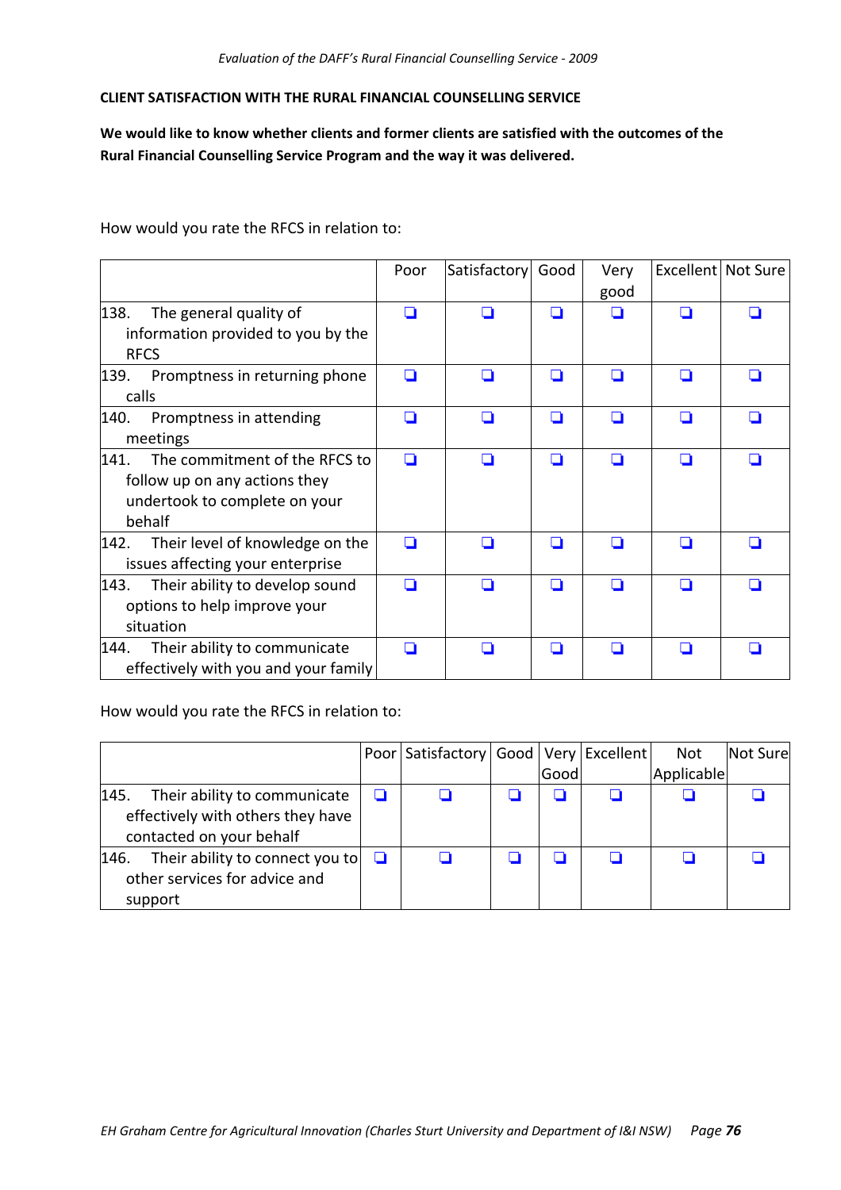**CLIENT SATISFACTION WITH THE RURAL FINANCIAL COUNSELLING SERVICE**

**We would like to know whether clients and former clients are satisfied with the outcomes of the Rural Financial Counselling Service Program and the way it was delivered.**

How would you rate the RFCS in relation to:

| | Poor | Satisfactory | Good | Very good | Excellent | Not Sure |
|---|---|---|---|---|---|---|
| 138. The general quality of information provided to you by the RFCS | ❑ | ❑ | ❑ | ❑ | ❑ | ❑ |
| 139. Promptness in returning phone calls | ❑ | ❑ | ❑ | ❑ | ❑ | ❑ |
| 140. Promptness in attending meetings | ❑ | ❑ | ❑ | ❑ | ❑ | ❑ |
| 141. The commitment of the RFCS to follow up on any actions they undertook to complete on your behalf | ❑ | ❑ | ❑ | ❑ | ❑ | ❑ |
| 142. Their level of knowledge on the issues affecting your enterprise | ❑ | ❑ | ❑ | ❑ | ❑ | ❑ |
| 143. Their ability to develop sound options to help improve your situation | ❑ | ❑ | ❑ | ❑ | ❑ | ❑ |
| 144. Their ability to communicate effectively with you and your family | ❑ | ❑ | ❑ | ❑ | ❑ | ❑ |

How would you rate the RFCS in relation to:

| | Poor | Satisfactory | Good | Very Good | Excellent | Not Applicable | Not Sure |
|---|---|---|---|---|---|---|---|
| 145. Their ability to communicate effectively with others they have contacted on your behalf | ❑ | ❑ | ❑ | ❑ | ❑ | ❑ | ❑ |
| 146. Their ability to connect you to other services for advice and support | ❑ | ❑ | ❑ | ❑ | ❑ | ❑ | ❑ |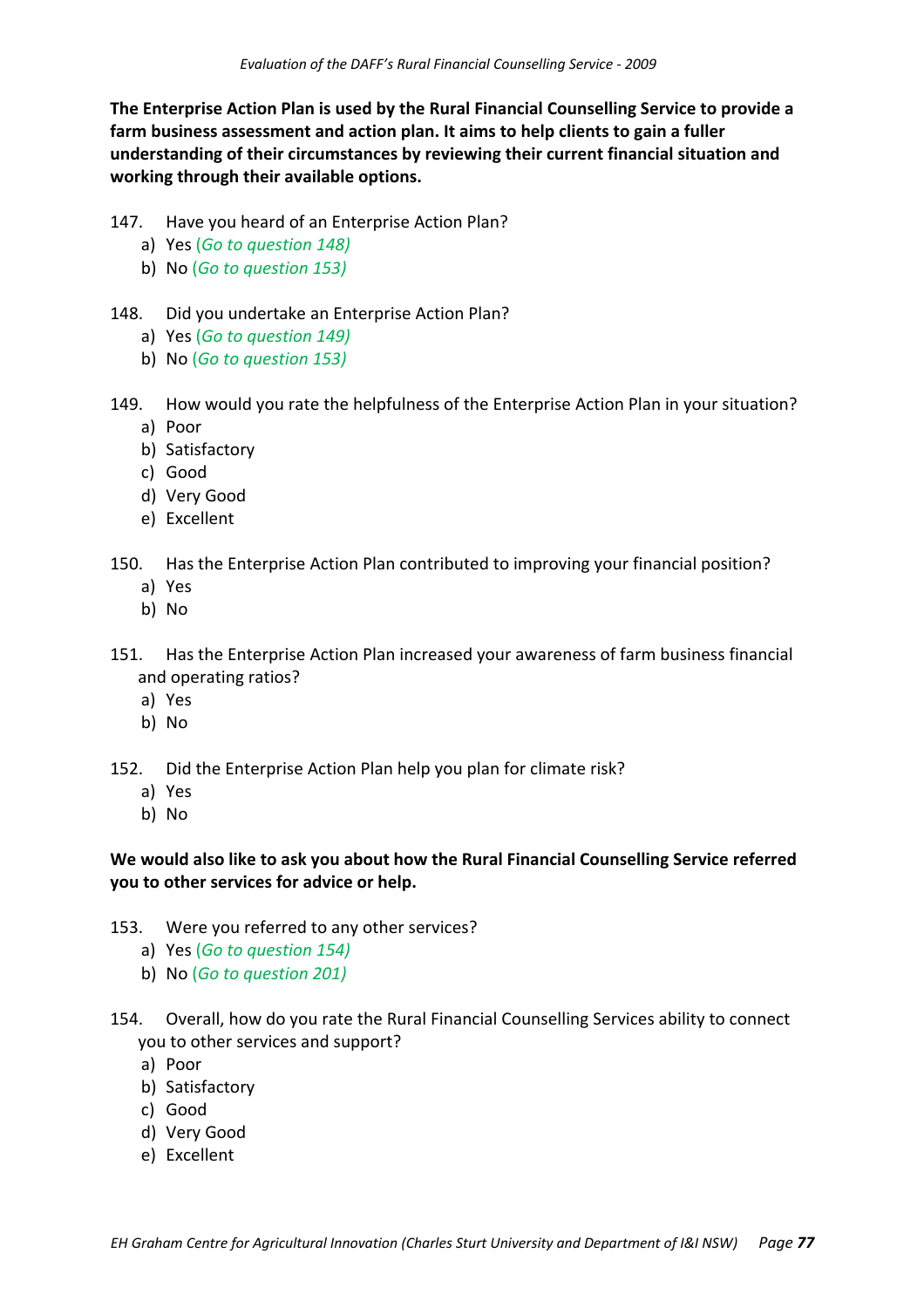**The Enterprise Action Plan is used by the Rural Financial Counselling Service to provide a farm business assessment and action plan. It aims to help clients to gain a fuller understanding of their circumstances by reviewing their current financial situation and working through their available options.**

147. Have you heard of an Enterprise Action Plan?
   a) Yes *(Go to question 148)*
   b) No *(Go to question 153)*

148. Did you undertake an Enterprise Action Plan?
   a) Yes *(Go to question 149)*
   b) No *(Go to question 153)*

149. How would you rate the helpfulness of the Enterprise Action Plan in your situation?
   a) Poor
   b) Satisfactory
   c) Good
   d) Very Good
   e) Excellent

150. Has the Enterprise Action Plan contributed to improving your financial position?
   a) Yes
   b) No

151. Has the Enterprise Action Plan increased your awareness of farm business financial and operating ratios?
   a) Yes
   b) No

152. Did the Enterprise Action Plan help you plan for climate risk?
   a) Yes
   b) No

**We would also like to ask you about how the Rural Financial Counselling Service referred you to other services for advice or help.**

153. Were you referred to any other services?
   a) Yes *(Go to question 154)*
   b) No *(Go to question 201)*

154. Overall, how do you rate the Rural Financial Counselling Services ability to connect you to other services and support?
   a) Poor
   b) Satisfactory
   c) Good
   d) Very Good
   e) Excellent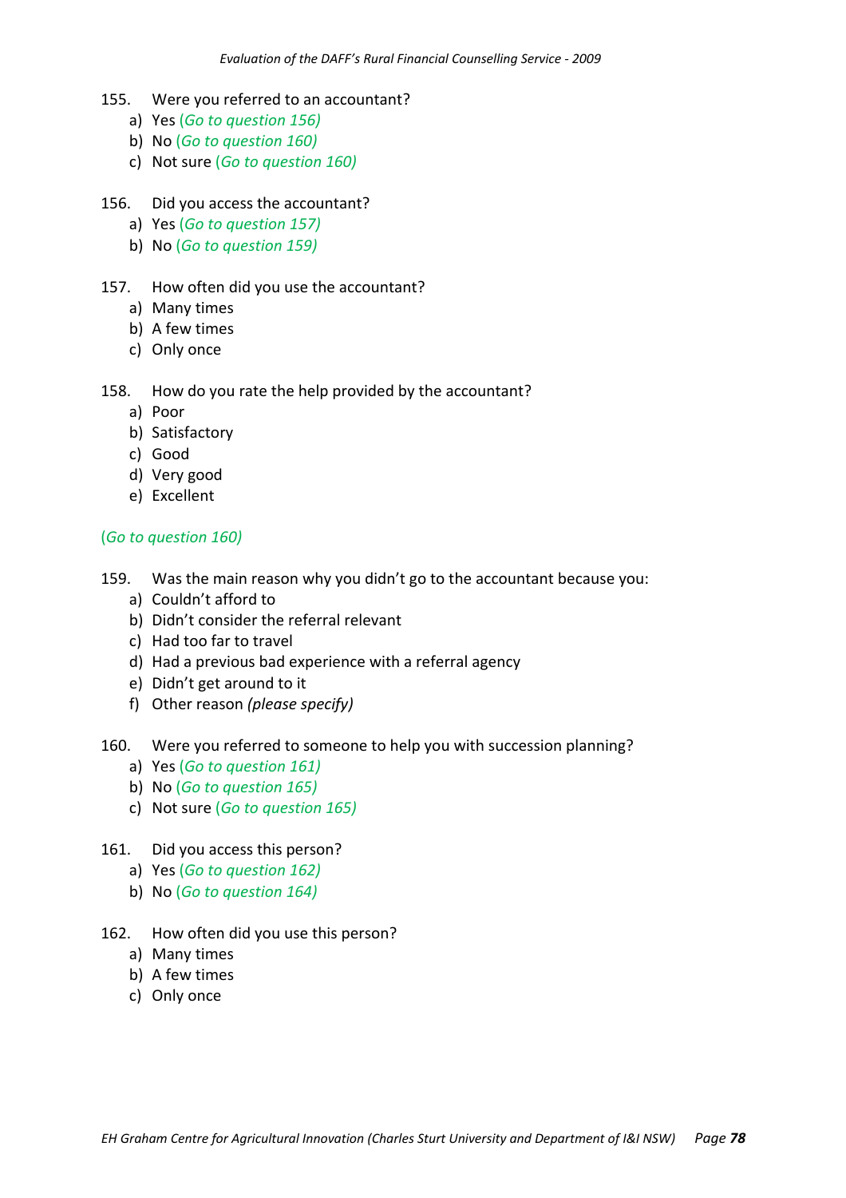155. Were you referred to an accountant?
   a) Yes *(Go to question 156)*
   b) No *(Go to question 160)*
   c) Not sure *(Go to question 160)*

156. Did you access the accountant?
   a) Yes *(Go to question 157)*
   b) No *(Go to question 159)*

157. How often did you use the accountant?
   a) Many times
   b) A few times
   c) Only once

158. How do you rate the help provided by the accountant?
   a) Poor
   b) Satisfactory
   c) Good
   d) Very good
   e) Excellent

*(Go to question 160)*

159. Was the main reason why you didn't go to the accountant because you:
   a) Couldn't afford to
   b) Didn't consider the referral relevant
   c) Had too far to travel
   d) Had a previous bad experience with a referral agency
   e) Didn't get around to it
   f) Other reason *(please specify)*

160. Were you referred to someone to help you with succession planning?
   a) Yes *(Go to question 161)*
   b) No *(Go to question 165)*
   c) Not sure *(Go to question 165)*

161. Did you access this person?
   a) Yes *(Go to question 162)*
   b) No *(Go to question 164)*

162. How often did you use this person?
   a) Many times
   b) A few times
   c) Only once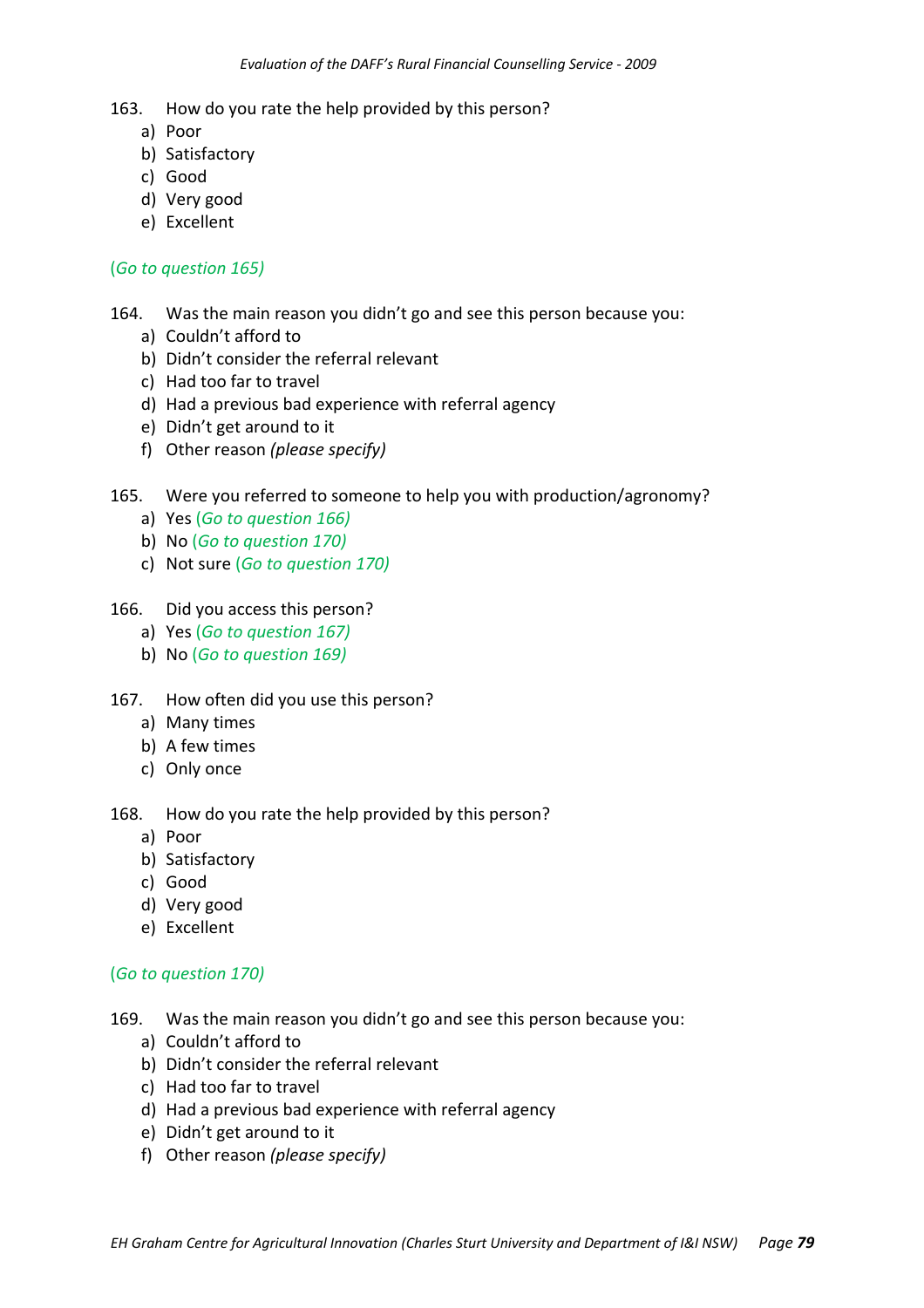163. How do you rate the help provided by this person?
   a) Poor
   b) Satisfactory
   c) Good
   d) Very good
   e) Excellent

*(Go to question 165)*

164. Was the main reason you didn't go and see this person because you:
   a) Couldn't afford to
   b) Didn't consider the referral relevant
   c) Had too far to travel
   d) Had a previous bad experience with referral agency
   e) Didn't get around to it
   f) Other reason *(please specify)*

165. Were you referred to someone to help you with production/agronomy?
   a) Yes *(Go to question 166)*
   b) No *(Go to question 170)*
   c) Not sure *(Go to question 170)*

166. Did you access this person?
   a) Yes *(Go to question 167)*
   b) No *(Go to question 169)*

167. How often did you use this person?
   a) Many times
   b) A few times
   c) Only once

168. How do you rate the help provided by this person?
   a) Poor
   b) Satisfactory
   c) Good
   d) Very good
   e) Excellent

*(Go to question 170)*

169. Was the main reason you didn't go and see this person because you:
   a) Couldn't afford to
   b) Didn't consider the referral relevant
   c) Had too far to travel
   d) Had a previous bad experience with referral agency
   e) Didn't get around to it
   f) Other reason *(please specify)*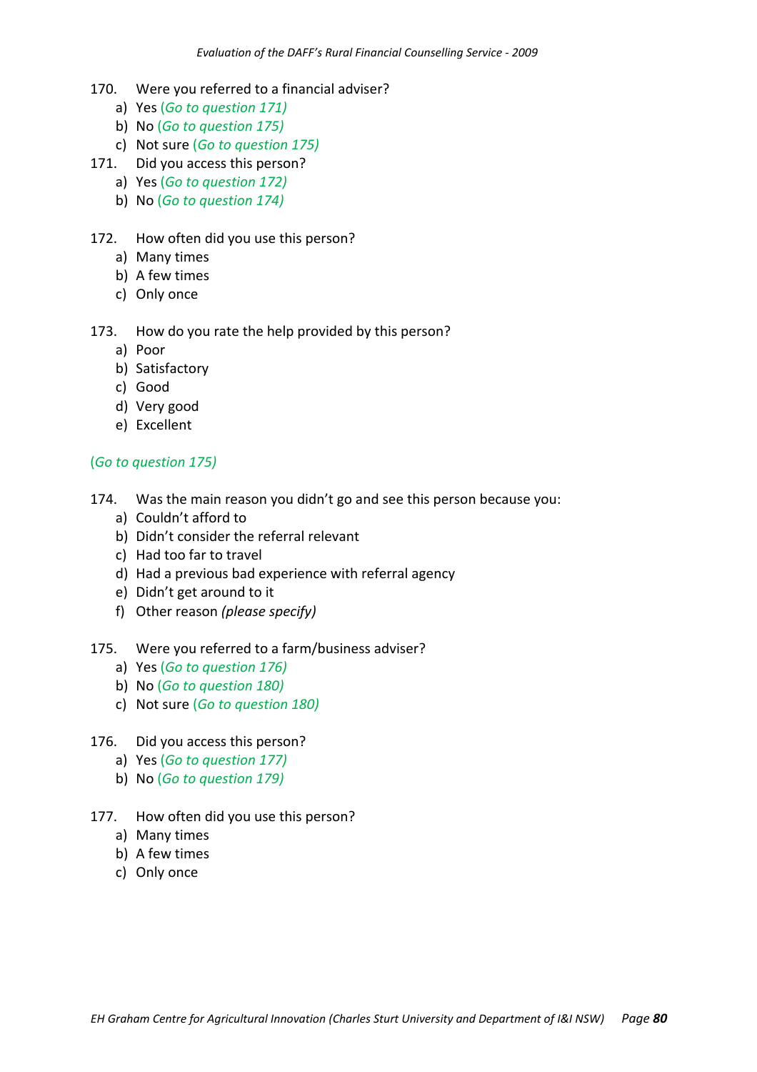170. Were you referred to a financial adviser?
   a) Yes *(Go to question 171)*
   b) No *(Go to question 175)*
   c) Not sure *(Go to question 175)*

171. Did you access this person?
   a) Yes *(Go to question 172)*
   b) No *(Go to question 174)*

172. How often did you use this person?
   a) Many times
   b) A few times
   c) Only once

173. How do you rate the help provided by this person?
   a) Poor
   b) Satisfactory
   c) Good
   d) Very good
   e) Excellent

*(Go to question 175)*

174. Was the main reason you didn't go and see this person because you:
   a) Couldn't afford to
   b) Didn't consider the referral relevant
   c) Had too far to travel
   d) Had a previous bad experience with referral agency
   e) Didn't get around to it
   f) Other reason *(please specify)*

175. Were you referred to a farm/business adviser?
   a) Yes *(Go to question 176)*
   b) No *(Go to question 180)*
   c) Not sure *(Go to question 180)*

176. Did you access this person?
   a) Yes *(Go to question 177)*
   b) No *(Go to question 179)*

177. How often did you use this person?
   a) Many times
   b) A few times
   c) Only once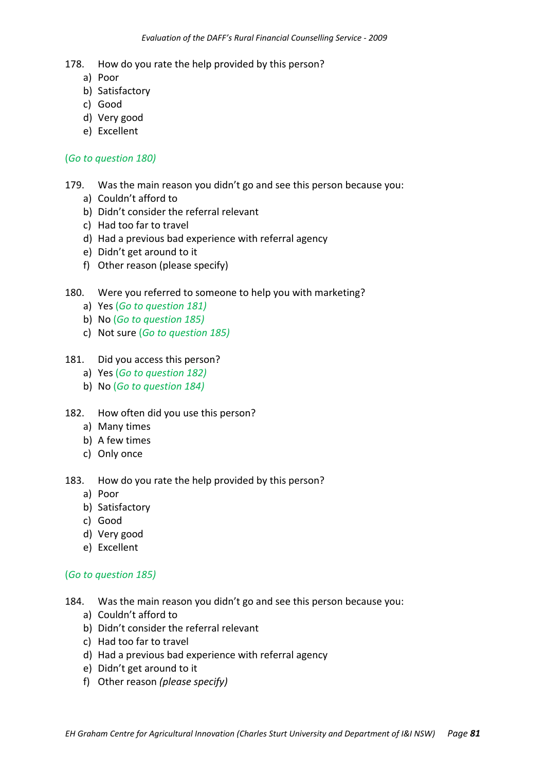178. How do you rate the help provided by this person?
   a) Poor
   b) Satisfactory
   c) Good
   d) Very good
   e) Excellent

*(Go to question 180)*

179. Was the main reason you didn't go and see this person because you:
   a) Couldn't afford to
   b) Didn't consider the referral relevant
   c) Had too far to travel
   d) Had a previous bad experience with referral agency
   e) Didn't get around to it
   f) Other reason (please specify)

180. Were you referred to someone to help you with marketing?
   a) Yes *(Go to question 181)*
   b) No *(Go to question 185)*
   c) Not sure *(Go to question 185)*

181. Did you access this person?
   a) Yes *(Go to question 182)*
   b) No *(Go to question 184)*

182. How often did you use this person?
   a) Many times
   b) A few times
   c) Only once

183. How do you rate the help provided by this person?
   a) Poor
   b) Satisfactory
   c) Good
   d) Very good
   e) Excellent

*(Go to question 185)*

184. Was the main reason you didn't go and see this person because you:
   a) Couldn't afford to
   b) Didn't consider the referral relevant
   c) Had too far to travel
   d) Had a previous bad experience with referral agency
   e) Didn't get around to it
   f) Other reason *(please specify)*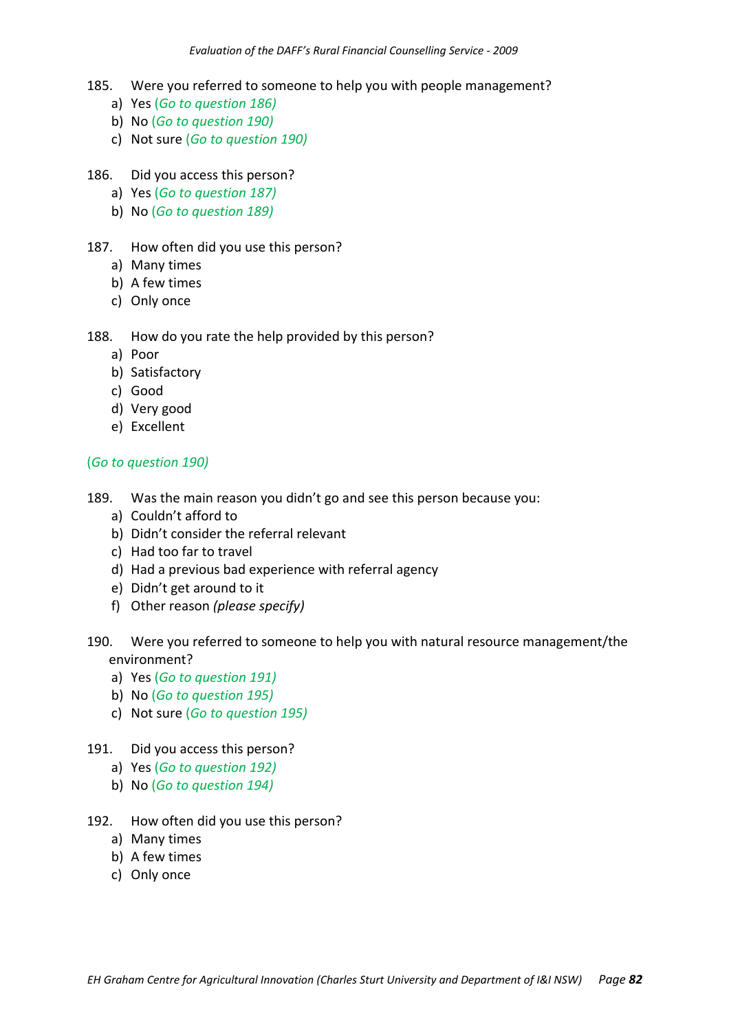185. Were you referred to someone to help you with people management?
   a) Yes *(Go to question 186)*
   b) No *(Go to question 190)*
   c) Not sure *(Go to question 190)*

186. Did you access this person?
   a) Yes *(Go to question 187)*
   b) No *(Go to question 189)*

187. How often did you use this person?
   a) Many times
   b) A few times
   c) Only once

188. How do you rate the help provided by this person?
   a) Poor
   b) Satisfactory
   c) Good
   d) Very good
   e) Excellent

*(Go to question 190)*

189. Was the main reason you didn't go and see this person because you:
   a) Couldn't afford to
   b) Didn't consider the referral relevant
   c) Had too far to travel
   d) Had a previous bad experience with referral agency
   e) Didn't get around to it
   f) Other reason *(please specify)*

190. Were you referred to someone to help you with natural resource management/the environment?
   a) Yes *(Go to question 191)*
   b) No *(Go to question 195)*
   c) Not sure *(Go to question 195)*

191. Did you access this person?
   a) Yes *(Go to question 192)*
   b) No *(Go to question 194)*

192. How often did you use this person?
   a) Many times
   b) A few times
   c) Only once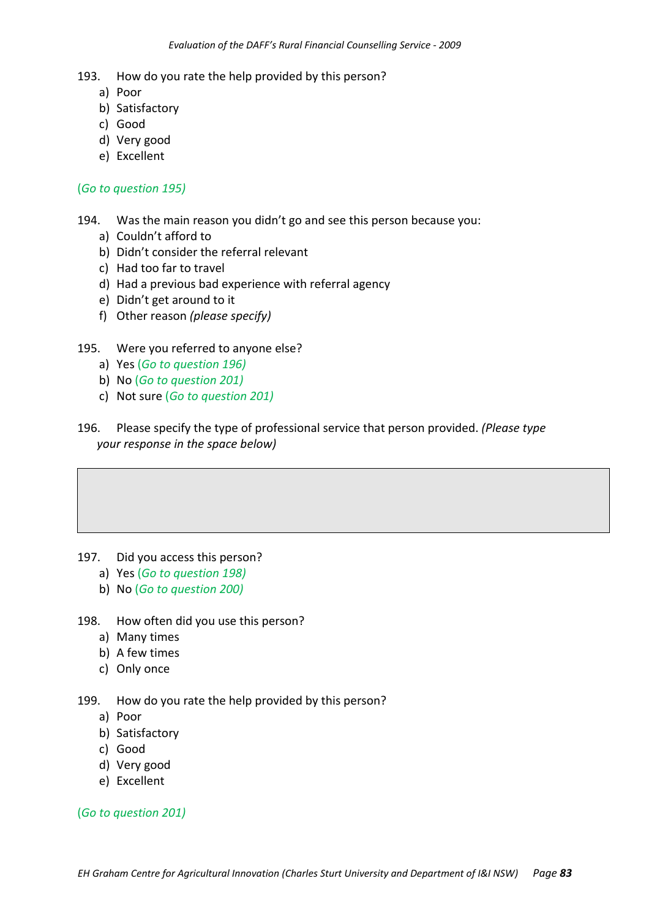193. How do you rate the help provided by this person?
   a) Poor
   b) Satisfactory
   c) Good
   d) Very good
   e) Excellent

(Go to question 195)

194. Was the main reason you didn't go and see this person because you:
   a) Couldn't afford to
   b) Didn't consider the referral relevant
   c) Had too far to travel
   d) Had a previous bad experience with referral agency
   e) Didn't get around to it
   f) Other reason *(please specify)*

195. Were you referred to anyone else?
   a) Yes (Go to question 196)
   b) No (Go to question 201)
   c) Not sure (Go to question 201)

196. Please specify the type of professional service that person provided. *(Please type your response in the space below)*

197. Did you access this person?
   a) Yes (Go to question 198)
   b) No (Go to question 200)

198. How often did you use this person?
   a) Many times
   b) A few times
   c) Only once

199. How do you rate the help provided by this person?
   a) Poor
   b) Satisfactory
   c) Good
   d) Very good
   e) Excellent

(Go to question 201)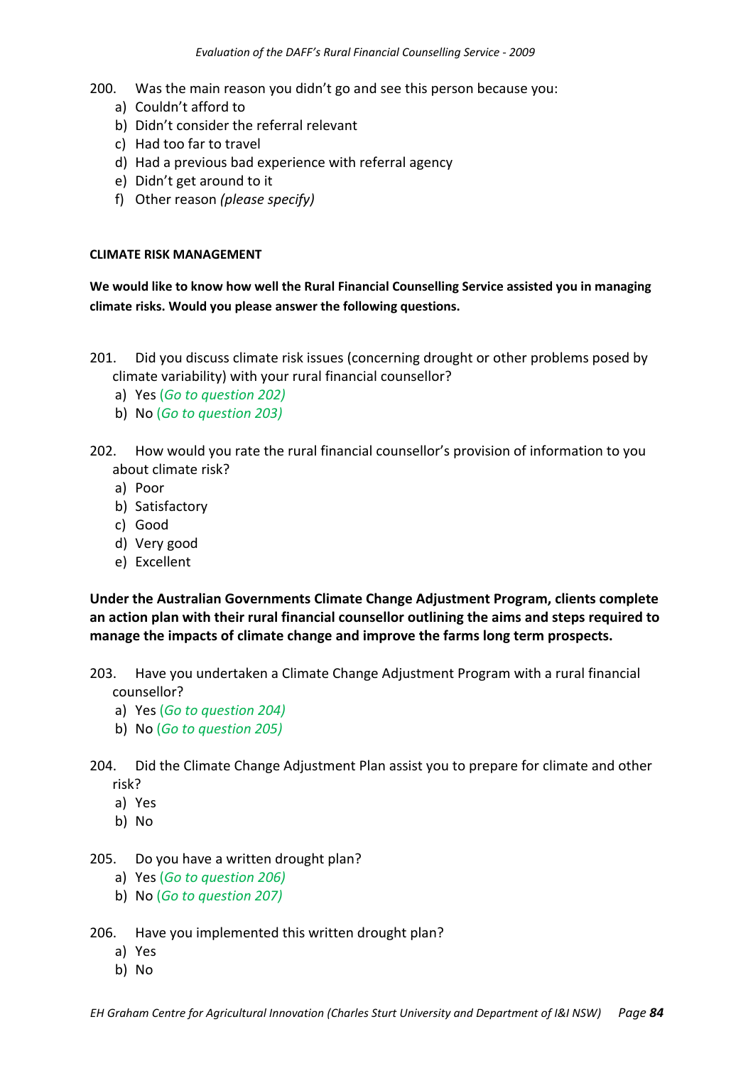200. Was the main reason you didn't go and see this person because you:
   a) Couldn't afford to
   b) Didn't consider the referral relevant
   c) Had too far to travel
   d) Had a previous bad experience with referral agency
   e) Didn't get around to it
   f) Other reason *(please specify)*

**CLIMATE RISK MANAGEMENT**

**We would like to know how well the Rural Financial Counselling Service assisted you in managing climate risks. Would you please answer the following questions.**

201. Did you discuss climate risk issues (concerning drought or other problems posed by climate variability) with your rural financial counsellor?
   a) Yes *(Go to question 202)*
   b) No *(Go to question 203)*

202. How would you rate the rural financial counsellor's provision of information to you about climate risk?
   a) Poor
   b) Satisfactory
   c) Good
   d) Very good
   e) Excellent

**Under the Australian Governments Climate Change Adjustment Program, clients complete an action plan with their rural financial counsellor outlining the aims and steps required to manage the impacts of climate change and improve the farms long term prospects.**

203. Have you undertaken a Climate Change Adjustment Program with a rural financial counsellor?
   a) Yes *(Go to question 204)*
   b) No *(Go to question 205)*

204. Did the Climate Change Adjustment Plan assist you to prepare for climate and other risk?
   a) Yes
   b) No

205. Do you have a written drought plan?
   a) Yes *(Go to question 206)*
   b) No *(Go to question 207)*

206. Have you implemented this written drought plan?
   a) Yes
   b) No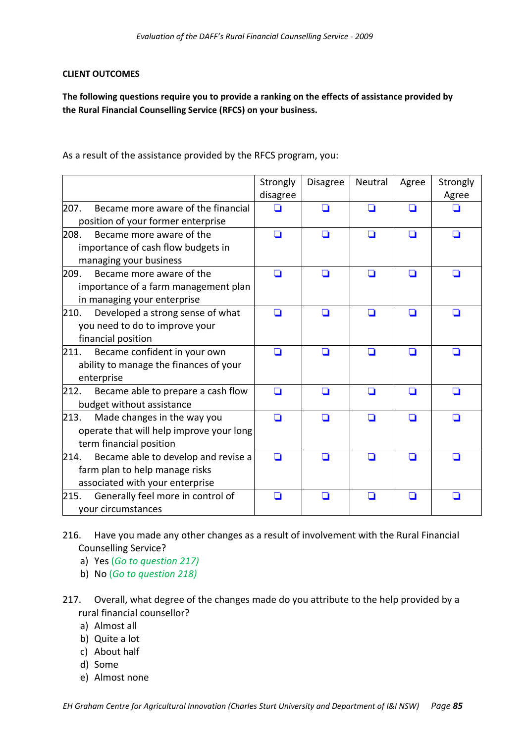**CLIENT OUTCOMES**

**The following questions require you to provide a ranking on the effects of assistance provided by the Rural Financial Counselling Service (RFCS) on your business.**

As a result of the assistance provided by the RFCS program, you:

| | Strongly disagree | Disagree | Neutral | Agree | Strongly Agree |
|---|---|---|---|---|---|
| 207. Became more aware of the financial position of your former enterprise | ❑ | ❑ | ❑ | ❑ | ❑ |
| 208. Became more aware of the importance of cash flow budgets in managing your business | ❑ | ❑ | ❑ | ❑ | ❑ |
| 209. Became more aware of the importance of a farm management plan in managing your enterprise | ❑ | ❑ | ❑ | ❑ | ❑ |
| 210. Developed a strong sense of what you need to do to improve your financial position | ❑ | ❑ | ❑ | ❑ | ❑ |
| 211. Became confident in your own ability to manage the finances of your enterprise | ❑ | ❑ | ❑ | ❑ | ❑ |
| 212. Became able to prepare a cash flow budget without assistance | ❑ | ❑ | ❑ | ❑ | ❑ |
| 213. Made changes in the way you operate that will help improve your long term financial position | ❑ | ❑ | ❑ | ❑ | ❑ |
| 214. Became able to develop and revise a farm plan to help manage risks associated with your enterprise | ❑ | ❑ | ❑ | ❑ | ❑ |
| 215. Generally feel more in control of your circumstances | ❑ | ❑ | ❑ | ❑ | ❑ |

216. Have you made any other changes as a result of involvement with the Rural Financial Counselling Service?
   a) Yes *(Go to question 217)*
   b) No *(Go to question 218)*

217. Overall, what degree of the changes made do you attribute to the help provided by a rural financial counsellor?
   a) Almost all
   b) Quite a lot
   c) About half
   d) Some
   e) Almost none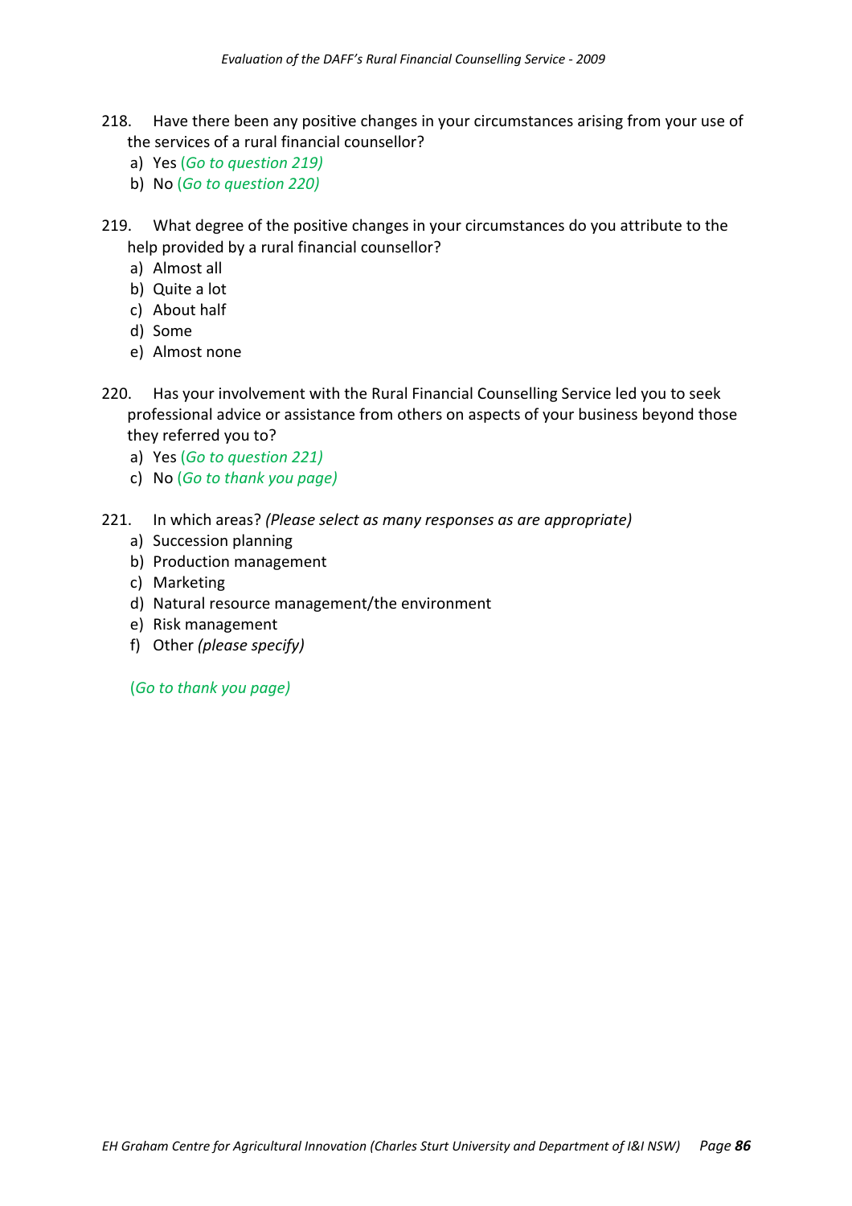218. Have there been any positive changes in your circumstances arising from your use of the services of a rural financial counsellor?

a) Yes *(Go to question 219)*
b) No *(Go to question 220)*

219. What degree of the positive changes in your circumstances do you attribute to the help provided by a rural financial counsellor?

a) Almost all
b) Quite a lot
c) About half
d) Some
e) Almost none

220. Has your involvement with the Rural Financial Counselling Service led you to seek professional advice or assistance from others on aspects of your business beyond those they referred you to?

a) Yes *(Go to question 221)*
c) No *(Go to thank you page)*

221. In which areas? *(Please select as many responses as are appropriate)*

a) Succession planning
b) Production management
c) Marketing
d) Natural resource management/the environment
e) Risk management
f) Other *(please specify)*

*(Go to thank you page)*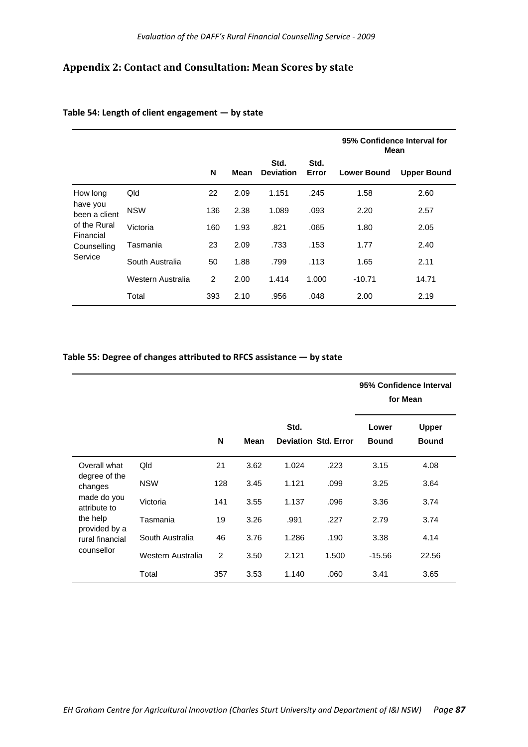## Appendix 2: Contact and Consultation: Mean Scores by state

**Table 54: Length of client engagement — by state**

| | | N | Mean | Std. Deviation | Std. Error | 95% Confidence Interval for Mean | |
|---|---|---|---|---|---|---|---|
| | | | | | | Lower Bound | Upper Bound |
| How long have you been a client of the Rural Financial Counselling Service | Qld | 22 | 2.09 | 1.151 | .245 | 1.58 | 2.60 |
| | NSW | 136 | 2.38 | 1.089 | .093 | 2.20 | 2.57 |
| | Victoria | 160 | 1.93 | .821 | .065 | 1.80 | 2.05 |
| | Tasmania | 23 | 2.09 | .733 | .153 | 1.77 | 2.40 |
| | South Australia | 50 | 1.88 | .799 | .113 | 1.65 | 2.11 |
| | Western Australia | 2 | 2.00 | 1.414 | 1.000 | -10.71 | 14.71 |
| | Total | 393 | 2.10 | .956 | .048 | 2.00 | 2.19 |

**Table 55: Degree of changes attributed to RFCS assistance — by state**

| | | N | Mean | Std. Deviation | Std. Error | 95% Confidence Interval for Mean | |
|---|---|---|---|---|---|---|---|
| | | | | | | Lower Bound | Upper Bound |
| Overall what degree of the changes made do you attribute to the help provided by a rural financial counsellor | Qld | 21 | 3.62 | 1.024 | .223 | 3.15 | 4.08 |
| | NSW | 128 | 3.45 | 1.121 | .099 | 3.25 | 3.64 |
| | Victoria | 141 | 3.55 | 1.137 | .096 | 3.36 | 3.74 |
| | Tasmania | 19 | 3.26 | .991 | .227 | 2.79 | 3.74 |
| | South Australia | 46 | 3.76 | 1.286 | .190 | 3.38 | 4.14 |
| | Western Australia | 2 | 3.50 | 2.121 | 1.500 | -15.56 | 22.56 |
| | Total | 357 | 3.53 | 1.140 | .060 | 3.41 | 3.65 |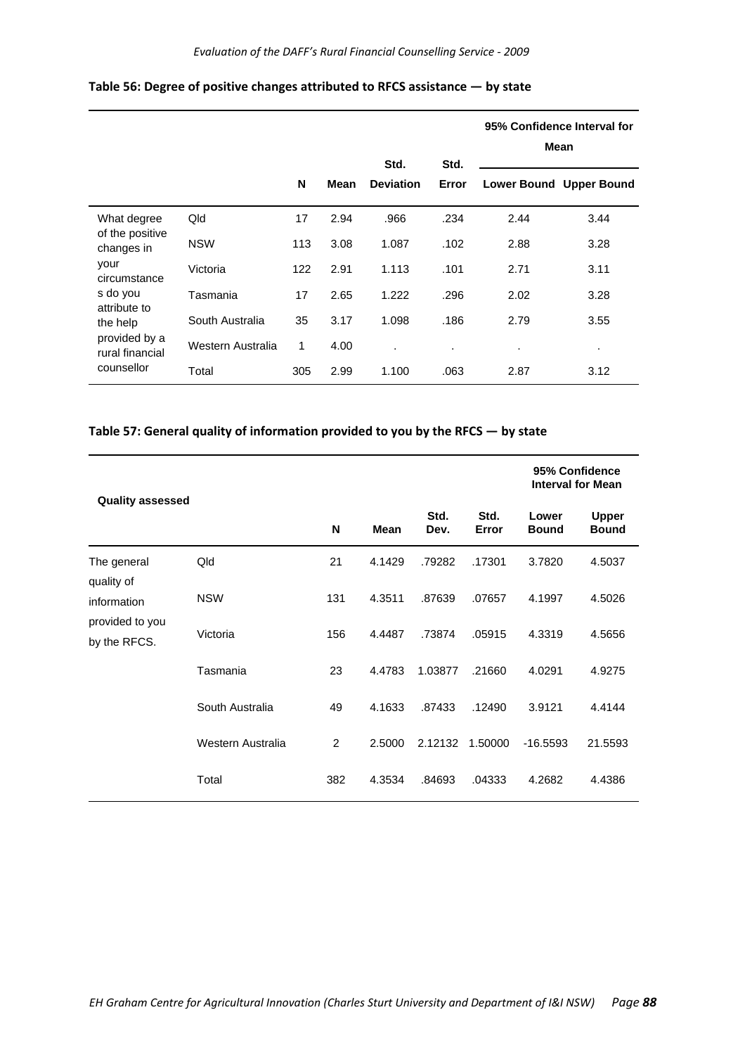**Table 56: Degree of positive changes attributed to RFCS assistance — by state**

| | | N | Mean | Std. Deviation | Std. Error | 95% Confidence Interval for Mean | |
|---|---|---|---|---|---|---|---|
| | | | | | | Lower Bound | Upper Bound |
| What degree of the positive changes in your circumstances do you attribute to the help provided by a rural financial counsellor | Qld | 17 | 2.94 | .966 | .234 | 2.44 | 3.44 |
| | NSW | 113 | 3.08 | 1.087 | .102 | 2.88 | 3.28 |
| | Victoria | 122 | 2.91 | 1.113 | .101 | 2.71 | 3.11 |
| | Tasmania | 17 | 2.65 | 1.222 | .296 | 2.02 | 3.28 |
| | South Australia | 35 | 3.17 | 1.098 | .186 | 2.79 | 3.55 |
| | Western Australia | 1 | 4.00 | . | . | . | . |
| | Total | 305 | 2.99 | 1.100 | .063 | 2.87 | 3.12 |

**Table 57: General quality of information provided to you by the RFCS — by state**

| Quality assessed | | N | Mean | Std. Dev. | Std. Error | 95% Confidence Interval for Mean | |
|---|---|---|---|---|---|---|---|
| | | | | | | Lower Bound | Upper Bound |
| The general quality of information provided to you by the RFCS. | Qld | 21 | 4.1429 | .79282 | .17301 | 3.7820 | 4.5037 |
| | NSW | 131 | 4.3511 | .87639 | .07657 | 4.1997 | 4.5026 |
| | Victoria | 156 | 4.4487 | .73874 | .05915 | 4.3319 | 4.5656 |
| | Tasmania | 23 | 4.4783 | 1.03877 | .21660 | 4.0291 | 4.9275 |
| | South Australia | 49 | 4.1633 | .87433 | .12490 | 3.9121 | 4.4144 |
| | Western Australia | 2 | 2.5000 | 2.12132 | 1.50000 | -16.5593 | 21.5593 |
| | Total | 382 | 4.3534 | .84693 | .04333 | 4.2682 | 4.4386 |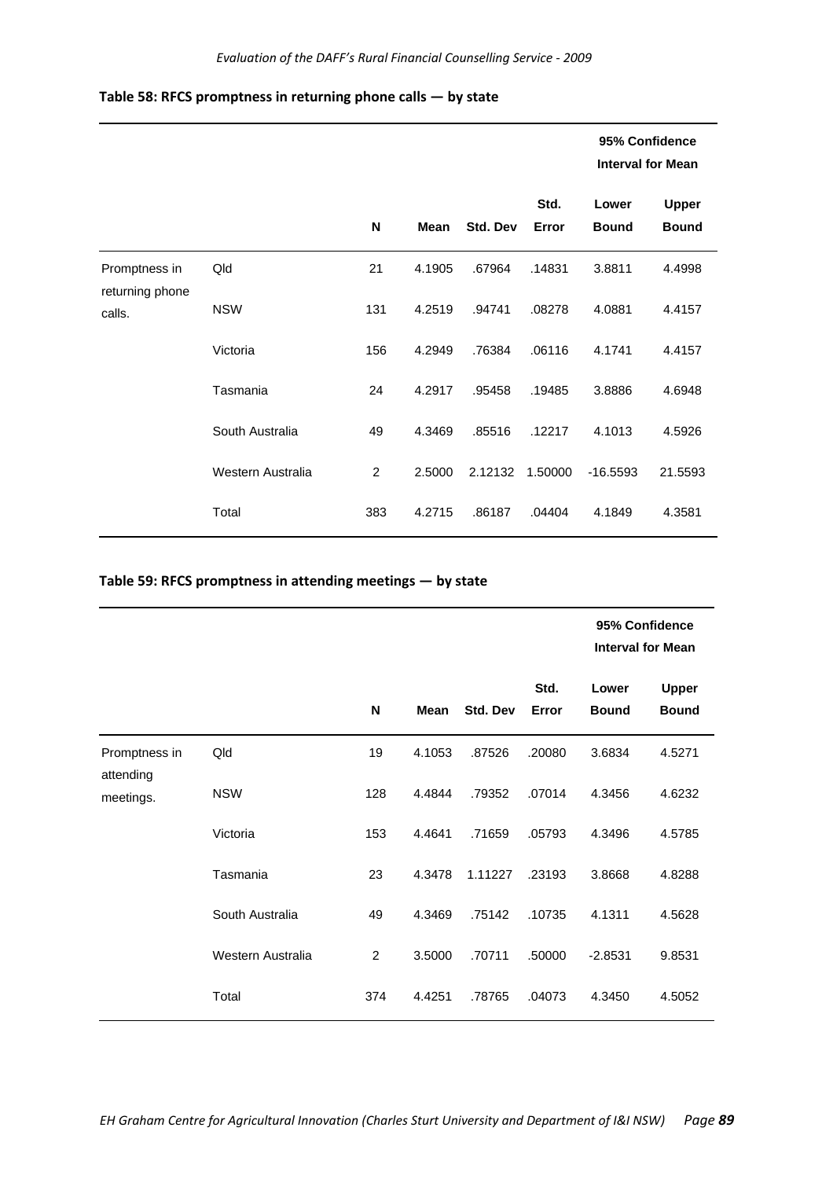**Table 58: RFCS promptness in returning phone calls — by state**

| | | N | Mean | Std. Dev | Std. Error | 95% Confidence Interval for Mean | |
|---|---|---|---|---|---|---|---|
| | | | | | | Lower Bound | Upper Bound |
| Promptness in returning phone calls. | Qld | 21 | 4.1905 | .67964 | .14831 | 3.8811 | 4.4998 |
| | NSW | 131 | 4.2519 | .94741 | .08278 | 4.0881 | 4.4157 |
| | Victoria | 156 | 4.2949 | .76384 | .06116 | 4.1741 | 4.4157 |
| | Tasmania | 24 | 4.2917 | .95458 | .19485 | 3.8886 | 4.6948 |
| | South Australia | 49 | 4.3469 | .85516 | .12217 | 4.1013 | 4.5926 |
| | Western Australia | 2 | 2.5000 | 2.12132 | 1.50000 | -16.5593 | 21.5593 |
| | Total | 383 | 4.2715 | .86187 | .04404 | 4.1849 | 4.3581 |

**Table 59: RFCS promptness in attending meetings — by state**

| | | N | Mean | Std. Dev | Std. Error | 95% Confidence Interval for Mean | |
|---|---|---|---|---|---|---|---|
| | | | | | | Lower Bound | Upper Bound |
| Promptness in attending meetings. | Qld | 19 | 4.1053 | .87526 | .20080 | 3.6834 | 4.5271 |
| | NSW | 128 | 4.4844 | .79352 | .07014 | 4.3456 | 4.6232 |
| | Victoria | 153 | 4.4641 | .71659 | .05793 | 4.3496 | 4.5785 |
| | Tasmania | 23 | 4.3478 | 1.11227 | .23193 | 3.8668 | 4.8288 |
| | South Australia | 49 | 4.3469 | .75142 | .10735 | 4.1311 | 4.5628 |
| | Western Australia | 2 | 3.5000 | .70711 | .50000 | -2.8531 | 9.8531 |
| | Total | 374 | 4.4251 | .78765 | .04073 | 4.3450 | 4.5052 |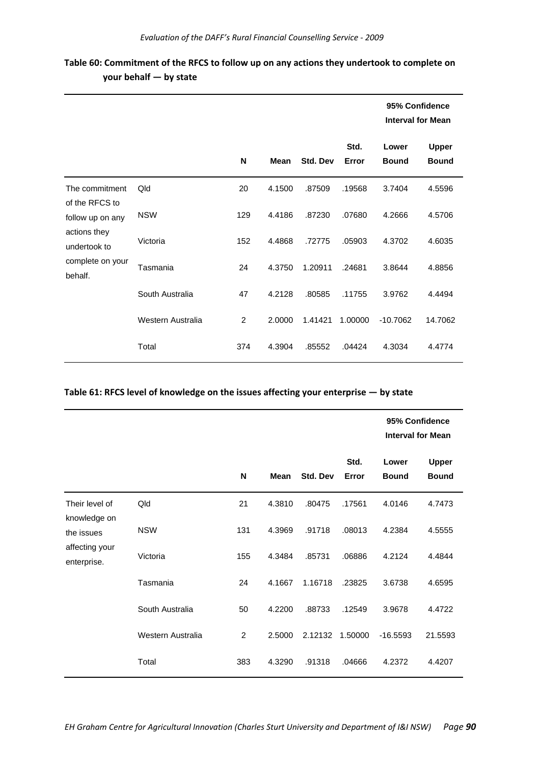**Table 60: Commitment of the RFCS to follow up on any actions they undertook to complete on your behalf — by state**

| | | N | Mean | Std. Dev | Std. Error | 95% Confidence Interval for Mean | |
|---|---|---|---|---|---|---|---|
| | | | | | | Lower Bound | Upper Bound |
| The commitment of the RFCS to follow up on any actions they undertook to complete on your behalf. | Qld | 20 | 4.1500 | .87509 | .19568 | 3.7404 | 4.5596 |
| | NSW | 129 | 4.4186 | .87230 | .07680 | 4.2666 | 4.5706 |
| | Victoria | 152 | 4.4868 | .72775 | .05903 | 4.3702 | 4.6035 |
| | Tasmania | 24 | 4.3750 | 1.20911 | .24681 | 3.8644 | 4.8856 |
| | South Australia | 47 | 4.2128 | .80585 | .11755 | 3.9762 | 4.4494 |
| | Western Australia | 2 | 2.0000 | 1.41421 | 1.00000 | -10.7062 | 14.7062 |
| | Total | 374 | 4.3904 | .85552 | .04424 | 4.3034 | 4.4774 |

**Table 61: RFCS level of knowledge on the issues affecting your enterprise — by state**

| | | N | Mean | Std. Dev | Std. Error | 95% Confidence Interval for Mean | |
|---|---|---|---|---|---|---|---|
| | | | | | | Lower Bound | Upper Bound |
| Their level of knowledge on the issues affecting your enterprise. | Qld | 21 | 4.3810 | .80475 | .17561 | 4.0146 | 4.7473 |
| | NSW | 131 | 4.3969 | .91718 | .08013 | 4.2384 | 4.5555 |
| | Victoria | 155 | 4.3484 | .85731 | .06886 | 4.2124 | 4.4844 |
| | Tasmania | 24 | 4.1667 | 1.16718 | .23825 | 3.6738 | 4.6595 |
| | South Australia | 50 | 4.2200 | .88733 | .12549 | 3.9678 | 4.4722 |
| | Western Australia | 2 | 2.5000 | 2.12132 | 1.50000 | -16.5593 | 21.5593 |
| | Total | 383 | 4.3290 | .91318 | .04666 | 4.2372 | 4.4207 |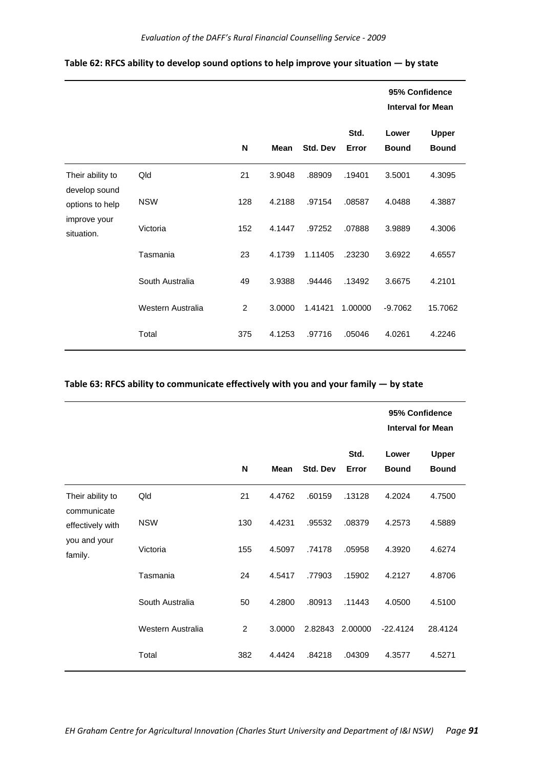**Table 62: RFCS ability to develop sound options to help improve your situation — by state**

| | | N | Mean | Std. Dev | Std. Error | 95% Confidence Interval for Mean | |
|---|---|---|---|---|---|---|---|
| | | | | | | Lower Bound | Upper Bound |
| Their ability to develop sound options to help improve your situation. | Qld | 21 | 3.9048 | .88909 | .19401 | 3.5001 | 4.3095 |
| | NSW | 128 | 4.2188 | .97154 | .08587 | 4.0488 | 4.3887 |
| | Victoria | 152 | 4.1447 | .97252 | .07888 | 3.9889 | 4.3006 |
| | Tasmania | 23 | 4.1739 | 1.11405 | .23230 | 3.6922 | 4.6557 |
| | South Australia | 49 | 3.9388 | .94446 | .13492 | 3.6675 | 4.2101 |
| | Western Australia | 2 | 3.0000 | 1.41421 | 1.00000 | -9.7062 | 15.7062 |
| | Total | 375 | 4.1253 | .97716 | .05046 | 4.0261 | 4.2246 |

**Table 63: RFCS ability to communicate effectively with you and your family — by state**

| | | N | Mean | Std. Dev | Std. Error | 95% Confidence Interval for Mean | |
|---|---|---|---|---|---|---|---|
| | | | | | | Lower Bound | Upper Bound |
| Their ability to communicate effectively with you and your family. | Qld | 21 | 4.4762 | .60159 | .13128 | 4.2024 | 4.7500 |
| | NSW | 130 | 4.4231 | .95532 | .08379 | 4.2573 | 4.5889 |
| | Victoria | 155 | 4.5097 | .74178 | .05958 | 4.3920 | 4.6274 |
| | Tasmania | 24 | 4.5417 | .77903 | .15902 | 4.2127 | 4.8706 |
| | South Australia | 50 | 4.2800 | .80913 | .11443 | 4.0500 | 4.5100 |
| | Western Australia | 2 | 3.0000 | 2.82843 | 2.00000 | -22.4124 | 28.4124 |
| | Total | 382 | 4.4424 | .84218 | .04309 | 4.3577 | 4.5271 |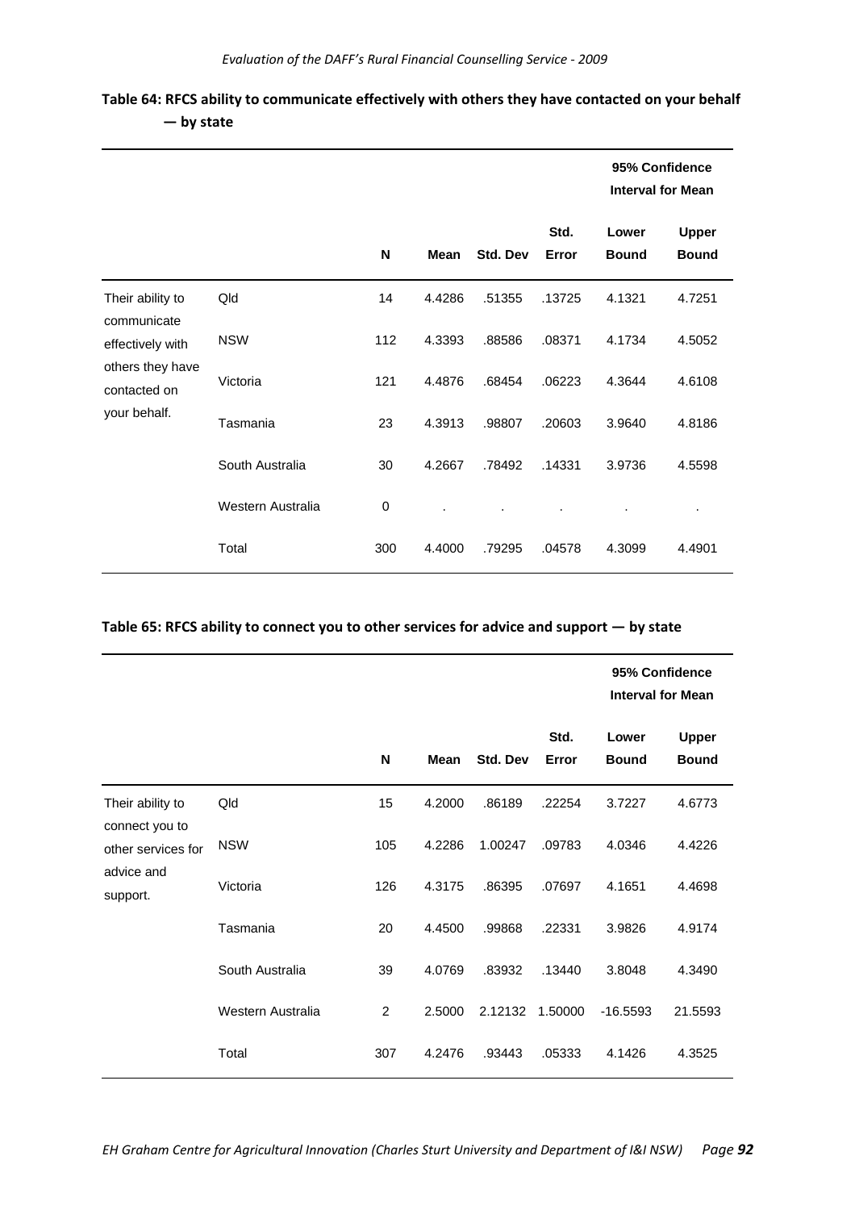**Table 64: RFCS ability to communicate effectively with others they have contacted on your behalf — by state**

| | | N | Mean | Std. Dev | Std. Error | 95% Confidence Interval for Mean Lower Bound | 95% Confidence Interval for Mean Upper Bound |
|---|---|---|---|---|---|---|---|
| Their ability to communicate effectively with others they have contacted on your behalf. | Qld | 14 | 4.4286 | .51355 | .13725 | 4.1321 | 4.7251 |
| | NSW | 112 | 4.3393 | .88586 | .08371 | 4.1734 | 4.5052 |
| | Victoria | 121 | 4.4876 | .68454 | .06223 | 4.3644 | 4.6108 |
| | Tasmania | 23 | 4.3913 | .98807 | .20603 | 3.9640 | 4.8186 |
| | South Australia | 30 | 4.2667 | .78492 | .14331 | 3.9736 | 4.5598 |
| | Western Australia | 0 | . | . | . | . | . |
| | Total | 300 | 4.4000 | .79295 | .04578 | 4.3099 | 4.4901 |

**Table 65: RFCS ability to connect you to other services for advice and support — by state**

| | | N | Mean | Std. Dev | Std. Error | 95% Confidence Interval for Mean Lower Bound | 95% Confidence Interval for Mean Upper Bound |
|---|---|---|---|---|---|---|---|
| Their ability to connect you to other services for advice and support. | Qld | 15 | 4.2000 | .86189 | .22254 | 3.7227 | 4.6773 |
| | NSW | 105 | 4.2286 | 1.00247 | .09783 | 4.0346 | 4.4226 |
| | Victoria | 126 | 4.3175 | .86395 | .07697 | 4.1651 | 4.4698 |
| | Tasmania | 20 | 4.4500 | .99868 | .22331 | 3.9826 | 4.9174 |
| | South Australia | 39 | 4.0769 | .83932 | .13440 | 3.8048 | 4.3490 |
| | Western Australia | 2 | 2.5000 | 2.12132 | 1.50000 | -16.5593 | 21.5593 |
| | Total | 307 | 4.2476 | .93443 | .05333 | 4.1426 | 4.3525 |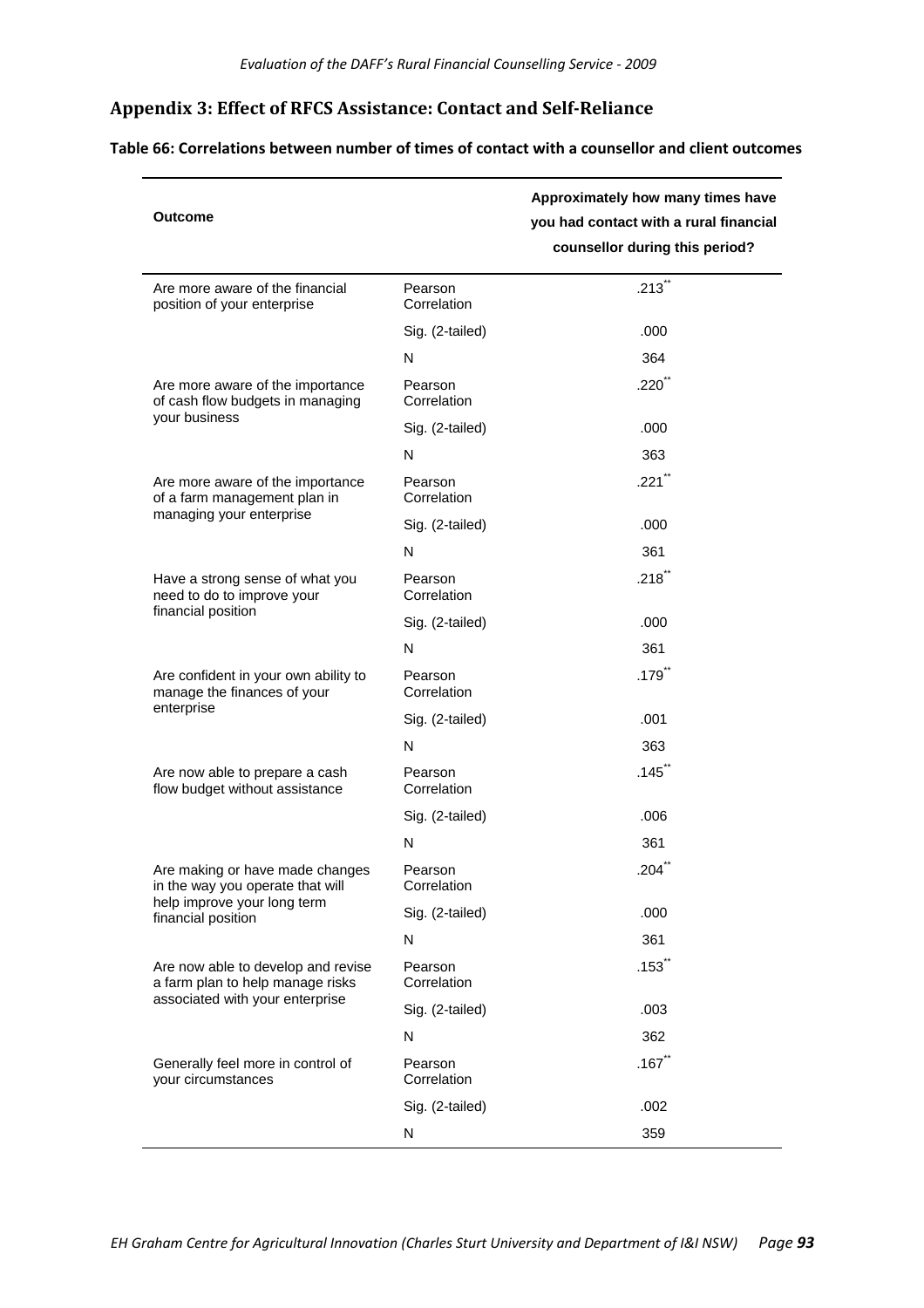## Appendix 3: Effect of RFCS Assistance: Contact and Self-Reliance

**Table 66: Correlations between number of times of contact with a counsellor and client outcomes**

| Outcome | | Approximately how many times have you had contact with a rural financial counsellor during this period? |
|---|---|---|
| Are more aware of the financial position of your enterprise | Pearson Correlation | .213** |
| | Sig. (2-tailed) | .000 |
| | N | 364 |
| Are more aware of the importance of cash flow budgets in managing your business | Pearson Correlation | .220** |
| | Sig. (2-tailed) | .000 |
| | N | 363 |
| Are more aware of the importance of a farm management plan in managing your enterprise | Pearson Correlation | .221** |
| | Sig. (2-tailed) | .000 |
| | N | 361 |
| Have a strong sense of what you need to do to improve your financial position | Pearson Correlation | .218** |
| | Sig. (2-tailed) | .000 |
| | N | 361 |
| Are confident in your own ability to manage the finances of your enterprise | Pearson Correlation | .179** |
| | Sig. (2-tailed) | .001 |
| | N | 363 |
| Are now able to prepare a cash flow budget without assistance | Pearson Correlation | .145** |
| | Sig. (2-tailed) | .006 |
| | N | 361 |
| Are making or have made changes in the way you operate that will help improve your long term financial position | Pearson Correlation | .204** |
| | Sig. (2-tailed) | .000 |
| | N | 361 |
| Are now able to develop and revise a farm plan to help manage risks associated with your enterprise | Pearson Correlation | .153** |
| | Sig. (2-tailed) | .003 |
| | N | 362 |
| Generally feel more in control of your circumstances | Pearson Correlation | .167** |
| | Sig. (2-tailed) | .002 |
| | N | 359 |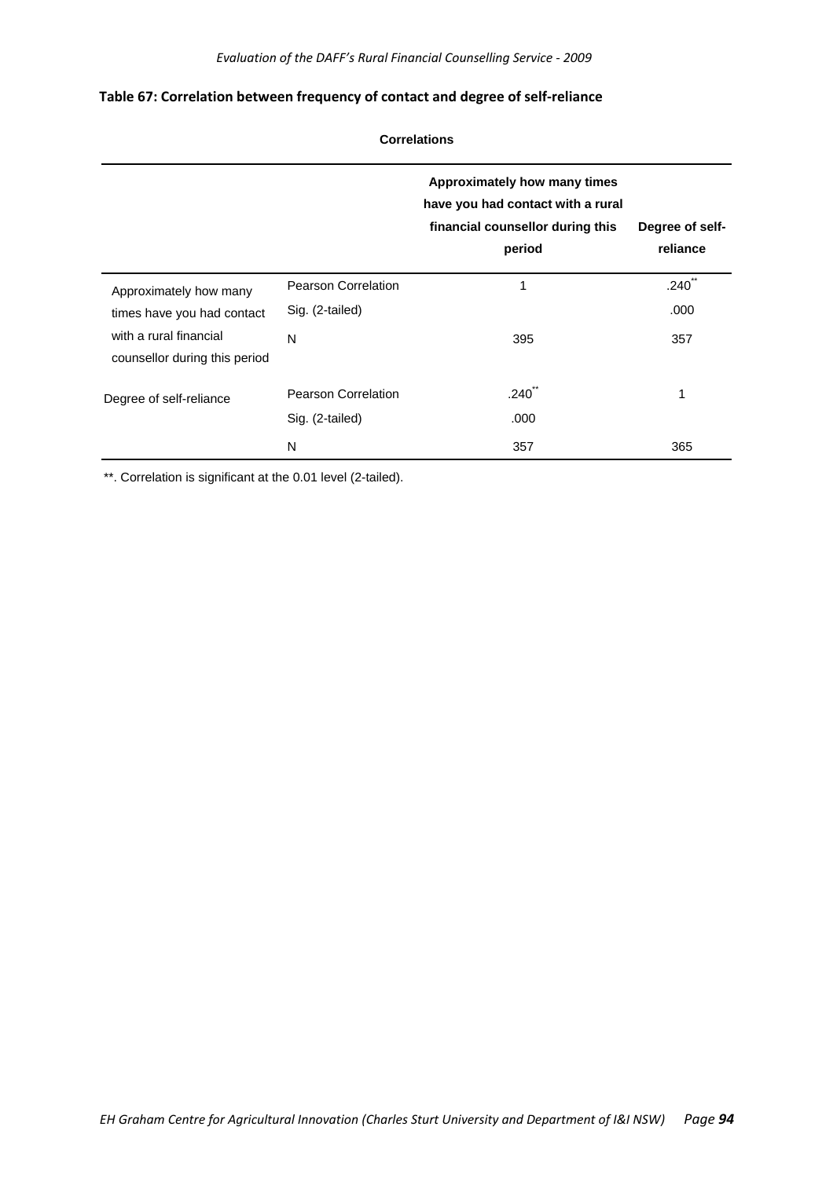**Table 67: Correlation between frequency of contact and degree of self-reliance**

**Correlations**

| | | Approximately how many times have you had contact with a rural financial counsellor during this period | Degree of self-reliance |
|---|---|---|---|
| Approximately how many times have you had contact with a rural financial counsellor during this period | Pearson Correlation | 1 | .240** |
| | Sig. (2-tailed) | | .000 |
| | N | 395 | 357 |
| Degree of self-reliance | Pearson Correlation | .240** | 1 |
| | Sig. (2-tailed) | .000 | |
| | N | 357 | 365 |

**. Correlation is significant at the 0.01 level (2-tailed).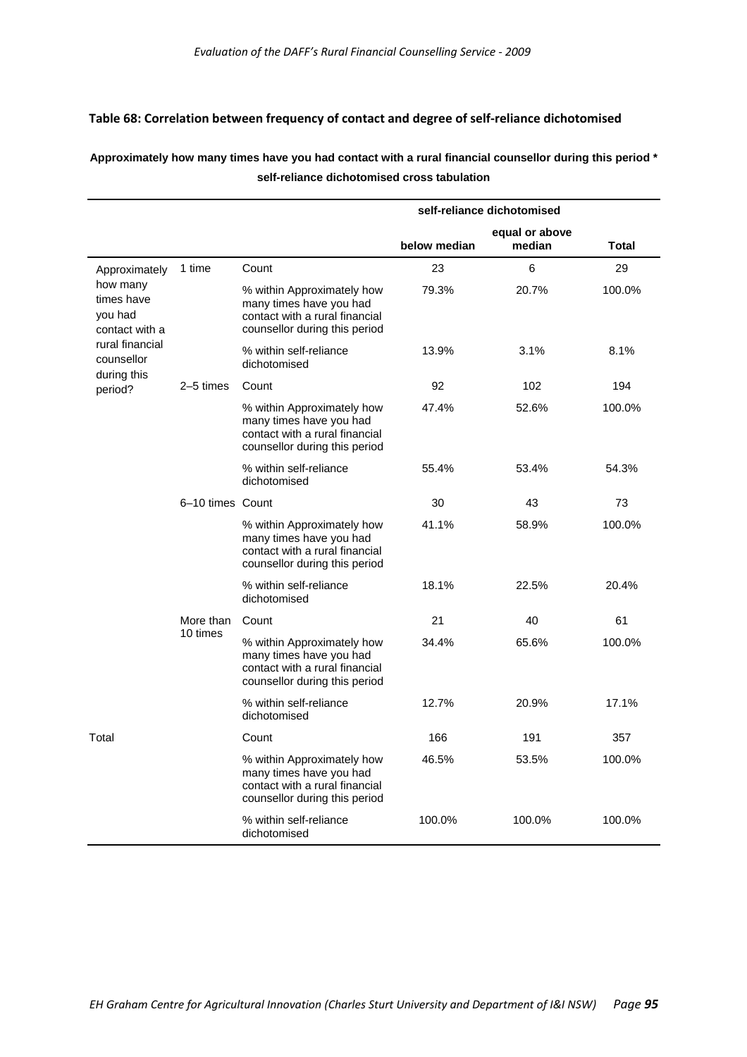### Table 68: Correlation between frequency of contact and degree of self-reliance dichotomised

**Approximately how many times have you had contact with a rural financial counsellor during this period * self-reliance dichotomised cross tabulation**

| | | | self-reliance dichotomised | | |
|---|---|---|---|---|---|
| | | | below median | equal or above median | Total |
| Approximately how many times have you had contact with a rural financial counsellor during this period? | 1 time | Count | 23 | 6 | 29 |
| | | % within Approximately how many times have you had contact with a rural financial counsellor during this period | 79.3% | 20.7% | 100.0% |
| | | % within self-reliance dichotomised | 13.9% | 3.1% | 8.1% |
| | 2–5 times | Count | 92 | 102 | 194 |
| | | % within Approximately how many times have you had contact with a rural financial counsellor during this period | 47.4% | 52.6% | 100.0% |
| | | % within self-reliance dichotomised | 55.4% | 53.4% | 54.3% |
| | 6–10 times | Count | 30 | 43 | 73 |
| | | % within Approximately how many times have you had contact with a rural financial counsellor during this period | 41.1% | 58.9% | 100.0% |
| | | % within self-reliance dichotomised | 18.1% | 22.5% | 20.4% |
| | More than 10 times | Count | 21 | 40 | 61 |
| | | % within Approximately how many times have you had contact with a rural financial counsellor during this period | 34.4% | 65.6% | 100.0% |
| | | % within self-reliance dichotomised | 12.7% | 20.9% | 17.1% |
| Total | | Count | 166 | 191 | 357 |
| | | % within Approximately how many times have you had contact with a rural financial counsellor during this period | 46.5% | 53.5% | 100.0% |
| | | % within self-reliance dichotomised | 100.0% | 100.0% | 100.0% |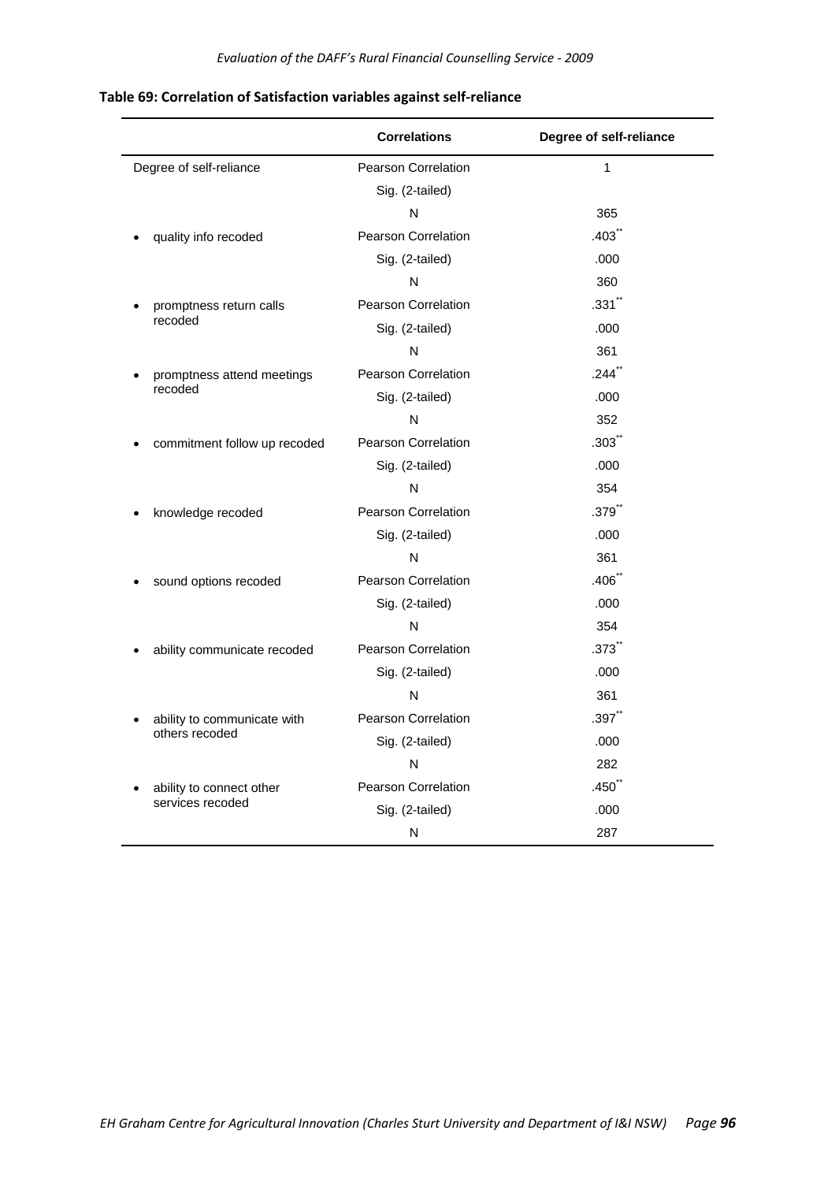**Table 69: Correlation of Satisfaction variables against self-reliance**

| | Correlations | Degree of self-reliance |
|---|---|---|
| Degree of self-reliance | Pearson Correlation | 1 |
| | Sig. (2-tailed) | |
| | N | 365 |
| • quality info recoded | Pearson Correlation | .403** |
| | Sig. (2-tailed) | .000 |
| | N | 360 |
| • promptness return calls recoded | Pearson Correlation | .331** |
| | Sig. (2-tailed) | .000 |
| | N | 361 |
| • promptness attend meetings recoded | Pearson Correlation | .244** |
| | Sig. (2-tailed) | .000 |
| | N | 352 |
| • commitment follow up recoded | Pearson Correlation | .303** |
| | Sig. (2-tailed) | .000 |
| | N | 354 |
| • knowledge recoded | Pearson Correlation | .379** |
| | Sig. (2-tailed) | .000 |
| | N | 361 |
| • sound options recoded | Pearson Correlation | .406** |
| | Sig. (2-tailed) | .000 |
| | N | 354 |
| • ability communicate recoded | Pearson Correlation | .373** |
| | Sig. (2-tailed) | .000 |
| | N | 361 |
| • ability to communicate with others recoded | Pearson Correlation | .397** |
| | Sig. (2-tailed) | .000 |
| | N | 282 |
| • ability to connect other services recoded | Pearson Correlation | .450** |
| | Sig. (2-tailed) | .000 |
| | N | 287 |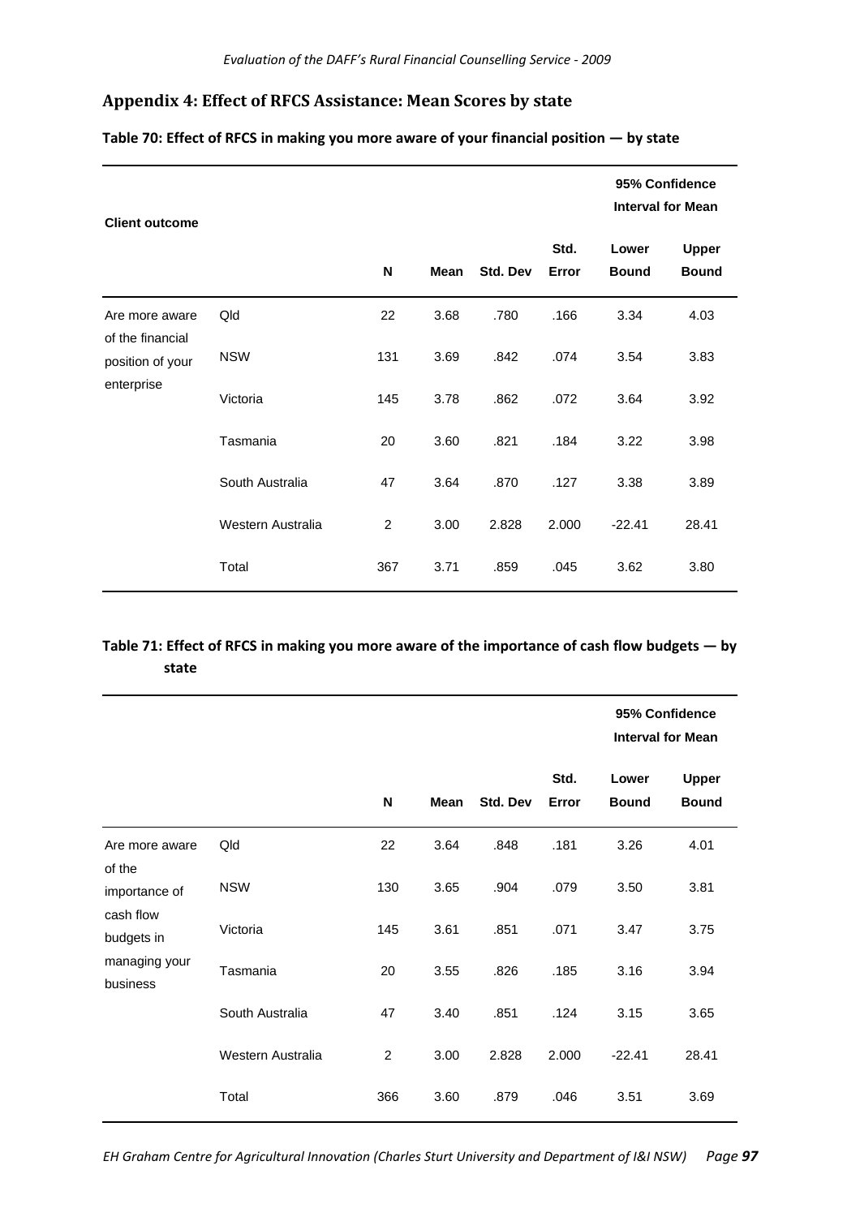## Appendix 4: Effect of RFCS Assistance: Mean Scores by state

**Table 70: Effect of RFCS in making you more aware of your financial position — by state**

| Client outcome | | | | | | 95% Confidence Interval for Mean | |
|---|---|---|---|---|---|---|---|
| | | N | Mean | Std. Dev | Std. Error | Lower Bound | Upper Bound |
| Are more aware of the financial position of your enterprise | Qld | 22 | 3.68 | .780 | .166 | 3.34 | 4.03 |
| | NSW | 131 | 3.69 | .842 | .074 | 3.54 | 3.83 |
| | Victoria | 145 | 3.78 | .862 | .072 | 3.64 | 3.92 |
| | Tasmania | 20 | 3.60 | .821 | .184 | 3.22 | 3.98 |
| | South Australia | 47 | 3.64 | .870 | .127 | 3.38 | 3.89 |
| | Western Australia | 2 | 3.00 | 2.828 | 2.000 | -22.41 | 28.41 |
| | Total | 367 | 3.71 | .859 | .045 | 3.62 | 3.80 |

**Table 71: Effect of RFCS in making you more aware of the importance of cash flow budgets — by state**

| | | | | | | 95% Confidence Interval for Mean | |
|---|---|---|---|---|---|---|---|
| | | N | Mean | Std. Dev | Std. Error | Lower Bound | Upper Bound |
| Are more aware of the importance of cash flow budgets in managing your business | Qld | 22 | 3.64 | .848 | .181 | 3.26 | 4.01 |
| | NSW | 130 | 3.65 | .904 | .079 | 3.50 | 3.81 |
| | Victoria | 145 | 3.61 | .851 | .071 | 3.47 | 3.75 |
| | Tasmania | 20 | 3.55 | .826 | .185 | 3.16 | 3.94 |
| | South Australia | 47 | 3.40 | .851 | .124 | 3.15 | 3.65 |
| | Western Australia | 2 | 3.00 | 2.828 | 2.000 | -22.41 | 28.41 |
| | Total | 366 | 3.60 | .879 | .046 | 3.51 | 3.69 |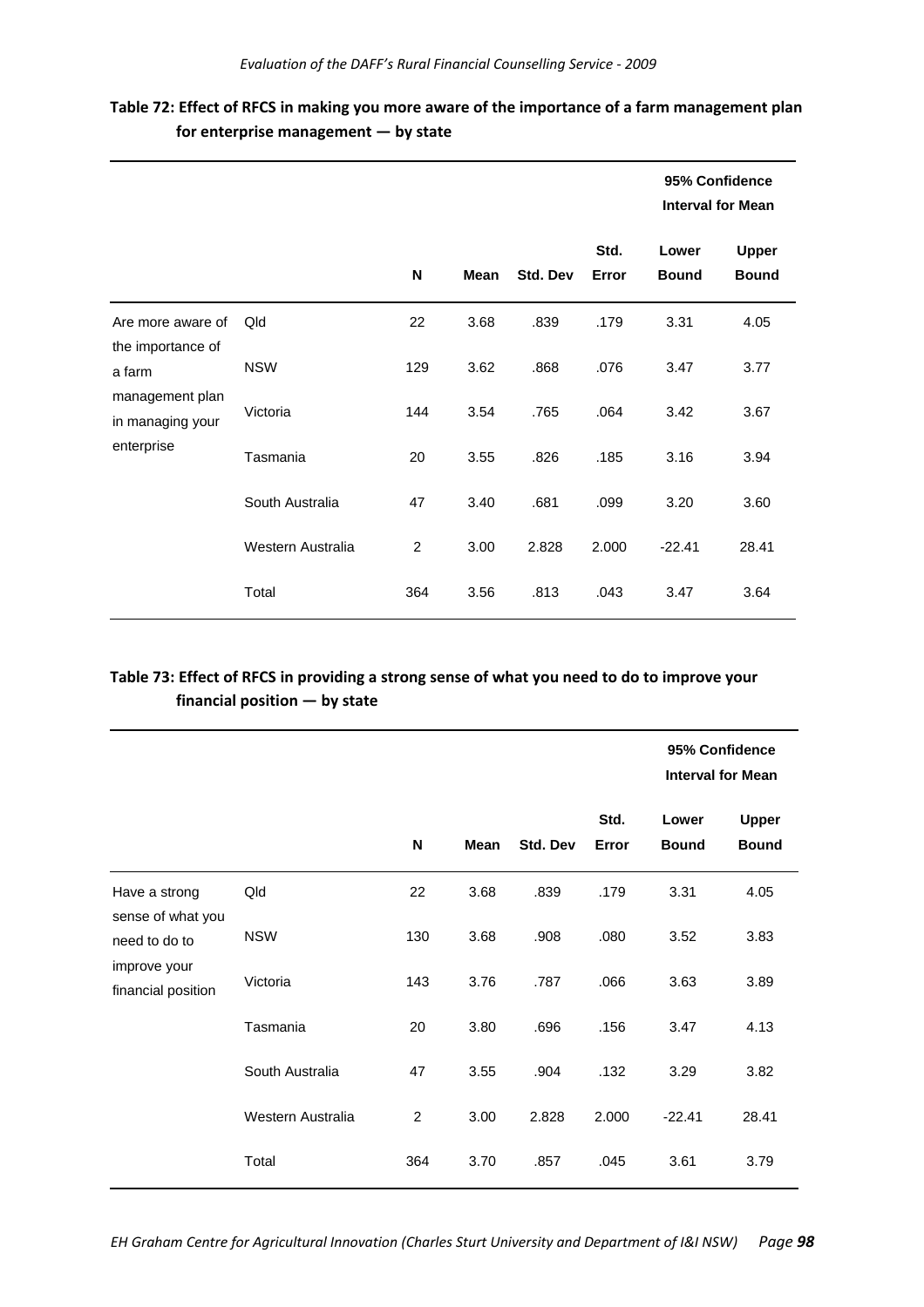**Table 72: Effect of RFCS in making you more aware of the importance of a farm management plan for enterprise management — by state**

| | | N | Mean | Std. Dev | Std. Error | 95% Confidence Interval for Mean | |
|---|---|---|---|---|---|---|---|
| | | | | | | Lower Bound | Upper Bound |
| Are more aware of the importance of a farm management plan in managing your enterprise | Qld | 22 | 3.68 | .839 | .179 | 3.31 | 4.05 |
| | NSW | 129 | 3.62 | .868 | .076 | 3.47 | 3.77 |
| | Victoria | 144 | 3.54 | .765 | .064 | 3.42 | 3.67 |
| | Tasmania | 20 | 3.55 | .826 | .185 | 3.16 | 3.94 |
| | South Australia | 47 | 3.40 | .681 | .099 | 3.20 | 3.60 |
| | Western Australia | 2 | 3.00 | 2.828 | 2.000 | -22.41 | 28.41 |
| | Total | 364 | 3.56 | .813 | .043 | 3.47 | 3.64 |

**Table 73: Effect of RFCS in providing a strong sense of what you need to do to improve your financial position — by state**

| | | N | Mean | Std. Dev | Std. Error | 95% Confidence Interval for Mean | |
|---|---|---|---|---|---|---|---|
| | | | | | | Lower Bound | Upper Bound |
| Have a strong sense of what you need to do to improve your financial position | Qld | 22 | 3.68 | .839 | .179 | 3.31 | 4.05 |
| | NSW | 130 | 3.68 | .908 | .080 | 3.52 | 3.83 |
| | Victoria | 143 | 3.76 | .787 | .066 | 3.63 | 3.89 |
| | Tasmania | 20 | 3.80 | .696 | .156 | 3.47 | 4.13 |
| | South Australia | 47 | 3.55 | .904 | .132 | 3.29 | 3.82 |
| | Western Australia | 2 | 3.00 | 2.828 | 2.000 | -22.41 | 28.41 |
| | Total | 364 | 3.70 | .857 | .045 | 3.61 | 3.79 |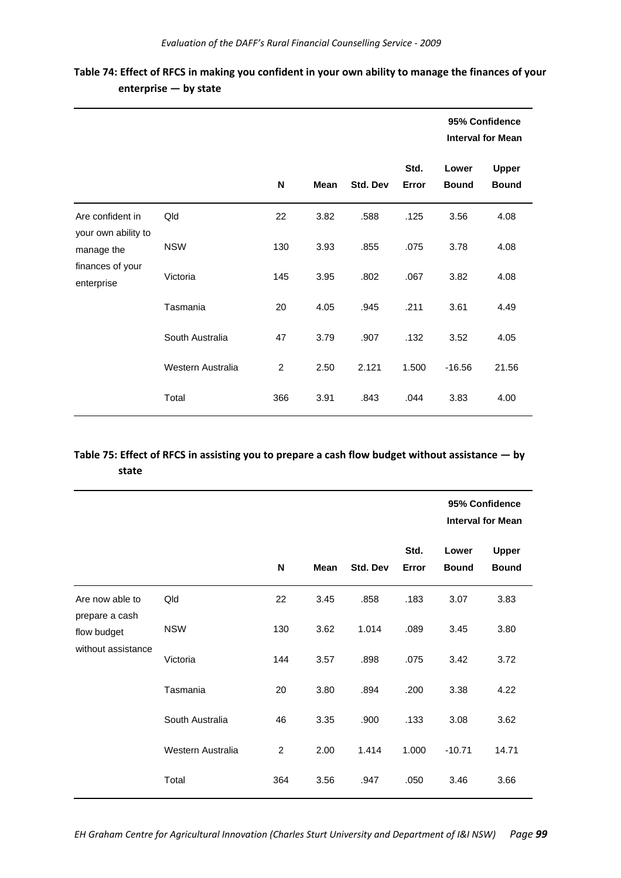**Table 74: Effect of RFCS in making you confident in your own ability to manage the finances of your enterprise — by state**

| | | N | Mean | Std. Dev | Std. Error | 95% Confidence Interval for Mean Lower Bound | 95% Confidence Interval for Mean Upper Bound |
|---|---|---|---|---|---|---|---|
| Are confident in your own ability to manage the finances of your enterprise | Qld | 22 | 3.82 | .588 | .125 | 3.56 | 4.08 |
| | NSW | 130 | 3.93 | .855 | .075 | 3.78 | 4.08 |
| | Victoria | 145 | 3.95 | .802 | .067 | 3.82 | 4.08 |
| | Tasmania | 20 | 4.05 | .945 | .211 | 3.61 | 4.49 |
| | South Australia | 47 | 3.79 | .907 | .132 | 3.52 | 4.05 |
| | Western Australia | 2 | 2.50 | 2.121 | 1.500 | -16.56 | 21.56 |
| | Total | 366 | 3.91 | .843 | .044 | 3.83 | 4.00 |

**Table 75: Effect of RFCS in assisting you to prepare a cash flow budget without assistance — by state**

| | | N | Mean | Std. Dev | Std. Error | 95% Confidence Interval for Mean Lower Bound | 95% Confidence Interval for Mean Upper Bound |
|---|---|---|---|---|---|---|---|
| Are now able to prepare a cash flow budget without assistance | Qld | 22 | 3.45 | .858 | .183 | 3.07 | 3.83 |
| | NSW | 130 | 3.62 | 1.014 | .089 | 3.45 | 3.80 |
| | Victoria | 144 | 3.57 | .898 | .075 | 3.42 | 3.72 |
| | Tasmania | 20 | 3.80 | .894 | .200 | 3.38 | 4.22 |
| | South Australia | 46 | 3.35 | .900 | .133 | 3.08 | 3.62 |
| | Western Australia | 2 | 2.00 | 1.414 | 1.000 | -10.71 | 14.71 |
| | Total | 364 | 3.56 | .947 | .050 | 3.46 | 3.66 |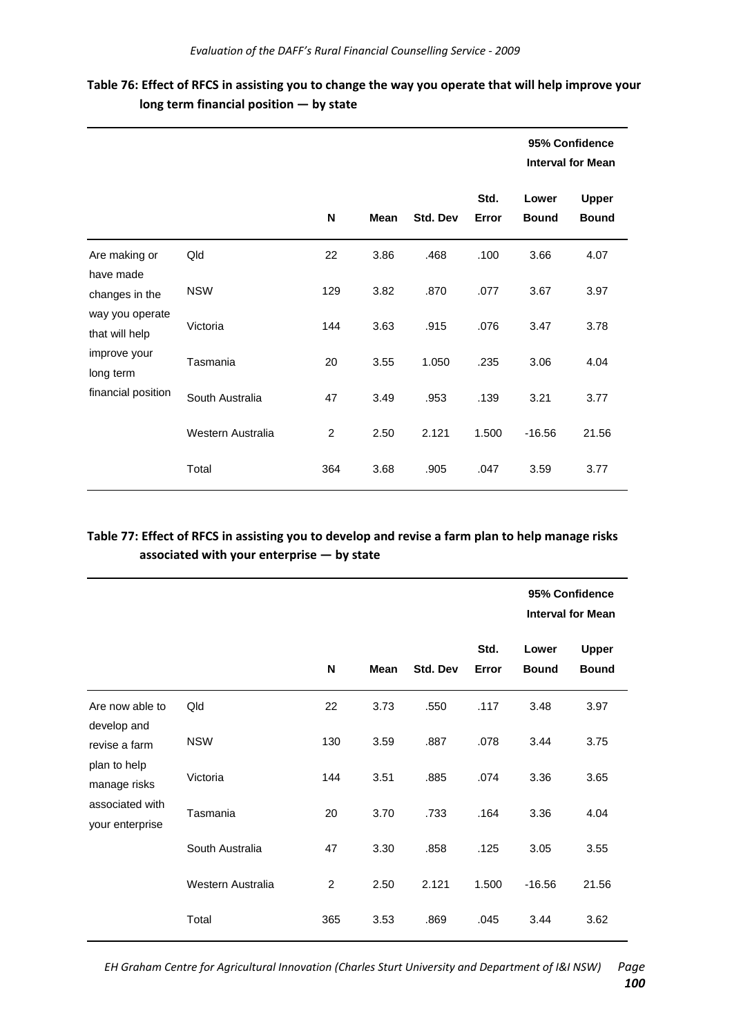**Table 76: Effect of RFCS in assisting you to change the way you operate that will help improve your long term financial position — by state**

| | | N | Mean | Std. Dev | Std. Error | 95% Confidence Interval for Mean | |
|---|---|---|---|---|---|---|---|
| | | | | | | Lower Bound | Upper Bound |
| Are making or have made changes in the way you operate that will help improve your long term financial position | Qld | 22 | 3.86 | .468 | .100 | 3.66 | 4.07 |
| | NSW | 129 | 3.82 | .870 | .077 | 3.67 | 3.97 |
| | Victoria | 144 | 3.63 | .915 | .076 | 3.47 | 3.78 |
| | Tasmania | 20 | 3.55 | 1.050 | .235 | 3.06 | 4.04 |
| | South Australia | 47 | 3.49 | .953 | .139 | 3.21 | 3.77 |
| | Western Australia | 2 | 2.50 | 2.121 | 1.500 | -16.56 | 21.56 |
| | Total | 364 | 3.68 | .905 | .047 | 3.59 | 3.77 |

**Table 77: Effect of RFCS in assisting you to develop and revise a farm plan to help manage risks associated with your enterprise — by state**

| | | N | Mean | Std. Dev | Std. Error | 95% Confidence Interval for Mean | |
|---|---|---|---|---|---|---|---|
| | | | | | | Lower Bound | Upper Bound |
| Are now able to develop and revise a farm plan to help manage risks associated with your enterprise | Qld | 22 | 3.73 | .550 | .117 | 3.48 | 3.97 |
| | NSW | 130 | 3.59 | .887 | .078 | 3.44 | 3.75 |
| | Victoria | 144 | 3.51 | .885 | .074 | 3.36 | 3.65 |
| | Tasmania | 20 | 3.70 | .733 | .164 | 3.36 | 4.04 |
| | South Australia | 47 | 3.30 | .858 | .125 | 3.05 | 3.55 |
| | Western Australia | 2 | 2.50 | 2.121 | 1.500 | -16.56 | 21.56 |
| | Total | 365 | 3.53 | .869 | .045 | 3.44 | 3.62 |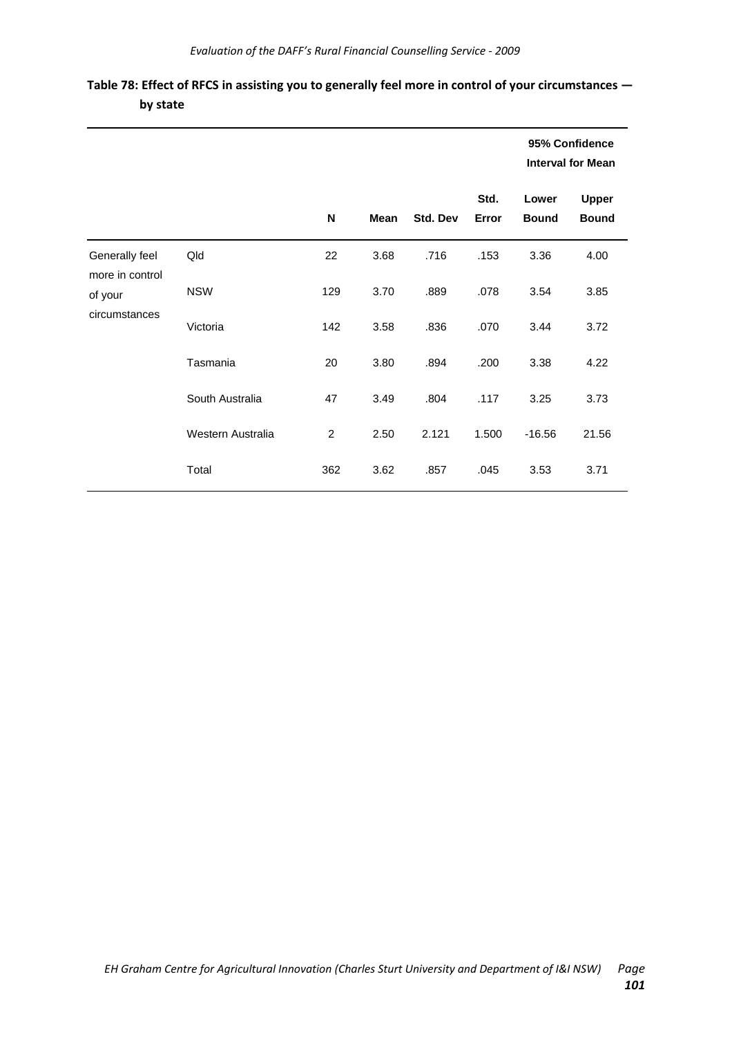**Table 78: Effect of RFCS in assisting you to generally feel more in control of your circumstances — by state**

| | | N | Mean | Std. Dev | Std. Error | 95% Confidence Interval for Mean | |
|---|---|---|---|---|---|---|---|
| | | | | | | Lower Bound | Upper Bound |
| Generally feel more in control of your circumstances | Qld | 22 | 3.68 | .716 | .153 | 3.36 | 4.00 |
| | NSW | 129 | 3.70 | .889 | .078 | 3.54 | 3.85 |
| | Victoria | 142 | 3.58 | .836 | .070 | 3.44 | 3.72 |
| | Tasmania | 20 | 3.80 | .894 | .200 | 3.38 | 4.22 |
| | South Australia | 47 | 3.49 | .804 | .117 | 3.25 | 3.73 |
| | Western Australia | 2 | 2.50 | 2.121 | 1.500 | -16.56 | 21.56 |
| | Total | 362 | 3.62 | .857 | .045 | 3.53 | 3.71 |